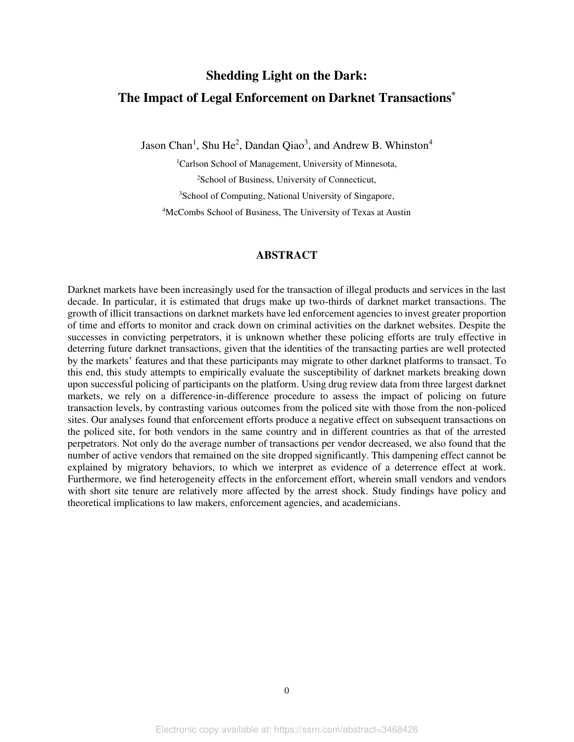# Shedding Light on the Dark: The Impact of Legal Enforcement on Darknet Transactions*

Jason Chan[1], Shu He[2], Dandan Qiao[3], and Andrew B. Whinston[4]

[1]Carlson School of Management, University of Minnesota,

[2]School of Business, University of Connecticut,

[3]School of Computing, National University of Singapore,

[4]McCombs School of Business, The University of Texas at Austin

## ABSTRACT

Darknet markets have been increasingly used for the transaction of illegal products and services in the last decade. In particular, it is estimated that drugs make up two-thirds of darknet market transactions. The growth of illicit transactions on darknet markets have led enforcement agencies to invest greater proportion of time and efforts to monitor and crack down on criminal activities on the darknet websites. Despite the successes in convicting perpetrators, it is unknown whether these policing efforts are truly effective in deterring future darknet transactions, given that the identities of the transacting parties are well protected by the markets' features and that these participants may migrate to other darknet platforms to transact. To this end, this study attempts to empirically evaluate the susceptibility of darknet markets breaking down upon successful policing of participants on the platform. Using drug review data from three largest darknet markets, we rely on a difference-in-difference procedure to assess the impact of policing on future transaction levels, by contrasting various outcomes from the policed site with those from the non-policed sites. Our analyses found that enforcement efforts produce a negative effect on subsequent transactions on the policed site, for both vendors in the same country and in different countries as that of the arrested perpetrators. Not only do the average number of transactions per vendor decreased, we also found that the number of active vendors that remained on the site dropped significantly. This dampening effect cannot be explained by migratory behaviors, to which we interpret as evidence of a deterrence effect at work. Furthermore, we find heterogeneity effects in the enforcement effort, wherein small vendors and vendors with short site tenure are relatively more affected by the arrest shock. Study findings have policy and theoretical implications to law makers, enforcement agencies, and academicians.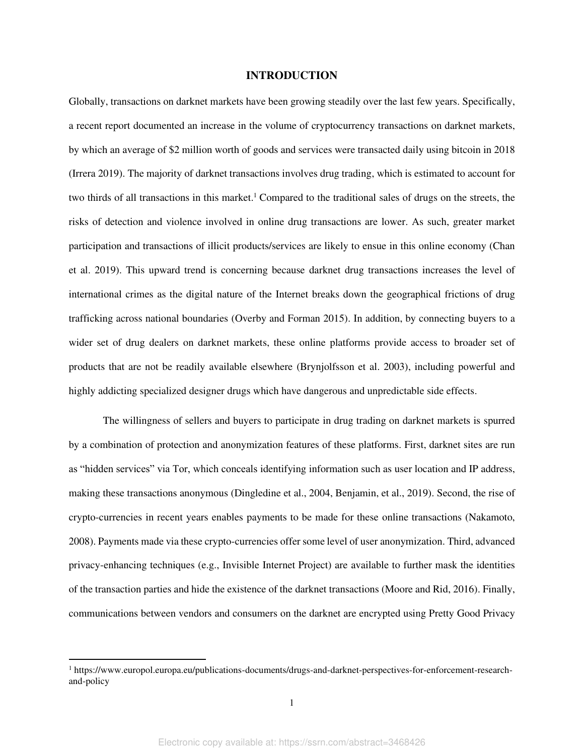## INTRODUCTION

Globally, transactions on darknet markets have been growing steadily over the last few years. Specifically, a recent report documented an increase in the volume of cryptocurrency transactions on darknet markets, by which an average of $2 million worth of goods and services were transacted daily using bitcoin in 2018 (Irrera 2019). The majority of darknet transactions involves drug trading, which is estimated to account for two thirds of all transactions in this market.[1] Compared to the traditional sales of drugs on the streets, the risks of detection and violence involved in online drug transactions are lower. As such, greater market participation and transactions of illicit products/services are likely to ensue in this online economy (Chan et al. 2019). This upward trend is concerning because darknet drug transactions increases the level of international crimes as the digital nature of the Internet breaks down the geographical frictions of drug trafficking across national boundaries (Overby and Forman 2015). In addition, by connecting buyers to a wider set of drug dealers on darknet markets, these online platforms provide access to broader set of products that are not be readily available elsewhere (Brynjolfsson et al. 2003), including powerful and highly addicting specialized designer drugs which have dangerous and unpredictable side effects.

The willingness of sellers and buyers to participate in drug trading on darknet markets is spurred by a combination of protection and anonymization features of these platforms. First, darknet sites are run as "hidden services" via Tor, which conceals identifying information such as user location and IP address, making these transactions anonymous (Dingledine et al., 2004, Benjamin, et al., 2019). Second, the rise of crypto-currencies in recent years enables payments to be made for these online transactions (Nakamoto, 2008). Payments made via these crypto-currencies offer some level of user anonymization. Third, advanced privacy-enhancing techniques (e.g., Invisible Internet Project) are available to further mask the identities of the transaction parties and hide the existence of the darknet transactions (Moore and Rid, 2016). Finally, communications between vendors and consumers on the darknet are encrypted using Pretty Good Privacy

[1] https://www.europol.europa.eu/publications-documents/drugs-and-darknet-perspectives-for-enforcement-research-and-policy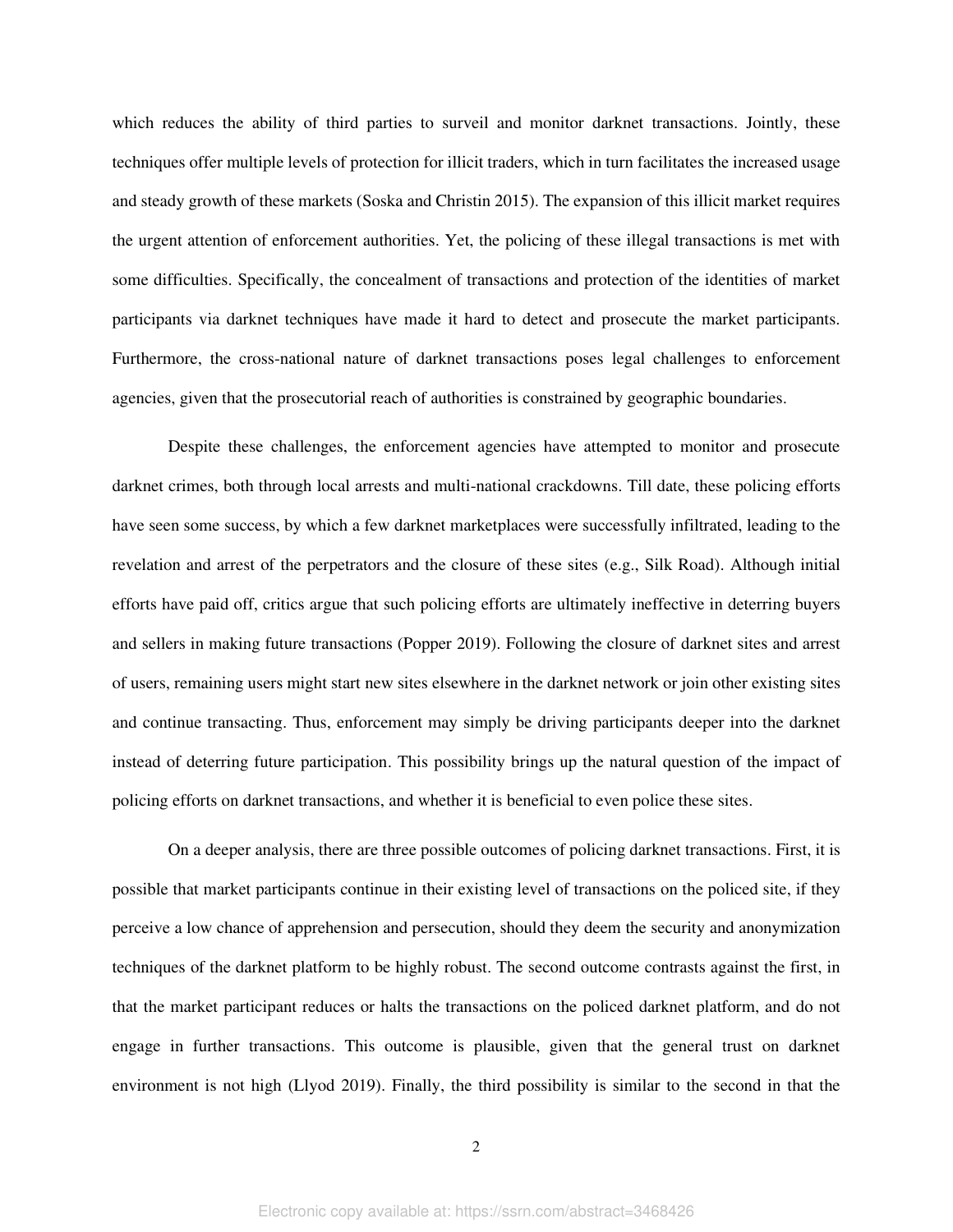which reduces the ability of third parties to surveil and monitor darknet transactions. Jointly, these techniques offer multiple levels of protection for illicit traders, which in turn facilitates the increased usage and steady growth of these markets (Soska and Christin 2015). The expansion of this illicit market requires the urgent attention of enforcement authorities. Yet, the policing of these illegal transactions is met with some difficulties. Specifically, the concealment of transactions and protection of the identities of market participants via darknet techniques have made it hard to detect and prosecute the market participants. Furthermore, the cross-national nature of darknet transactions poses legal challenges to enforcement agencies, given that the prosecutorial reach of authorities is constrained by geographic boundaries.

Despite these challenges, the enforcement agencies have attempted to monitor and prosecute darknet crimes, both through local arrests and multi-national crackdowns. Till date, these policing efforts have seen some success, by which a few darknet marketplaces were successfully infiltrated, leading to the revelation and arrest of the perpetrators and the closure of these sites (e.g., Silk Road). Although initial efforts have paid off, critics argue that such policing efforts are ultimately ineffective in deterring buyers and sellers in making future transactions (Popper 2019). Following the closure of darknet sites and arrest of users, remaining users might start new sites elsewhere in the darknet network or join other existing sites and continue transacting. Thus, enforcement may simply be driving participants deeper into the darknet instead of deterring future participation. This possibility brings up the natural question of the impact of policing efforts on darknet transactions, and whether it is beneficial to even police these sites.

On a deeper analysis, there are three possible outcomes of policing darknet transactions. First, it is possible that market participants continue in their existing level of transactions on the policed site, if they perceive a low chance of apprehension and persecution, should they deem the security and anonymization techniques of the darknet platform to be highly robust. The second outcome contrasts against the first, in that the market participant reduces or halts the transactions on the policed darknet platform, and do not engage in further transactions. This outcome is plausible, given that the general trust on darknet environment is not high (Llyod 2019). Finally, the third possibility is similar to the second in that the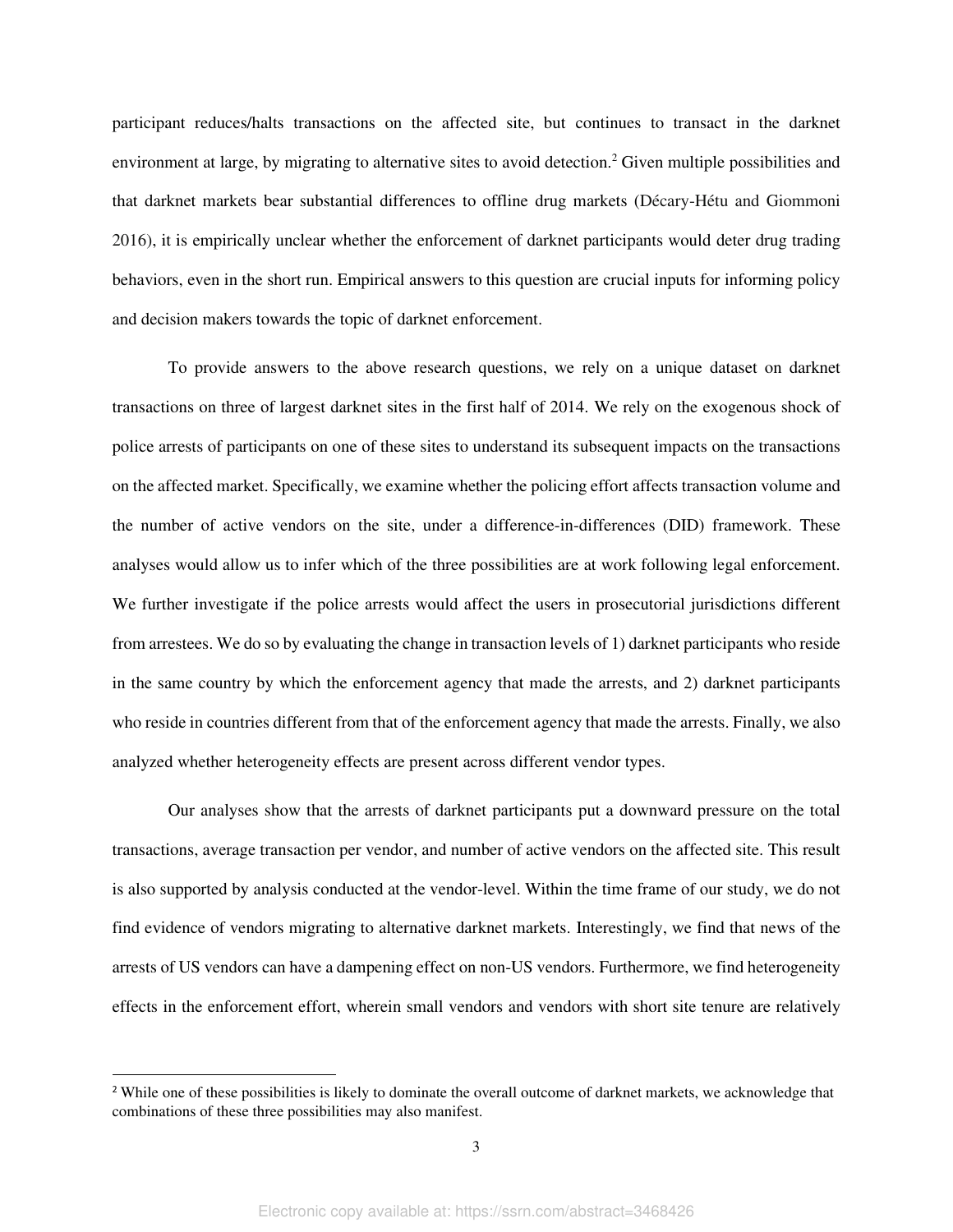participant reduces/halts transactions on the affected site, but continues to transact in the darknet environment at large, by migrating to alternative sites to avoid detection.[2] Given multiple possibilities and that darknet markets bear substantial differences to offline drug markets (Décary-Hétu and Giommoni 2016), it is empirically unclear whether the enforcement of darknet participants would deter drug trading behaviors, even in the short run. Empirical answers to this question are crucial inputs for informing policy and decision makers towards the topic of darknet enforcement.

To provide answers to the above research questions, we rely on a unique dataset on darknet transactions on three of largest darknet sites in the first half of 2014. We rely on the exogenous shock of police arrests of participants on one of these sites to understand its subsequent impacts on the transactions on the affected market. Specifically, we examine whether the policing effort affects transaction volume and the number of active vendors on the site, under a difference-in-differences (DID) framework. These analyses would allow us to infer which of the three possibilities are at work following legal enforcement. We further investigate if the police arrests would affect the users in prosecutorial jurisdictions different from arrestees. We do so by evaluating the change in transaction levels of 1) darknet participants who reside in the same country by which the enforcement agency that made the arrests, and 2) darknet participants who reside in countries different from that of the enforcement agency that made the arrests. Finally, we also analyzed whether heterogeneity effects are present across different vendor types.

Our analyses show that the arrests of darknet participants put a downward pressure on the total transactions, average transaction per vendor, and number of active vendors on the affected site. This result is also supported by analysis conducted at the vendor-level. Within the time frame of our study, we do not find evidence of vendors migrating to alternative darknet markets. Interestingly, we find that news of the arrests of US vendors can have a dampening effect on non-US vendors. Furthermore, we find heterogeneity effects in the enforcement effort, wherein small vendors and vendors with short site tenure are relatively

[2] While one of these possibilities is likely to dominate the overall outcome of darknet markets, we acknowledge that combinations of these three possibilities may also manifest.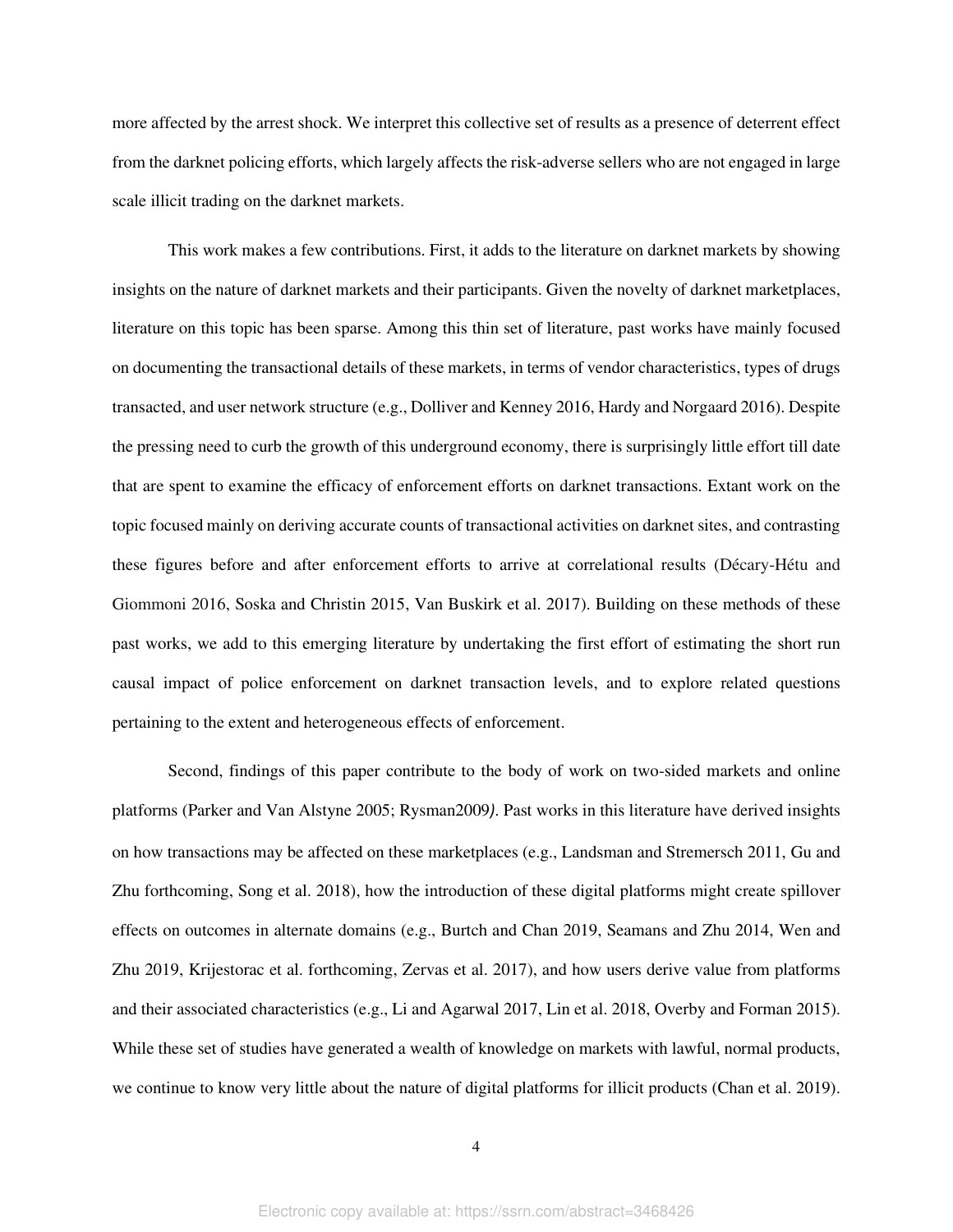more affected by the arrest shock. We interpret this collective set of results as a presence of deterrent effect from the darknet policing efforts, which largely affects the risk-adverse sellers who are not engaged in large scale illicit trading on the darknet markets.

This work makes a few contributions. First, it adds to the literature on darknet markets by showing insights on the nature of darknet markets and their participants. Given the novelty of darknet marketplaces, literature on this topic has been sparse. Among this thin set of literature, past works have mainly focused on documenting the transactional details of these markets, in terms of vendor characteristics, types of drugs transacted, and user network structure (e.g., Dolliver and Kenney 2016, Hardy and Norgaard 2016). Despite the pressing need to curb the growth of this underground economy, there is surprisingly little effort till date that are spent to examine the efficacy of enforcement efforts on darknet transactions. Extant work on the topic focused mainly on deriving accurate counts of transactional activities on darknet sites, and contrasting these figures before and after enforcement efforts to arrive at correlational results (Décary-Hétu and Giommoni 2016, Soska and Christin 2015, Van Buskirk et al. 2017). Building on these methods of these past works, we add to this emerging literature by undertaking the first effort of estimating the short run causal impact of police enforcement on darknet transaction levels, and to explore related questions pertaining to the extent and heterogeneous effects of enforcement.

Second, findings of this paper contribute to the body of work on two-sided markets and online platforms (Parker and Van Alstyne 2005; Rysman2009*)*. Past works in this literature have derived insights on how transactions may be affected on these marketplaces (e.g., Landsman and Stremersch 2011, Gu and Zhu forthcoming, Song et al. 2018), how the introduction of these digital platforms might create spillover effects on outcomes in alternate domains (e.g., Burtch and Chan 2019, Seamans and Zhu 2014, Wen and Zhu 2019, Krijestorac et al. forthcoming, Zervas et al. 2017), and how users derive value from platforms and their associated characteristics (e.g., Li and Agarwal 2017, Lin et al. 2018, Overby and Forman 2015). While these set of studies have generated a wealth of knowledge on markets with lawful, normal products, we continue to know very little about the nature of digital platforms for illicit products (Chan et al. 2019).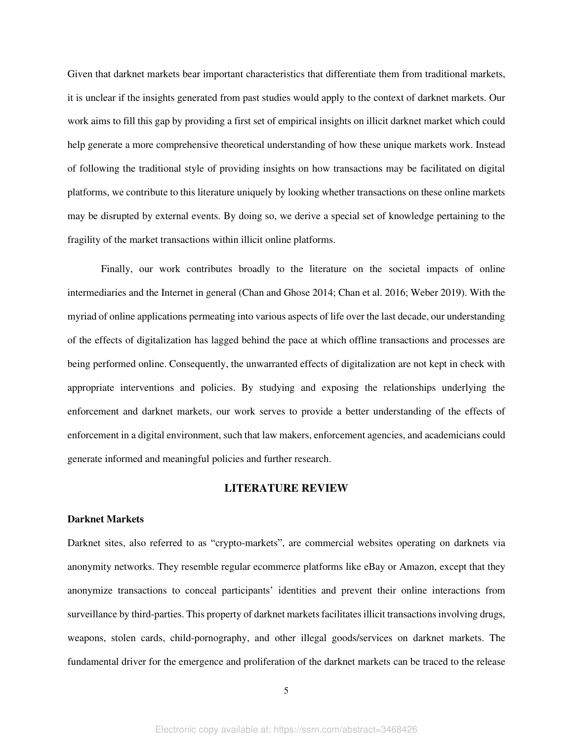Given that darknet markets bear important characteristics that differentiate them from traditional markets, it is unclear if the insights generated from past studies would apply to the context of darknet markets. Our work aims to fill this gap by providing a first set of empirical insights on illicit darknet market which could help generate a more comprehensive theoretical understanding of how these unique markets work. Instead of following the traditional style of providing insights on how transactions may be facilitated on digital platforms, we contribute to this literature uniquely by looking whether transactions on these online markets may be disrupted by external events. By doing so, we derive a special set of knowledge pertaining to the fragility of the market transactions within illicit online platforms.

Finally, our work contributes broadly to the literature on the societal impacts of online intermediaries and the Internet in general (Chan and Ghose 2014; Chan et al. 2016; Weber 2019). With the myriad of online applications permeating into various aspects of life over the last decade, our understanding of the effects of digitalization has lagged behind the pace at which offline transactions and processes are being performed online. Consequently, the unwarranted effects of digitalization are not kept in check with appropriate interventions and policies. By studying and exposing the relationships underlying the enforcement and darknet markets, our work serves to provide a better understanding of the effects of enforcement in a digital environment, such that law makers, enforcement agencies, and academicians could generate informed and meaningful policies and further research.

## LITERATURE REVIEW

### Darknet Markets

Darknet sites, also referred to as "crypto-markets", are commercial websites operating on darknets via anonymity networks. They resemble regular ecommerce platforms like eBay or Amazon, except that they anonymize transactions to conceal participants' identities and prevent their online interactions from surveillance by third-parties. This property of darknet markets facilitates illicit transactions involving drugs, weapons, stolen cards, child-pornography, and other illegal goods/services on darknet markets. The fundamental driver for the emergence and proliferation of the darknet markets can be traced to the release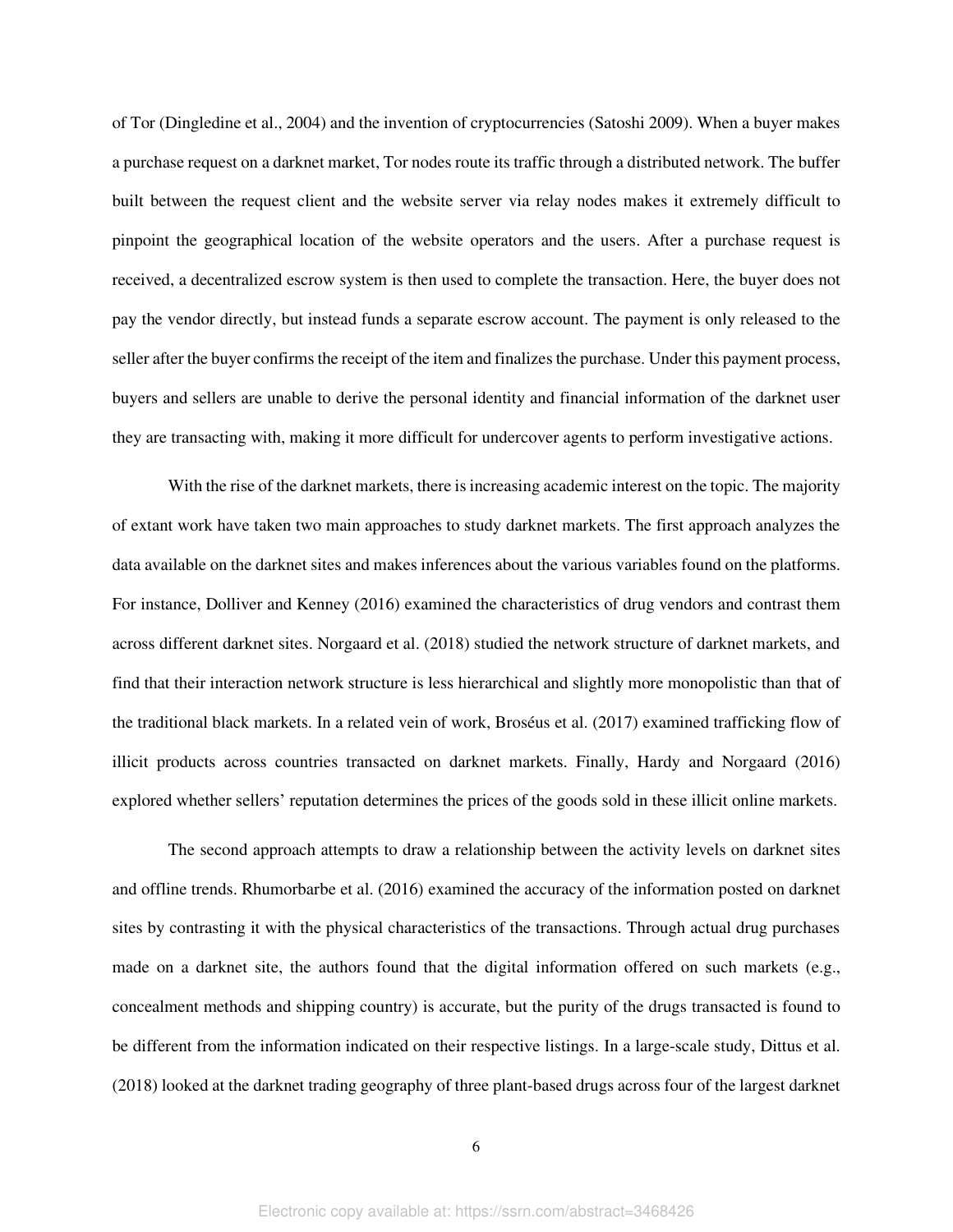of Tor (Dingledine et al., 2004) and the invention of cryptocurrencies (Satoshi 2009). When a buyer makes a purchase request on a darknet market, Tor nodes route its traffic through a distributed network. The buffer built between the request client and the website server via relay nodes makes it extremely difficult to pinpoint the geographical location of the website operators and the users. After a purchase request is received, a decentralized escrow system is then used to complete the transaction. Here, the buyer does not pay the vendor directly, but instead funds a separate escrow account. The payment is only released to the seller after the buyer confirms the receipt of the item and finalizes the purchase. Under this payment process, buyers and sellers are unable to derive the personal identity and financial information of the darknet user they are transacting with, making it more difficult for undercover agents to perform investigative actions.

With the rise of the darknet markets, there is increasing academic interest on the topic. The majority of extant work have taken two main approaches to study darknet markets. The first approach analyzes the data available on the darknet sites and makes inferences about the various variables found on the platforms. For instance, Dolliver and Kenney (2016) examined the characteristics of drug vendors and contrast them across different darknet sites. Norgaard et al. (2018) studied the network structure of darknet markets, and find that their interaction network structure is less hierarchical and slightly more monopolistic than that of the traditional black markets. In a related vein of work, Broséus et al. (2017) examined trafficking flow of illicit products across countries transacted on darknet markets. Finally, Hardy and Norgaard (2016) explored whether sellers' reputation determines the prices of the goods sold in these illicit online markets.

The second approach attempts to draw a relationship between the activity levels on darknet sites and offline trends. Rhumorbarbe et al. (2016) examined the accuracy of the information posted on darknet sites by contrasting it with the physical characteristics of the transactions. Through actual drug purchases made on a darknet site, the authors found that the digital information offered on such markets (e.g., concealment methods and shipping country) is accurate, but the purity of the drugs transacted is found to be different from the information indicated on their respective listings. In a large-scale study, Dittus et al. (2018) looked at the darknet trading geography of three plant-based drugs across four of the largest darknet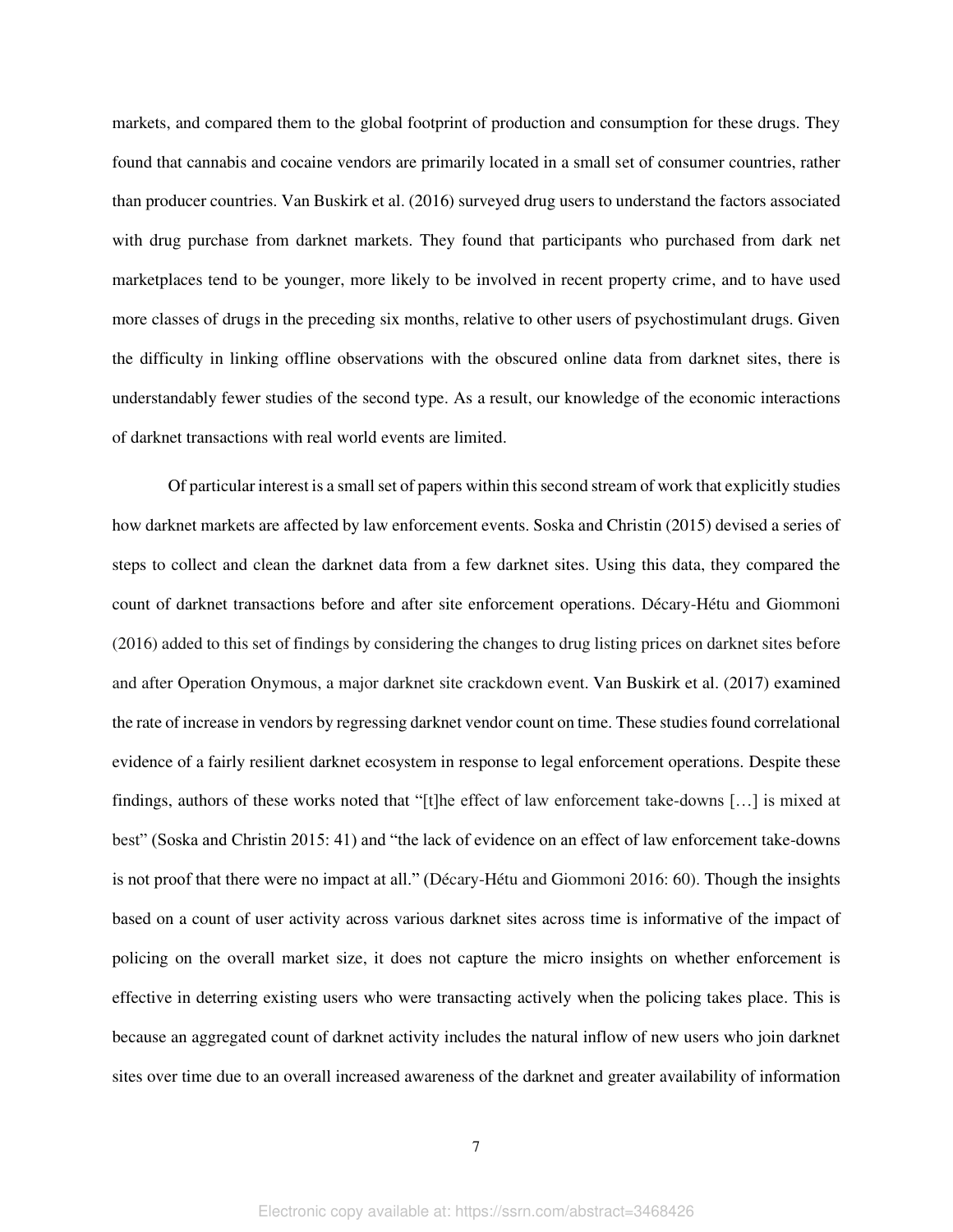markets, and compared them to the global footprint of production and consumption for these drugs. They found that cannabis and cocaine vendors are primarily located in a small set of consumer countries, rather than producer countries. Van Buskirk et al. (2016) surveyed drug users to understand the factors associated with drug purchase from darknet markets. They found that participants who purchased from dark net marketplaces tend to be younger, more likely to be involved in recent property crime, and to have used more classes of drugs in the preceding six months, relative to other users of psychostimulant drugs. Given the difficulty in linking offline observations with the obscured online data from darknet sites, there is understandably fewer studies of the second type. As a result, our knowledge of the economic interactions of darknet transactions with real world events are limited.

Of particular interest is a small set of papers within this second stream of work that explicitly studies how darknet markets are affected by law enforcement events. Soska and Christin (2015) devised a series of steps to collect and clean the darknet data from a few darknet sites. Using this data, they compared the count of darknet transactions before and after site enforcement operations. Décary-Hétu and Giommoni (2016) added to this set of findings by considering the changes to drug listing prices on darknet sites before and after Operation Onymous, a major darknet site crackdown event. Van Buskirk et al. (2017) examined the rate of increase in vendors by regressing darknet vendor count on time. These studies found correlational evidence of a fairly resilient darknet ecosystem in response to legal enforcement operations. Despite these findings, authors of these works noted that "[t]he effect of law enforcement take-downs […] is mixed at best" (Soska and Christin 2015: 41) and "the lack of evidence on an effect of law enforcement take-downs is not proof that there were no impact at all." (Décary-Hétu and Giommoni 2016: 60). Though the insights based on a count of user activity across various darknet sites across time is informative of the impact of policing on the overall market size, it does not capture the micro insights on whether enforcement is effective in deterring existing users who were transacting actively when the policing takes place. This is because an aggregated count of darknet activity includes the natural inflow of new users who join darknet sites over time due to an overall increased awareness of the darknet and greater availability of information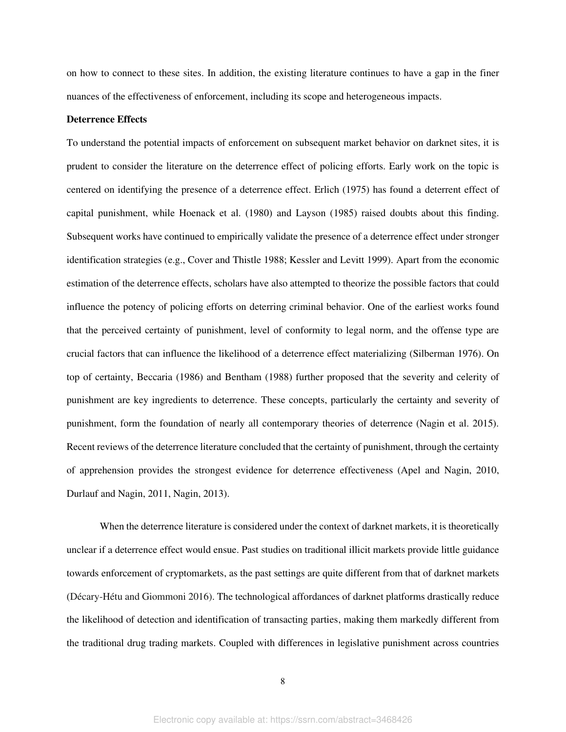on how to connect to these sites. In addition, the existing literature continues to have a gap in the finer nuances of the effectiveness of enforcement, including its scope and heterogeneous impacts.

**Deterrence Effects**

To understand the potential impacts of enforcement on subsequent market behavior on darknet sites, it is prudent to consider the literature on the deterrence effect of policing efforts. Early work on the topic is centered on identifying the presence of a deterrence effect. Erlich (1975) has found a deterrent effect of capital punishment, while Hoenack et al. (1980) and Layson (1985) raised doubts about this finding. Subsequent works have continued to empirically validate the presence of a deterrence effect under stronger identification strategies (e.g., Cover and Thistle 1988; Kessler and Levitt 1999). Apart from the economic estimation of the deterrence effects, scholars have also attempted to theorize the possible factors that could influence the potency of policing efforts on deterring criminal behavior. One of the earliest works found that the perceived certainty of punishment, level of conformity to legal norm, and the offense type are crucial factors that can influence the likelihood of a deterrence effect materializing (Silberman 1976). On top of certainty, Beccaria (1986) and Bentham (1988) further proposed that the severity and celerity of punishment are key ingredients to deterrence. These concepts, particularly the certainty and severity of punishment, form the foundation of nearly all contemporary theories of deterrence (Nagin et al. 2015). Recent reviews of the deterrence literature concluded that the certainty of punishment, through the certainty of apprehension provides the strongest evidence for deterrence effectiveness (Apel and Nagin, 2010, Durlauf and Nagin, 2011, Nagin, 2013).

When the deterrence literature is considered under the context of darknet markets, it is theoretically unclear if a deterrence effect would ensue. Past studies on traditional illicit markets provide little guidance towards enforcement of cryptomarkets, as the past settings are quite different from that of darknet markets (Décary-Hétu and Giommoni 2016). The technological affordances of darknet platforms drastically reduce the likelihood of detection and identification of transacting parties, making them markedly different from the traditional drug trading markets. Coupled with differences in legislative punishment across countries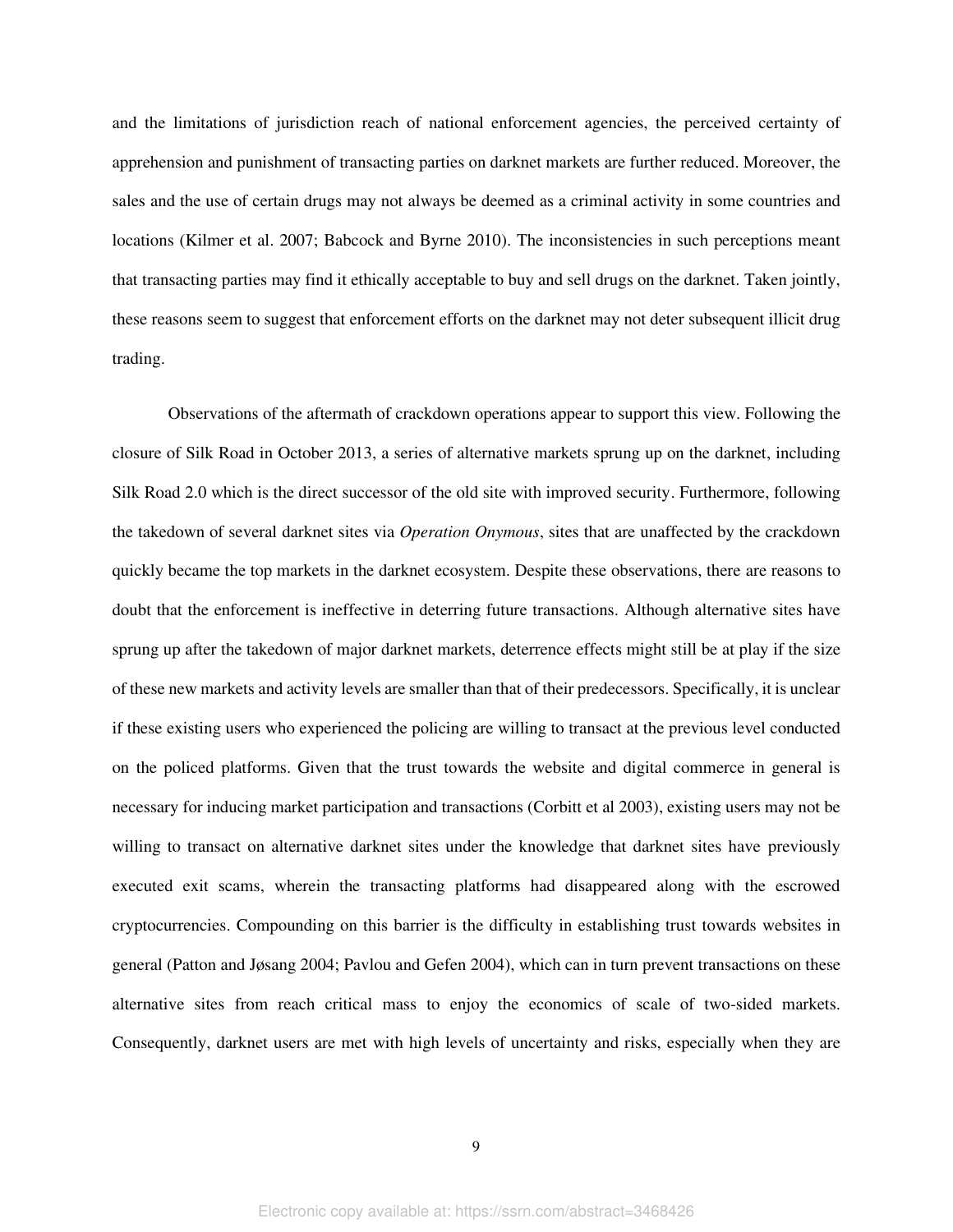and the limitations of jurisdiction reach of national enforcement agencies, the perceived certainty of apprehension and punishment of transacting parties on darknet markets are further reduced. Moreover, the sales and the use of certain drugs may not always be deemed as a criminal activity in some countries and locations (Kilmer et al. 2007; Babcock and Byrne 2010). The inconsistencies in such perceptions meant that transacting parties may find it ethically acceptable to buy and sell drugs on the darknet. Taken jointly, these reasons seem to suggest that enforcement efforts on the darknet may not deter subsequent illicit drug trading.

Observations of the aftermath of crackdown operations appear to support this view. Following the closure of Silk Road in October 2013, a series of alternative markets sprung up on the darknet, including Silk Road 2.0 which is the direct successor of the old site with improved security. Furthermore, following the takedown of several darknet sites via *Operation Onymous*, sites that are unaffected by the crackdown quickly became the top markets in the darknet ecosystem. Despite these observations, there are reasons to doubt that the enforcement is ineffective in deterring future transactions. Although alternative sites have sprung up after the takedown of major darknet markets, deterrence effects might still be at play if the size of these new markets and activity levels are smaller than that of their predecessors. Specifically, it is unclear if these existing users who experienced the policing are willing to transact at the previous level conducted on the policed platforms. Given that the trust towards the website and digital commerce in general is necessary for inducing market participation and transactions (Corbitt et al 2003), existing users may not be willing to transact on alternative darknet sites under the knowledge that darknet sites have previously executed exit scams, wherein the transacting platforms had disappeared along with the escrowed cryptocurrencies. Compounding on this barrier is the difficulty in establishing trust towards websites in general (Patton and Jøsang 2004; Pavlou and Gefen 2004), which can in turn prevent transactions on these alternative sites from reach critical mass to enjoy the economics of scale of two-sided markets. Consequently, darknet users are met with high levels of uncertainty and risks, especially when they are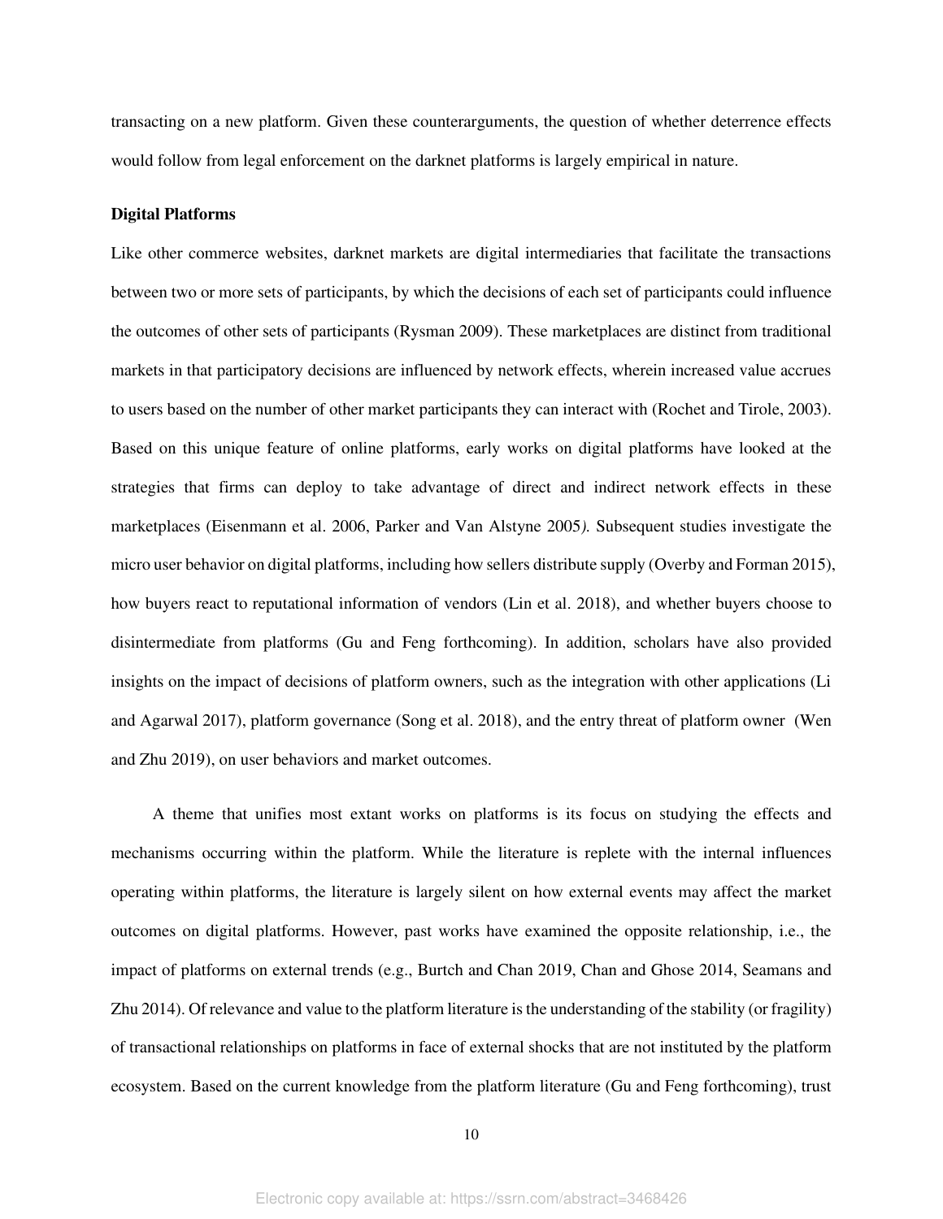transacting on a new platform. Given these counterarguments, the question of whether deterrence effects would follow from legal enforcement on the darknet platforms is largely empirical in nature.

**Digital Platforms**

Like other commerce websites, darknet markets are digital intermediaries that facilitate the transactions between two or more sets of participants, by which the decisions of each set of participants could influence the outcomes of other sets of participants (Rysman 2009). These marketplaces are distinct from traditional markets in that participatory decisions are influenced by network effects, wherein increased value accrues to users based on the number of other market participants they can interact with (Rochet and Tirole, 2003). Based on this unique feature of online platforms, early works on digital platforms have looked at the strategies that firms can deploy to take advantage of direct and indirect network effects in these marketplaces (Eisenmann et al. 2006, Parker and Van Alstyne 2005*).* Subsequent studies investigate the micro user behavior on digital platforms, including how sellers distribute supply (Overby and Forman 2015), how buyers react to reputational information of vendors (Lin et al. 2018), and whether buyers choose to disintermediate from platforms (Gu and Feng forthcoming). In addition, scholars have also provided insights on the impact of decisions of platform owners, such as the integration with other applications (Li and Agarwal 2017), platform governance (Song et al. 2018), and the entry threat of platform owner (Wen and Zhu 2019), on user behaviors and market outcomes.

A theme that unifies most extant works on platforms is its focus on studying the effects and mechanisms occurring within the platform. While the literature is replete with the internal influences operating within platforms, the literature is largely silent on how external events may affect the market outcomes on digital platforms. However, past works have examined the opposite relationship, i.e., the impact of platforms on external trends (e.g., Burtch and Chan 2019, Chan and Ghose 2014, Seamans and Zhu 2014). Of relevance and value to the platform literature is the understanding of the stability (or fragility) of transactional relationships on platforms in face of external shocks that are not instituted by the platform ecosystem. Based on the current knowledge from the platform literature (Gu and Feng forthcoming), trust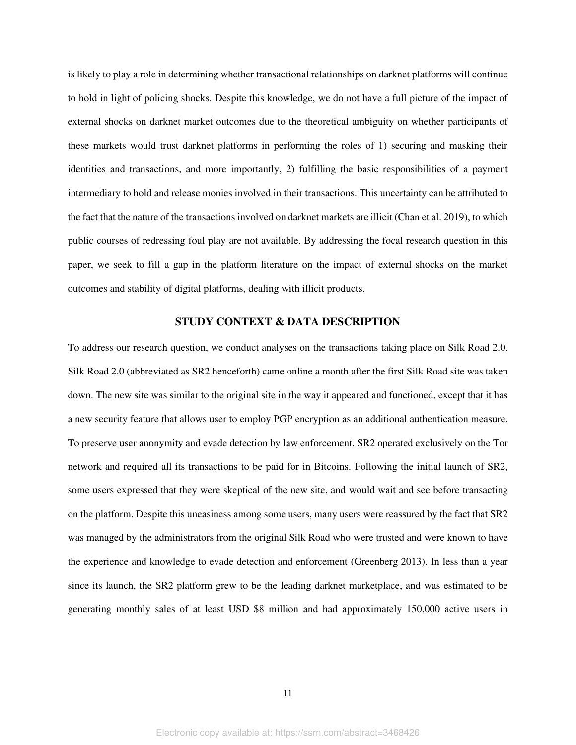is likely to play a role in determining whether transactional relationships on darknet platforms will continue to hold in light of policing shocks. Despite this knowledge, we do not have a full picture of the impact of external shocks on darknet market outcomes due to the theoretical ambiguity on whether participants of these markets would trust darknet platforms in performing the roles of 1) securing and masking their identities and transactions, and more importantly, 2) fulfilling the basic responsibilities of a payment intermediary to hold and release monies involved in their transactions. This uncertainty can be attributed to the fact that the nature of the transactions involved on darknet markets are illicit (Chan et al. 2019), to which public courses of redressing foul play are not available. By addressing the focal research question in this paper, we seek to fill a gap in the platform literature on the impact of external shocks on the market outcomes and stability of digital platforms, dealing with illicit products.

## STUDY CONTEXT & DATA DESCRIPTION

To address our research question, we conduct analyses on the transactions taking place on Silk Road 2.0. Silk Road 2.0 (abbreviated as SR2 henceforth) came online a month after the first Silk Road site was taken down. The new site was similar to the original site in the way it appeared and functioned, except that it has a new security feature that allows user to employ PGP encryption as an additional authentication measure. To preserve user anonymity and evade detection by law enforcement, SR2 operated exclusively on the Tor network and required all its transactions to be paid for in Bitcoins. Following the initial launch of SR2, some users expressed that they were skeptical of the new site, and would wait and see before transacting on the platform. Despite this uneasiness among some users, many users were reassured by the fact that SR2 was managed by the administrators from the original Silk Road who were trusted and were known to have the experience and knowledge to evade detection and enforcement (Greenberg 2013). In less than a year since its launch, the SR2 platform grew to be the leading darknet marketplace, and was estimated to be generating monthly sales of at least USD $8 million and had approximately 150,000 active users in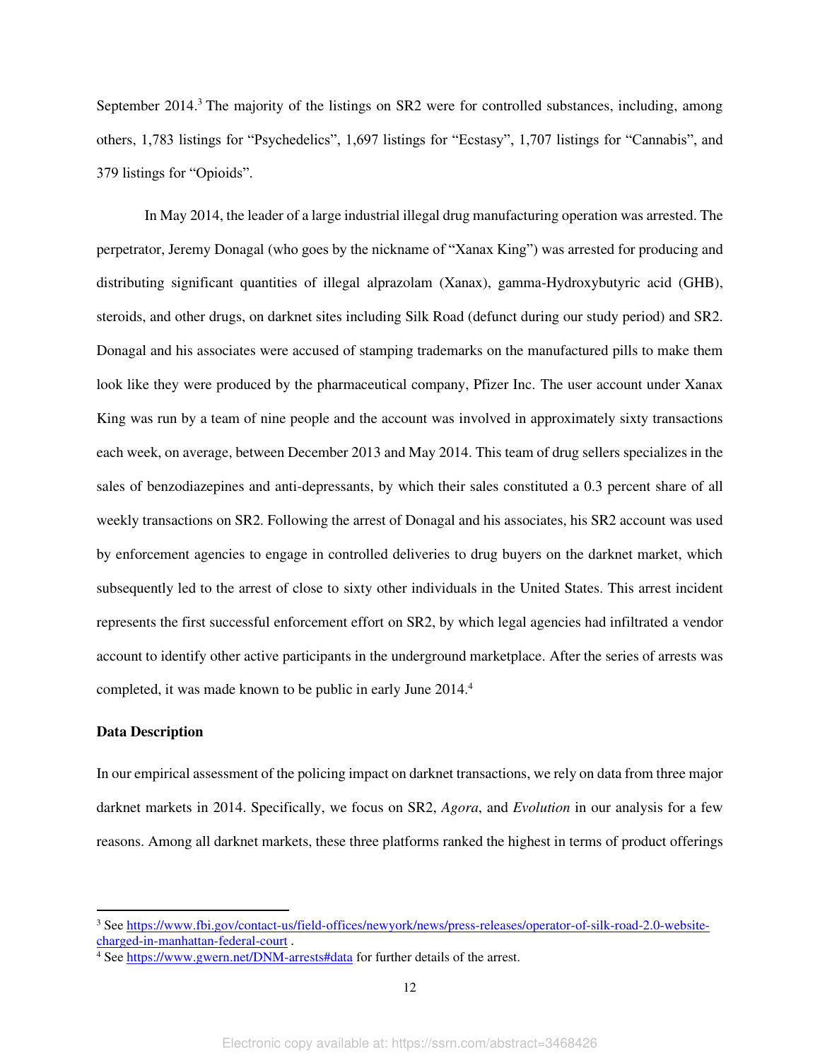September 2014.[3] The majority of the listings on SR2 were for controlled substances, including, among others, 1,783 listings for "Psychedelics", 1,697 listings for "Ecstasy", 1,707 listings for "Cannabis", and 379 listings for "Opioids".

In May 2014, the leader of a large industrial illegal drug manufacturing operation was arrested. The perpetrator, Jeremy Donagal (who goes by the nickname of "Xanax King") was arrested for producing and distributing significant quantities of illegal alprazolam (Xanax), gamma-Hydroxybutyric acid (GHB), steroids, and other drugs, on darknet sites including Silk Road (defunct during our study period) and SR2. Donagal and his associates were accused of stamping trademarks on the manufactured pills to make them look like they were produced by the pharmaceutical company, Pfizer Inc. The user account under Xanax King was run by a team of nine people and the account was involved in approximately sixty transactions each week, on average, between December 2013 and May 2014. This team of drug sellers specializes in the sales of benzodiazepines and anti-depressants, by which their sales constituted a 0.3 percent share of all weekly transactions on SR2. Following the arrest of Donagal and his associates, his SR2 account was used by enforcement agencies to engage in controlled deliveries to drug buyers on the darknet market, which subsequently led to the arrest of close to sixty other individuals in the United States. This arrest incident represents the first successful enforcement effort on SR2, by which legal agencies had infiltrated a vendor account to identify other active participants in the underground marketplace. After the series of arrests was completed, it was made known to be public in early June 2014.[4]

**Data Description**

In our empirical assessment of the policing impact on darknet transactions, we rely on data from three major darknet markets in 2014. Specifically, we focus on SR2, *Agora*, and *Evolution* in our analysis for a few reasons. Among all darknet markets, these three platforms ranked the highest in terms of product offerings

---

[3] See https://www.fbi.gov/contact-us/field-offices/newyork/news/press-releases/operator-of-silk-road-2.0-website-charged-in-manhattan-federal-court .

[4] See https://www.gwern.net/DNM-arrests#data for further details of the arrest.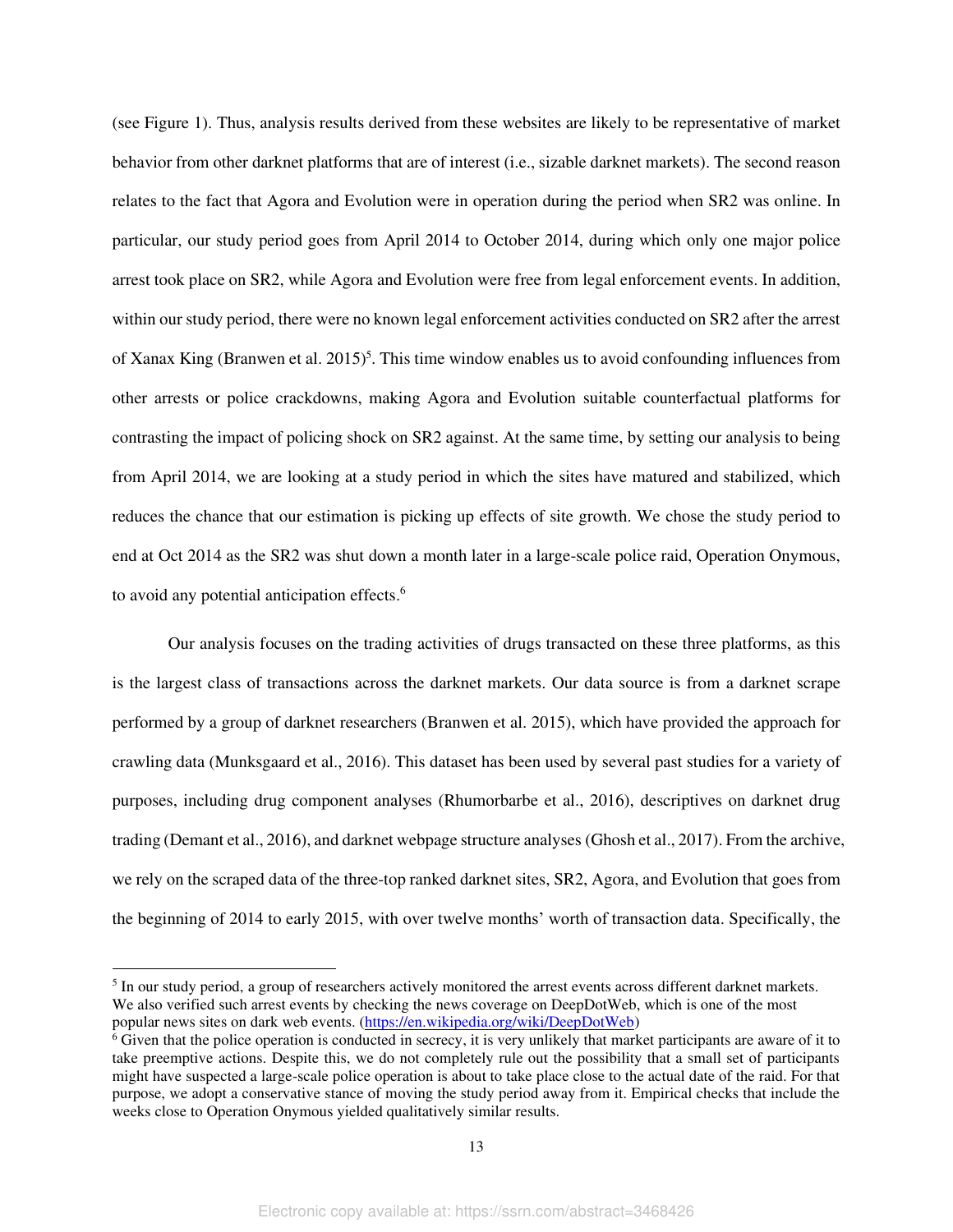(see Figure 1). Thus, analysis results derived from these websites are likely to be representative of market behavior from other darknet platforms that are of interest (i.e., sizable darknet markets). The second reason relates to the fact that Agora and Evolution were in operation during the period when SR2 was online. In particular, our study period goes from April 2014 to October 2014, during which only one major police arrest took place on SR2, while Agora and Evolution were free from legal enforcement events. In addition, within our study period, there were no known legal enforcement activities conducted on SR2 after the arrest of Xanax King (Branwen et al. 2015)[5]. This time window enables us to avoid confounding influences from other arrests or police crackdowns, making Agora and Evolution suitable counterfactual platforms for contrasting the impact of policing shock on SR2 against. At the same time, by setting our analysis to being from April 2014, we are looking at a study period in which the sites have matured and stabilized, which reduces the chance that our estimation is picking up effects of site growth. We chose the study period to end at Oct 2014 as the SR2 was shut down a month later in a large-scale police raid, Operation Onymous, to avoid any potential anticipation effects.[6]

Our analysis focuses on the trading activities of drugs transacted on these three platforms, as this is the largest class of transactions across the darknet markets. Our data source is from a darknet scrape performed by a group of darknet researchers (Branwen et al. 2015), which have provided the approach for crawling data (Munksgaard et al., 2016). This dataset has been used by several past studies for a variety of purposes, including drug component analyses (Rhumorbarbe et al., 2016), descriptives on darknet drug trading (Demant et al., 2016), and darknet webpage structure analyses (Ghosh et al., 2017). From the archive, we rely on the scraped data of the three-top ranked darknet sites, SR2, Agora, and Evolution that goes from the beginning of 2014 to early 2015, with over twelve months' worth of transaction data. Specifically, the

---

[5] In our study period, a group of researchers actively monitored the arrest events across different darknet markets. We also verified such arrest events by checking the news coverage on DeepDotWeb, which is one of the most popular news sites on dark web events. (https://en.wikipedia.org/wiki/DeepDotWeb)

[6] Given that the police operation is conducted in secrecy, it is very unlikely that market participants are aware of it to take preemptive actions. Despite this, we do not completely rule out the possibility that a small set of participants might have suspected a large-scale police operation is about to take place close to the actual date of the raid. For that purpose, we adopt a conservative stance of moving the study period away from it. Empirical checks that include the weeks close to Operation Onymous yielded qualitatively similar results.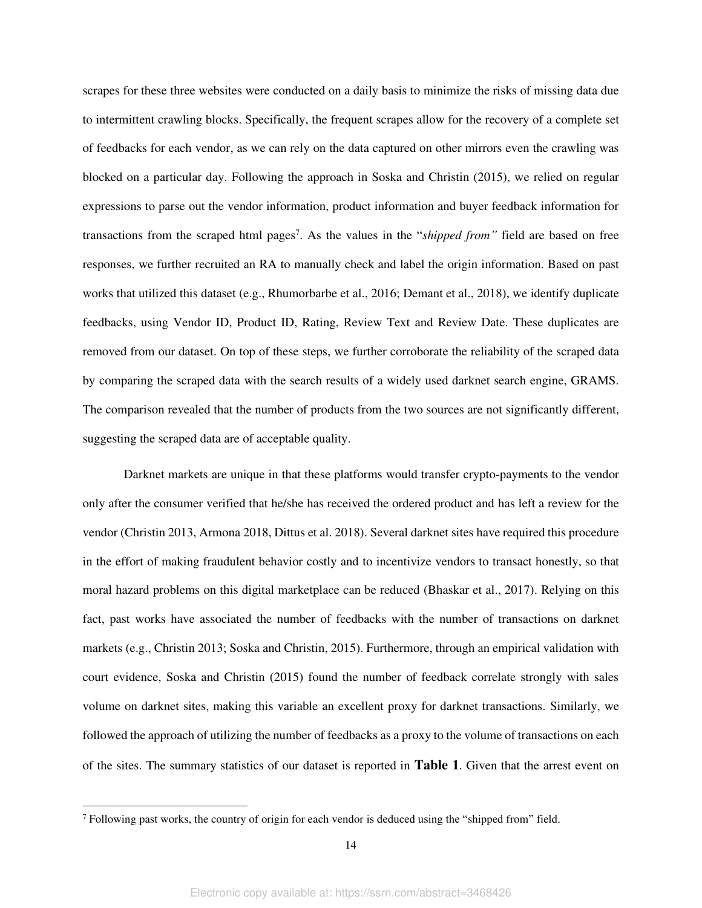scrapes for these three websites were conducted on a daily basis to minimize the risks of missing data due to intermittent crawling blocks. Specifically, the frequent scrapes allow for the recovery of a complete set of feedbacks for each vendor, as we can rely on the data captured on other mirrors even the crawling was blocked on a particular day. Following the approach in Soska and Christin (2015), we relied on regular expressions to parse out the vendor information, product information and buyer feedback information for transactions from the scraped html pages[7]. As the values in the "*shipped from"* field are based on free responses, we further recruited an RA to manually check and label the origin information. Based on past works that utilized this dataset (e.g., Rhumorbarbe et al., 2016; Demant et al., 2018), we identify duplicate feedbacks, using Vendor ID, Product ID, Rating, Review Text and Review Date. These duplicates are removed from our dataset. On top of these steps, we further corroborate the reliability of the scraped data by comparing the scraped data with the search results of a widely used darknet search engine, GRAMS. The comparison revealed that the number of products from the two sources are not significantly different, suggesting the scraped data are of acceptable quality.

Darknet markets are unique in that these platforms would transfer crypto-payments to the vendor only after the consumer verified that he/she has received the ordered product and has left a review for the vendor (Christin 2013, Armona 2018, Dittus et al. 2018). Several darknet sites have required this procedure in the effort of making fraudulent behavior costly and to incentivize vendors to transact honestly, so that moral hazard problems on this digital marketplace can be reduced (Bhaskar et al., 2017). Relying on this fact, past works have associated the number of feedbacks with the number of transactions on darknet markets (e.g., Christin 2013; Soska and Christin, 2015). Furthermore, through an empirical validation with court evidence, Soska and Christin (2015) found the number of feedback correlate strongly with sales volume on darknet sites, making this variable an excellent proxy for darknet transactions. Similarly, we followed the approach of utilizing the number of feedbacks as a proxy to the volume of transactions on each of the sites. The summary statistics of our dataset is reported in **Table 1**. Given that the arrest event on

[7] Following past works, the country of origin for each vendor is deduced using the "shipped from" field.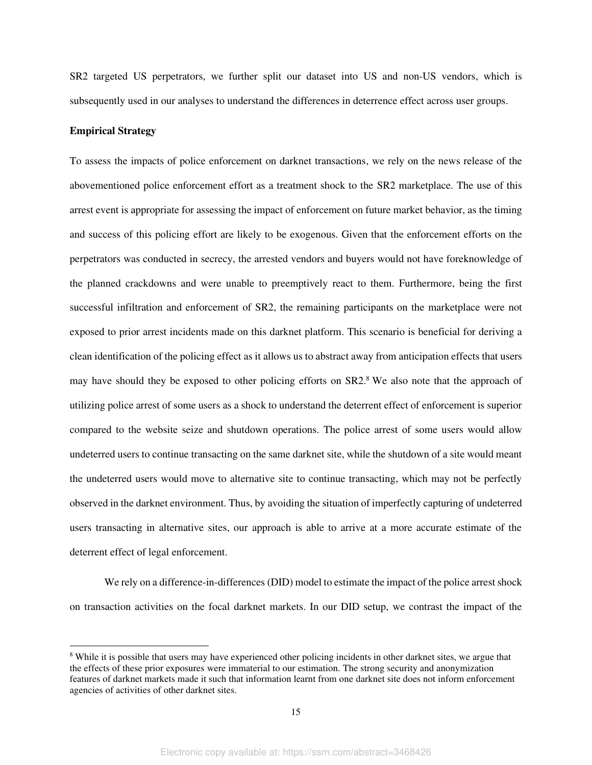SR2 targeted US perpetrators, we further split our dataset into US and non-US vendors, which is subsequently used in our analyses to understand the differences in deterrence effect across user groups.

**Empirical Strategy**

To assess the impacts of police enforcement on darknet transactions, we rely on the news release of the abovementioned police enforcement effort as a treatment shock to the SR2 marketplace. The use of this arrest event is appropriate for assessing the impact of enforcement on future market behavior, as the timing and success of this policing effort are likely to be exogenous. Given that the enforcement efforts on the perpetrators was conducted in secrecy, the arrested vendors and buyers would not have foreknowledge of the planned crackdowns and were unable to preemptively react to them. Furthermore, being the first successful infiltration and enforcement of SR2, the remaining participants on the marketplace were not exposed to prior arrest incidents made on this darknet platform. This scenario is beneficial for deriving a clean identification of the policing effect as it allows us to abstract away from anticipation effects that users may have should they be exposed to other policing efforts on SR2.[8] We also note that the approach of utilizing police arrest of some users as a shock to understand the deterrent effect of enforcement is superior compared to the website seize and shutdown operations. The police arrest of some users would allow undeterred users to continue transacting on the same darknet site, while the shutdown of a site would meant the undeterred users would move to alternative site to continue transacting, which may not be perfectly observed in the darknet environment. Thus, by avoiding the situation of imperfectly capturing of undeterred users transacting in alternative sites, our approach is able to arrive at a more accurate estimate of the deterrent effect of legal enforcement.

We rely on a difference-in-differences (DID) model to estimate the impact of the police arrest shock on transaction activities on the focal darknet markets. In our DID setup, we contrast the impact of the

[8] While it is possible that users may have experienced other policing incidents in other darknet sites, we argue that the effects of these prior exposures were immaterial to our estimation. The strong security and anonymization features of darknet markets made it such that information learnt from one darknet site does not inform enforcement agencies of activities of other darknet sites.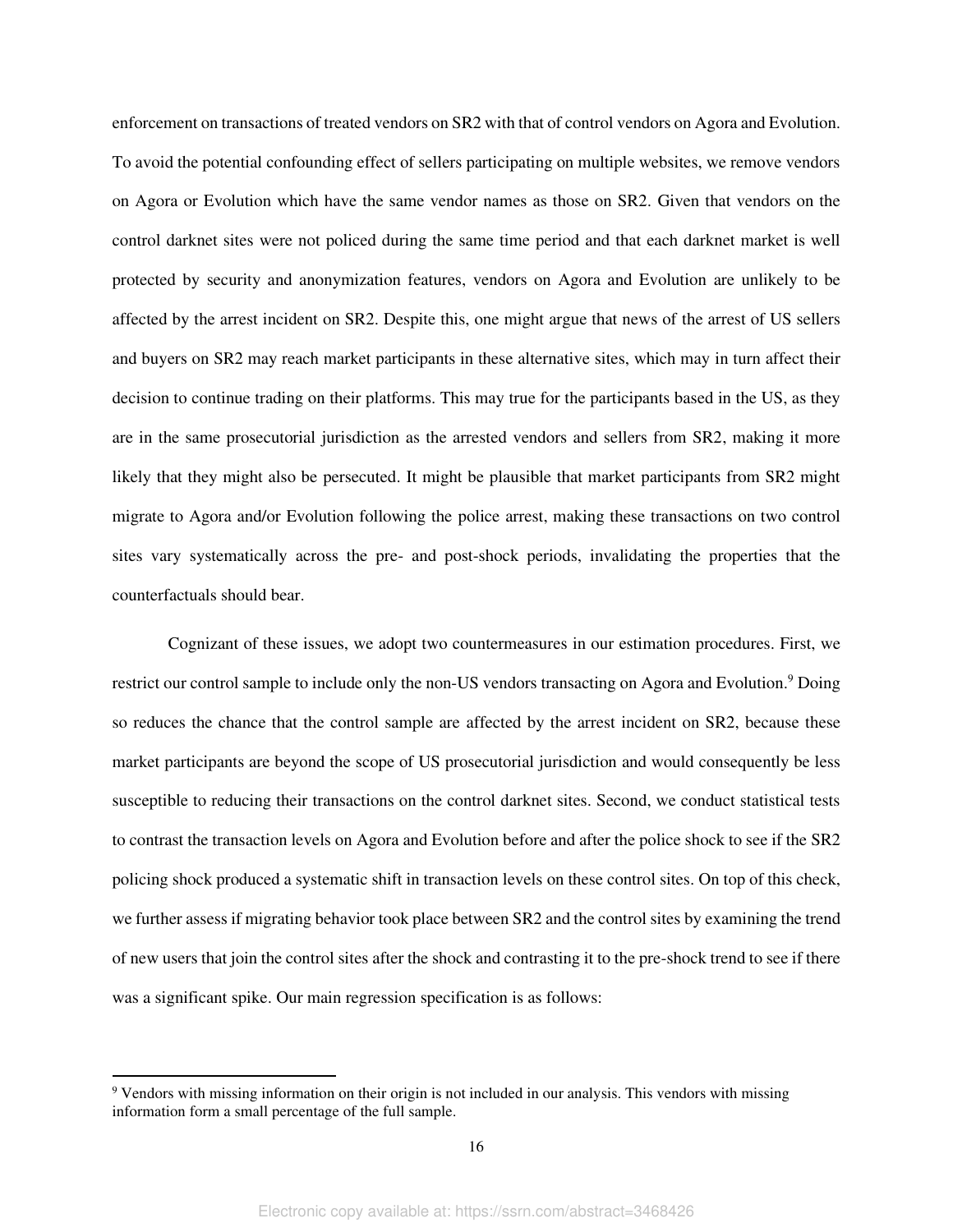enforcement on transactions of treated vendors on SR2 with that of control vendors on Agora and Evolution. To avoid the potential confounding effect of sellers participating on multiple websites, we remove vendors on Agora or Evolution which have the same vendor names as those on SR2. Given that vendors on the control darknet sites were not policed during the same time period and that each darknet market is well protected by security and anonymization features, vendors on Agora and Evolution are unlikely to be affected by the arrest incident on SR2. Despite this, one might argue that news of the arrest of US sellers and buyers on SR2 may reach market participants in these alternative sites, which may in turn affect their decision to continue trading on their platforms. This may true for the participants based in the US, as they are in the same prosecutorial jurisdiction as the arrested vendors and sellers from SR2, making it more likely that they might also be persecuted. It might be plausible that market participants from SR2 might migrate to Agora and/or Evolution following the police arrest, making these transactions on two control sites vary systematically across the pre- and post-shock periods, invalidating the properties that the counterfactuals should bear.

Cognizant of these issues, we adopt two countermeasures in our estimation procedures. First, we restrict our control sample to include only the non-US vendors transacting on Agora and Evolution.[9] Doing so reduces the chance that the control sample are affected by the arrest incident on SR2, because these market participants are beyond the scope of US prosecutorial jurisdiction and would consequently be less susceptible to reducing their transactions on the control darknet sites. Second, we conduct statistical tests to contrast the transaction levels on Agora and Evolution before and after the police shock to see if the SR2 policing shock produced a systematic shift in transaction levels on these control sites. On top of this check, we further assess if migrating behavior took place between SR2 and the control sites by examining the trend of new users that join the control sites after the shock and contrasting it to the pre-shock trend to see if there was a significant spike. Our main regression specification is as follows:

[9] Vendors with missing information on their origin is not included in our analysis. This vendors with missing information form a small percentage of the full sample.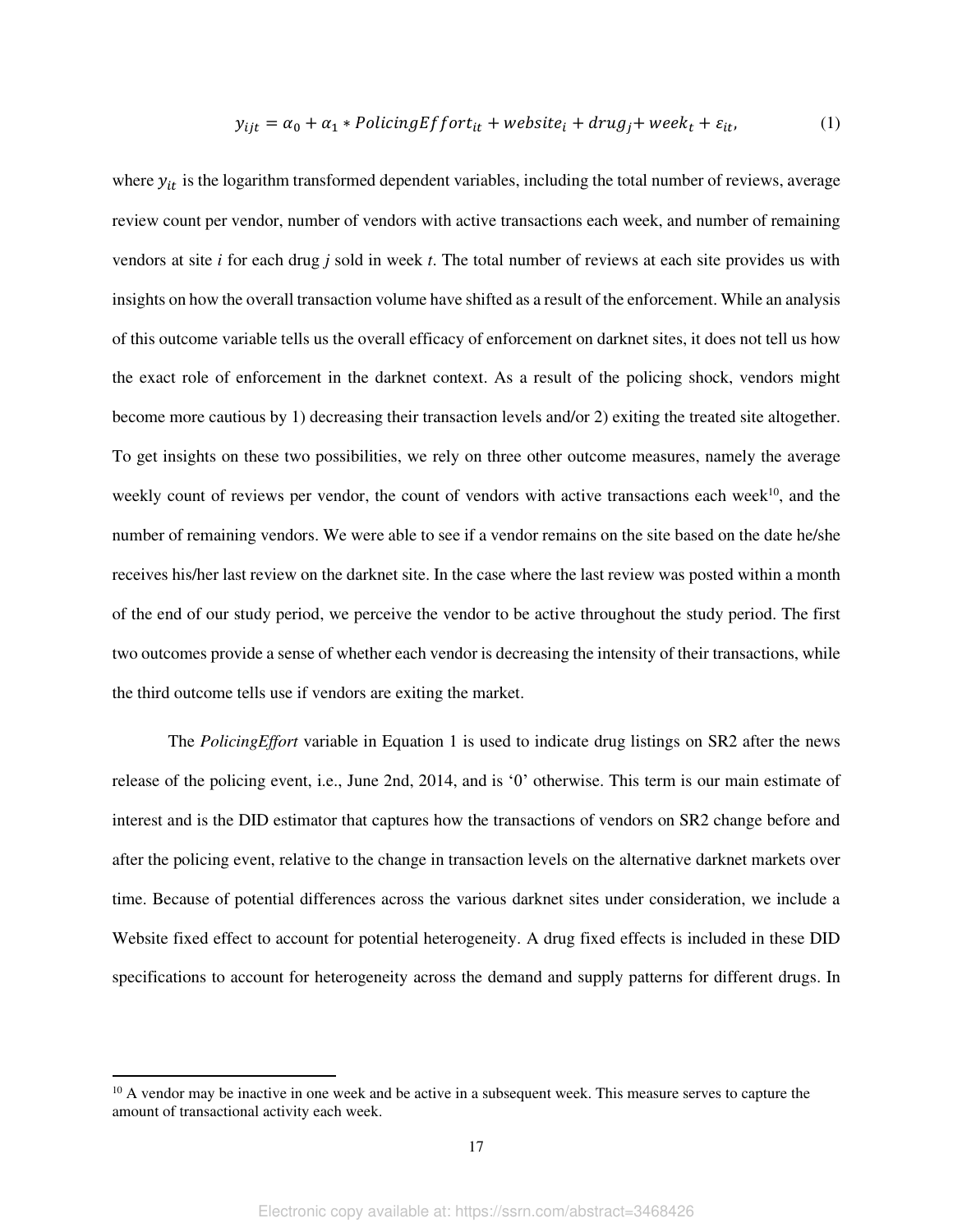$$y_{ijt} = \alpha_0 + \alpha_1 * PolicingEffort_{it} + website_i + drug_j + week_t + \varepsilon_{it}, \tag{1}$$

where $y_{it}$ is the logarithm transformed dependent variables, including the total number of reviews, average review count per vendor, number of vendors with active transactions each week, and number of remaining vendors at site *i* for each drug *j* sold in week *t*. The total number of reviews at each site provides us with insights on how the overall transaction volume have shifted as a result of the enforcement. While an analysis of this outcome variable tells us the overall efficacy of enforcement on darknet sites, it does not tell us how the exact role of enforcement in the darknet context. As a result of the policing shock, vendors might become more cautious by 1) decreasing their transaction levels and/or 2) exiting the treated site altogether. To get insights on these two possibilities, we rely on three other outcome measures, namely the average weekly count of reviews per vendor, the count of vendors with active transactions each week[10], and the number of remaining vendors. We were able to see if a vendor remains on the site based on the date he/she receives his/her last review on the darknet site. In the case where the last review was posted within a month of the end of our study period, we perceive the vendor to be active throughout the study period. The first two outcomes provide a sense of whether each vendor is decreasing the intensity of their transactions, while the third outcome tells use if vendors are exiting the market.

The *PolicingEffort* variable in Equation 1 is used to indicate drug listings on SR2 after the news release of the policing event, i.e., June 2nd, 2014, and is '0' otherwise. This term is our main estimate of interest and is the DID estimator that captures how the transactions of vendors on SR2 change before and after the policing event, relative to the change in transaction levels on the alternative darknet markets over time. Because of potential differences across the various darknet sites under consideration, we include a Website fixed effect to account for potential heterogeneity. A drug fixed effects is included in these DID specifications to account for heterogeneity across the demand and supply patterns for different drugs. In

[10] A vendor may be inactive in one week and be active in a subsequent week. This measure serves to capture the amount of transactional activity each week.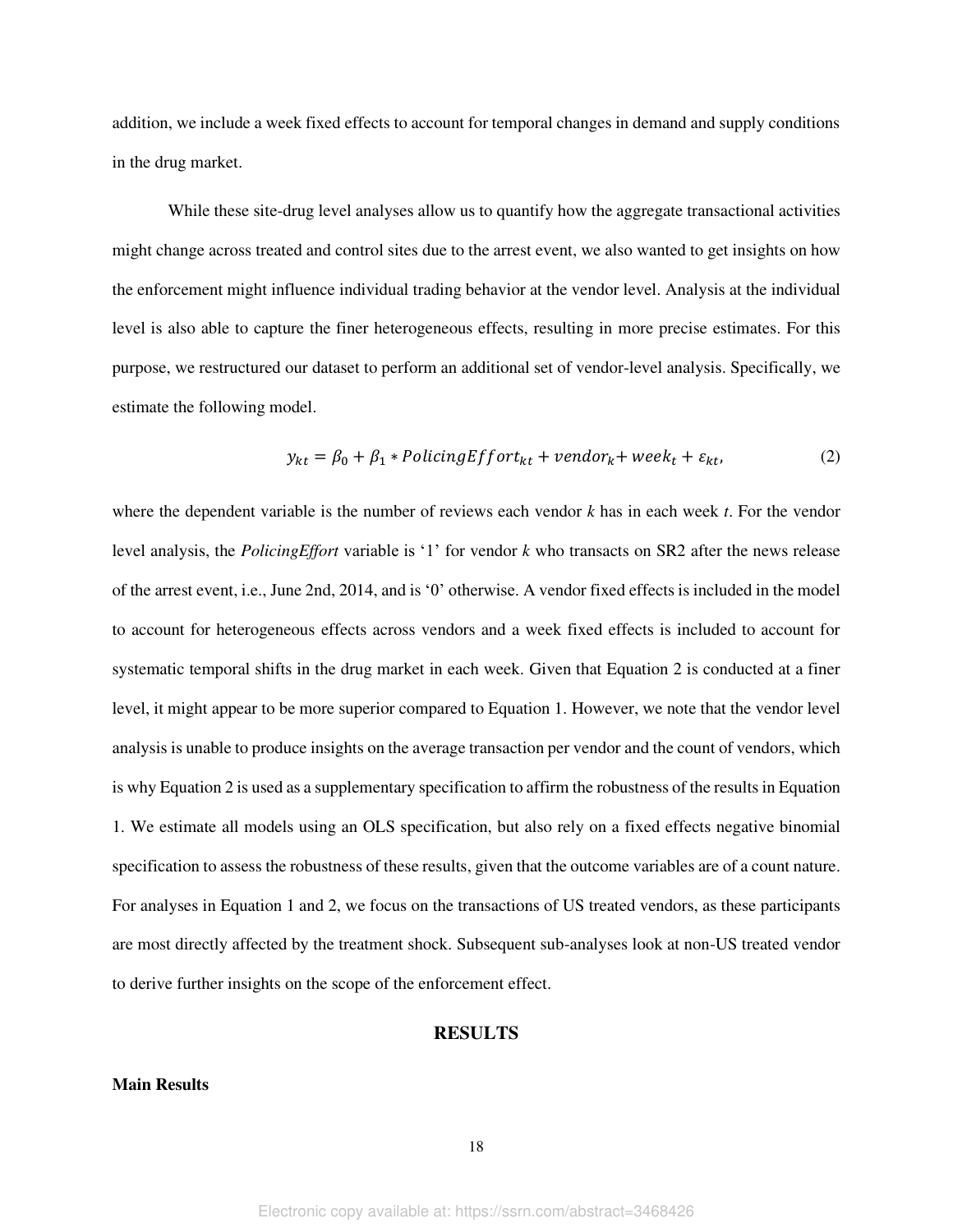addition, we include a week fixed effects to account for temporal changes in demand and supply conditions in the drug market.

While these site-drug level analyses allow us to quantify how the aggregate transactional activities might change across treated and control sites due to the arrest event, we also wanted to get insights on how the enforcement might influence individual trading behavior at the vendor level. Analysis at the individual level is also able to capture the finer heterogeneous effects, resulting in more precise estimates. For this purpose, we restructured our dataset to perform an additional set of vendor-level analysis. Specifically, we estimate the following model.

$$y_{kt} = \beta_0 + \beta_1 * PolicingEffort_{kt} + vendor_k + week_t + \varepsilon_{kt}, \tag{2}$$

where the dependent variable is the number of reviews each vendor *k* has in each week *t*. For the vendor level analysis, the *PolicingEffort* variable is '1' for vendor *k* who transacts on SR2 after the news release of the arrest event, i.e., June 2nd, 2014, and is '0' otherwise. A vendor fixed effects is included in the model to account for heterogeneous effects across vendors and a week fixed effects is included to account for systematic temporal shifts in the drug market in each week. Given that Equation 2 is conducted at a finer level, it might appear to be more superior compared to Equation 1. However, we note that the vendor level analysis is unable to produce insights on the average transaction per vendor and the count of vendors, which is why Equation 2 is used as a supplementary specification to affirm the robustness of the results in Equation 1. We estimate all models using an OLS specification, but also rely on a fixed effects negative binomial specification to assess the robustness of these results, given that the outcome variables are of a count nature. For analyses in Equation 1 and 2, we focus on the transactions of US treated vendors, as these participants are most directly affected by the treatment shock. Subsequent sub-analyses look at non-US treated vendor to derive further insights on the scope of the enforcement effect.

## RESULTS

### Main Results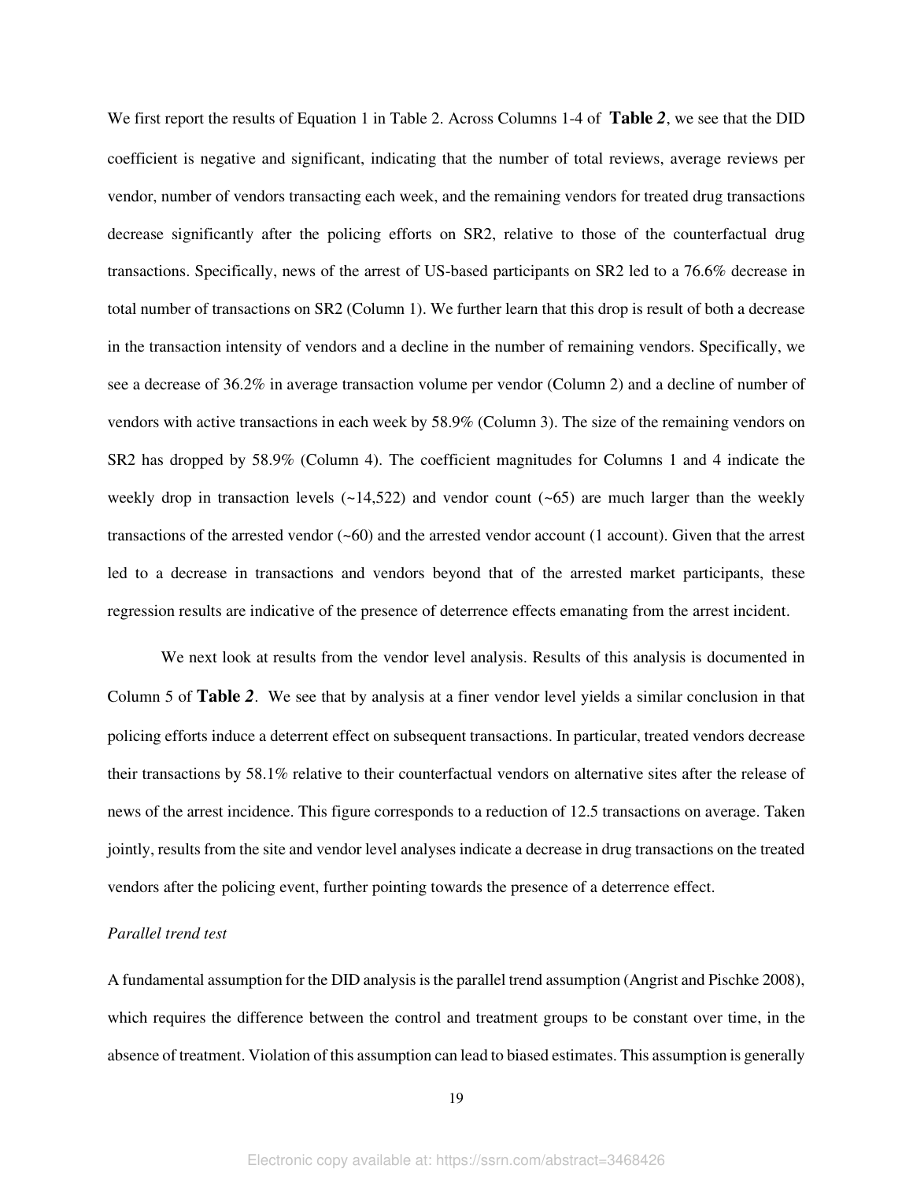We first report the results of Equation 1 in Table 2. Across Columns 1-4 of **Table *2***, we see that the DID coefficient is negative and significant, indicating that the number of total reviews, average reviews per vendor, number of vendors transacting each week, and the remaining vendors for treated drug transactions decrease significantly after the policing efforts on SR2, relative to those of the counterfactual drug transactions. Specifically, news of the arrest of US-based participants on SR2 led to a 76.6% decrease in total number of transactions on SR2 (Column 1). We further learn that this drop is result of both a decrease in the transaction intensity of vendors and a decline in the number of remaining vendors. Specifically, we see a decrease of 36.2% in average transaction volume per vendor (Column 2) and a decline of number of vendors with active transactions in each week by 58.9% (Column 3). The size of the remaining vendors on SR2 has dropped by 58.9% (Column 4). The coefficient magnitudes for Columns 1 and 4 indicate the weekly drop in transaction levels (~14,522) and vendor count (~65) are much larger than the weekly transactions of the arrested vendor (~60) and the arrested vendor account (1 account). Given that the arrest led to a decrease in transactions and vendors beyond that of the arrested market participants, these regression results are indicative of the presence of deterrence effects emanating from the arrest incident.

We next look at results from the vendor level analysis. Results of this analysis is documented in Column 5 of **Table *2***. We see that by analysis at a finer vendor level yields a similar conclusion in that policing efforts induce a deterrent effect on subsequent transactions. In particular, treated vendors decrease their transactions by 58.1% relative to their counterfactual vendors on alternative sites after the release of news of the arrest incidence. This figure corresponds to a reduction of 12.5 transactions on average. Taken jointly, results from the site and vendor level analyses indicate a decrease in drug transactions on the treated vendors after the policing event, further pointing towards the presence of a deterrence effect.

*Parallel trend test*

A fundamental assumption for the DID analysis is the parallel trend assumption (Angrist and Pischke 2008), which requires the difference between the control and treatment groups to be constant over time, in the absence of treatment. Violation of this assumption can lead to biased estimates. This assumption is generally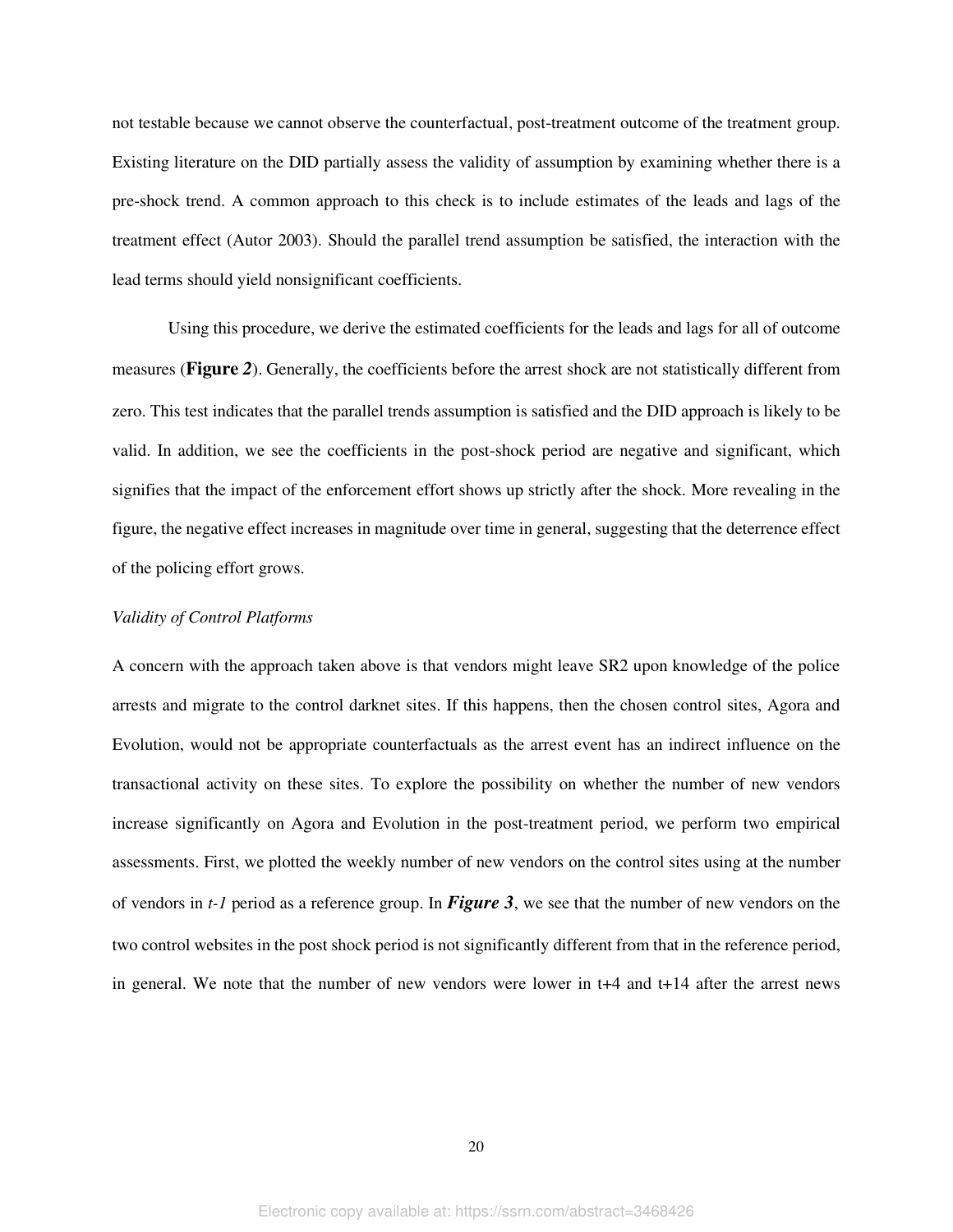not testable because we cannot observe the counterfactual, post-treatment outcome of the treatment group. Existing literature on the DID partially assess the validity of assumption by examining whether there is a pre-shock trend. A common approach to this check is to include estimates of the leads and lags of the treatment effect (Autor 2003). Should the parallel trend assumption be satisfied, the interaction with the lead terms should yield nonsignificant coefficients.

Using this procedure, we derive the estimated coefficients for the leads and lags for all of outcome measures (**Figure *2***). Generally, the coefficients before the arrest shock are not statistically different from zero. This test indicates that the parallel trends assumption is satisfied and the DID approach is likely to be valid. In addition, we see the coefficients in the post-shock period are negative and significant, which signifies that the impact of the enforcement effort shows up strictly after the shock. More revealing in the figure, the negative effect increases in magnitude over time in general, suggesting that the deterrence effect of the policing effort grows.

*Validity of Control Platforms*

A concern with the approach taken above is that vendors might leave SR2 upon knowledge of the police arrests and migrate to the control darknet sites. If this happens, then the chosen control sites, Agora and Evolution, would not be appropriate counterfactuals as the arrest event has an indirect influence on the transactional activity on these sites. To explore the possibility on whether the number of new vendors increase significantly on Agora and Evolution in the post-treatment period, we perform two empirical assessments. First, we plotted the weekly number of new vendors on the control sites using at the number of vendors in *t-1* period as a reference group. In ***Figure 3***, we see that the number of new vendors on the two control websites in the post shock period is not significantly different from that in the reference period, in general. We note that the number of new vendors were lower in t+4 and t+14 after the arrest news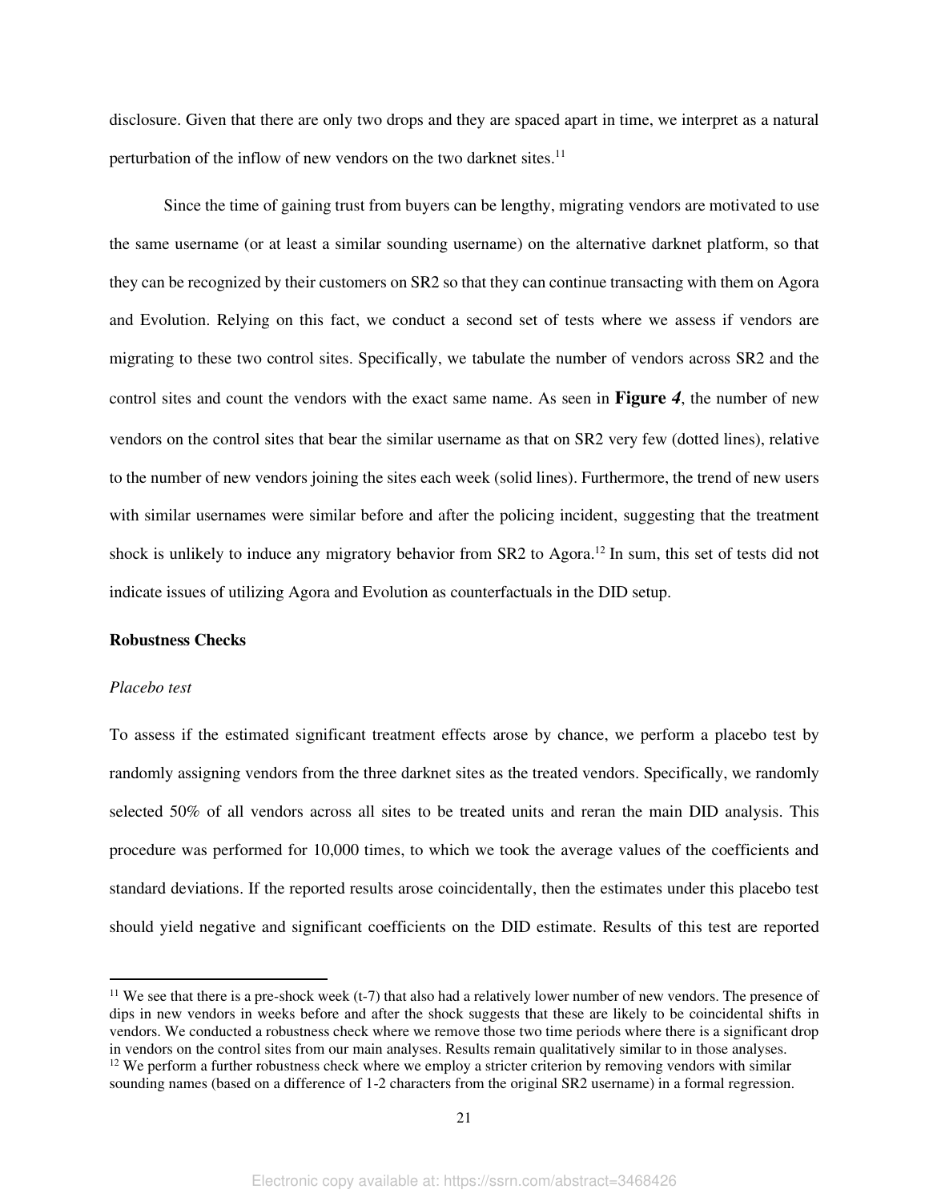disclosure. Given that there are only two drops and they are spaced apart in time, we interpret as a natural perturbation of the inflow of new vendors on the two darknet sites.[11]

Since the time of gaining trust from buyers can be lengthy, migrating vendors are motivated to use the same username (or at least a similar sounding username) on the alternative darknet platform, so that they can be recognized by their customers on SR2 so that they can continue transacting with them on Agora and Evolution. Relying on this fact, we conduct a second set of tests where we assess if vendors are migrating to these two control sites. Specifically, we tabulate the number of vendors across SR2 and the control sites and count the vendors with the exact same name. As seen in **Figure *4***, the number of new vendors on the control sites that bear the similar username as that on SR2 very few (dotted lines), relative to the number of new vendors joining the sites each week (solid lines). Furthermore, the trend of new users with similar usernames were similar before and after the policing incident, suggesting that the treatment shock is unlikely to induce any migratory behavior from SR2 to Agora.[12] In sum, this set of tests did not indicate issues of utilizing Agora and Evolution as counterfactuals in the DID setup.

**Robustness Checks**

*Placebo test*

To assess if the estimated significant treatment effects arose by chance, we perform a placebo test by randomly assigning vendors from the three darknet sites as the treated vendors. Specifically, we randomly selected 50% of all vendors across all sites to be treated units and reran the main DID analysis. This procedure was performed for 10,000 times, to which we took the average values of the coefficients and standard deviations. If the reported results arose coincidentally, then the estimates under this placebo test should yield negative and significant coefficients on the DID estimate. Results of this test are reported

[11] We see that there is a pre-shock week (t-7) that also had a relatively lower number of new vendors. The presence of dips in new vendors in weeks before and after the shock suggests that these are likely to be coincidental shifts in vendors. We conducted a robustness check where we remove those two time periods where there is a significant drop in vendors on the control sites from our main analyses. Results remain qualitatively similar to in those analyses.

[12] We perform a further robustness check where we employ a stricter criterion by removing vendors with similar sounding names (based on a difference of 1-2 characters from the original SR2 username) in a formal regression.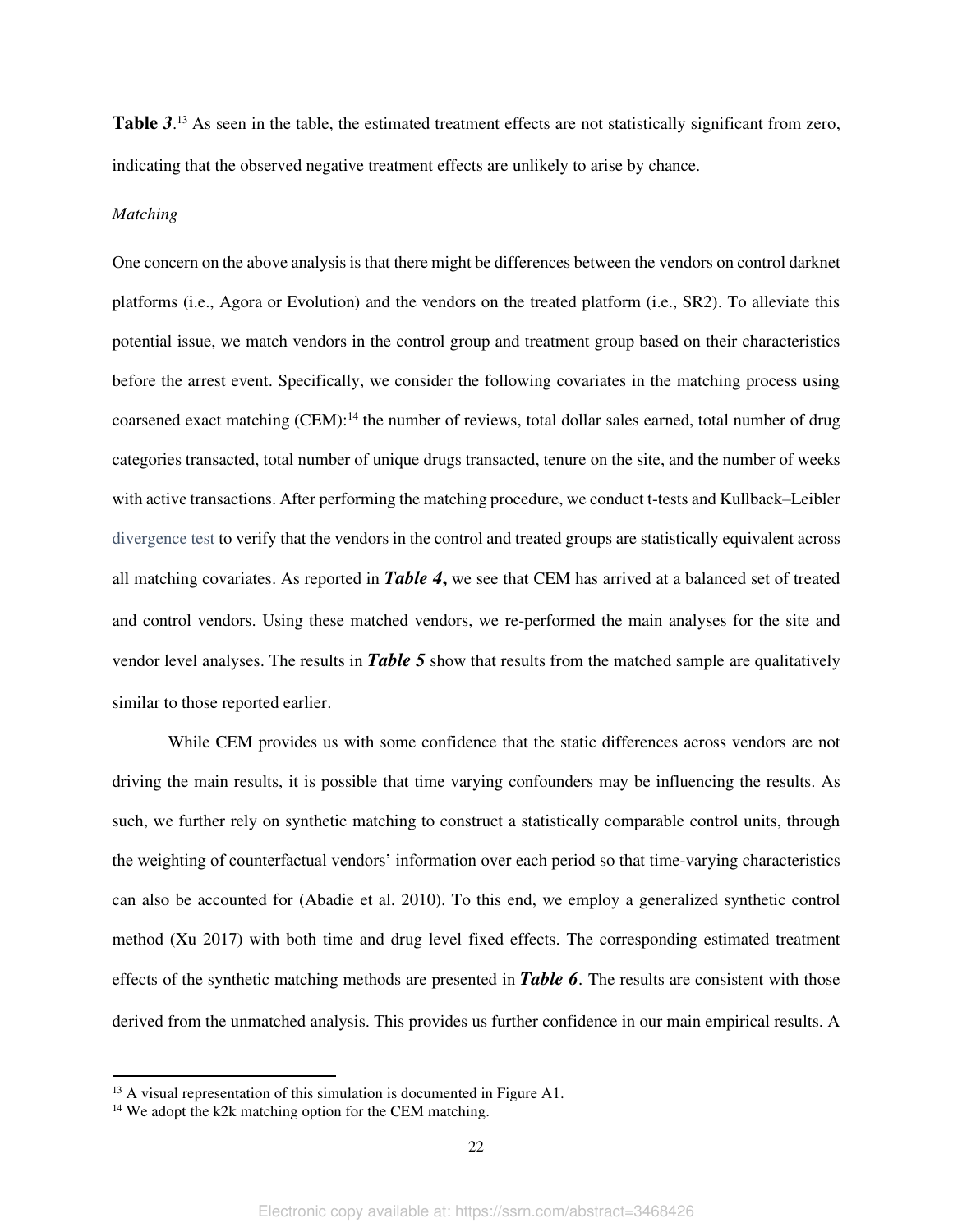**Table *3***.[13] As seen in the table, the estimated treatment effects are not statistically significant from zero, indicating that the observed negative treatment effects are unlikely to arise by chance.

*Matching*

One concern on the above analysis is that there might be differences between the vendors on control darknet platforms (i.e., Agora or Evolution) and the vendors on the treated platform (i.e., SR2). To alleviate this potential issue, we match vendors in the control group and treatment group based on their characteristics before the arrest event. Specifically, we consider the following covariates in the matching process using coarsened exact matching (CEM):[14] the number of reviews, total dollar sales earned, total number of drug categories transacted, total number of unique drugs transacted, tenure on the site, and the number of weeks with active transactions. After performing the matching procedure, we conduct t-tests and Kullback–Leibler divergence test to verify that the vendors in the control and treated groups are statistically equivalent across all matching covariates. As reported in ***Table 4*,** we see that CEM has arrived at a balanced set of treated and control vendors. Using these matched vendors, we re-performed the main analyses for the site and vendor level analyses. The results in ***Table 5*** show that results from the matched sample are qualitatively similar to those reported earlier.

While CEM provides us with some confidence that the static differences across vendors are not driving the main results, it is possible that time varying confounders may be influencing the results. As such, we further rely on synthetic matching to construct a statistically comparable control units, through the weighting of counterfactual vendors' information over each period so that time-varying characteristics can also be accounted for (Abadie et al. 2010). To this end, we employ a generalized synthetic control method (Xu 2017) with both time and drug level fixed effects. The corresponding estimated treatment effects of the synthetic matching methods are presented in ***Table 6***. The results are consistent with those derived from the unmatched analysis. This provides us further confidence in our main empirical results. A

[13] A visual representation of this simulation is documented in Figure A1.

[14] We adopt the k2k matching option for the CEM matching.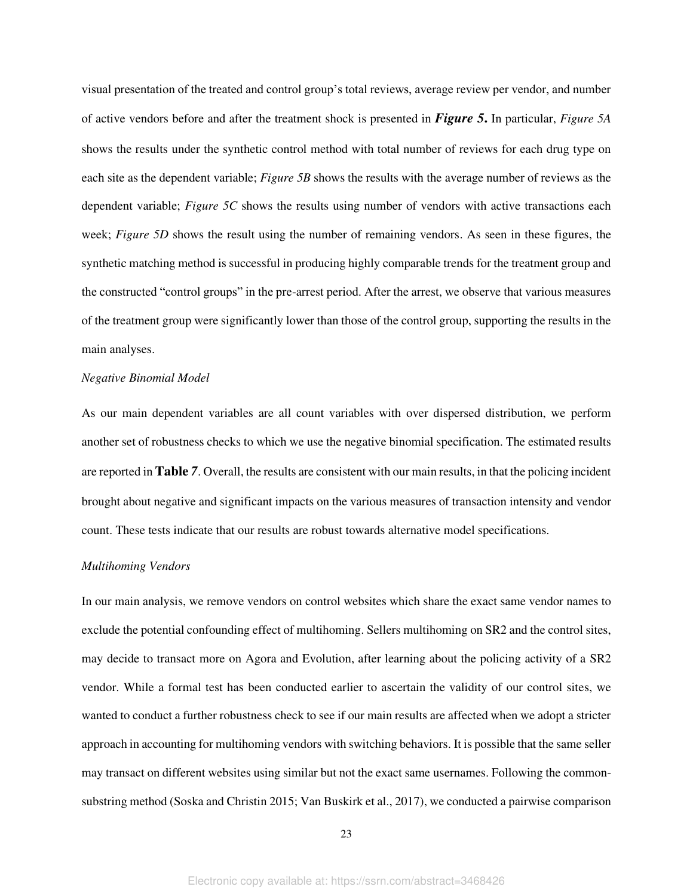visual presentation of the treated and control group's total reviews, average review per vendor, and number of active vendors before and after the treatment shock is presented in ***Figure 5***. In particular, *Figure 5A* shows the results under the synthetic control method with total number of reviews for each drug type on each site as the dependent variable; *Figure 5B* shows the results with the average number of reviews as the dependent variable; *Figure 5C* shows the results using number of vendors with active transactions each week; *Figure 5D* shows the result using the number of remaining vendors. As seen in these figures, the synthetic matching method is successful in producing highly comparable trends for the treatment group and the constructed "control groups" in the pre-arrest period. After the arrest, we observe that various measures of the treatment group were significantly lower than those of the control group, supporting the results in the main analyses.

*Negative Binomial Model*

As our main dependent variables are all count variables with over dispersed distribution, we perform another set of robustness checks to which we use the negative binomial specification. The estimated results are reported in **Table** *7*. Overall, the results are consistent with our main results, in that the policing incident brought about negative and significant impacts on the various measures of transaction intensity and vendor count. These tests indicate that our results are robust towards alternative model specifications.

*Multihoming Vendors*

In our main analysis, we remove vendors on control websites which share the exact same vendor names to exclude the potential confounding effect of multihoming. Sellers multihoming on SR2 and the control sites, may decide to transact more on Agora and Evolution, after learning about the policing activity of a SR2 vendor. While a formal test has been conducted earlier to ascertain the validity of our control sites, we wanted to conduct a further robustness check to see if our main results are affected when we adopt a stricter approach in accounting for multihoming vendors with switching behaviors. It is possible that the same seller may transact on different websites using similar but not the exact same usernames. Following the common-substring method (Soska and Christin 2015; Van Buskirk et al., 2017), we conducted a pairwise comparison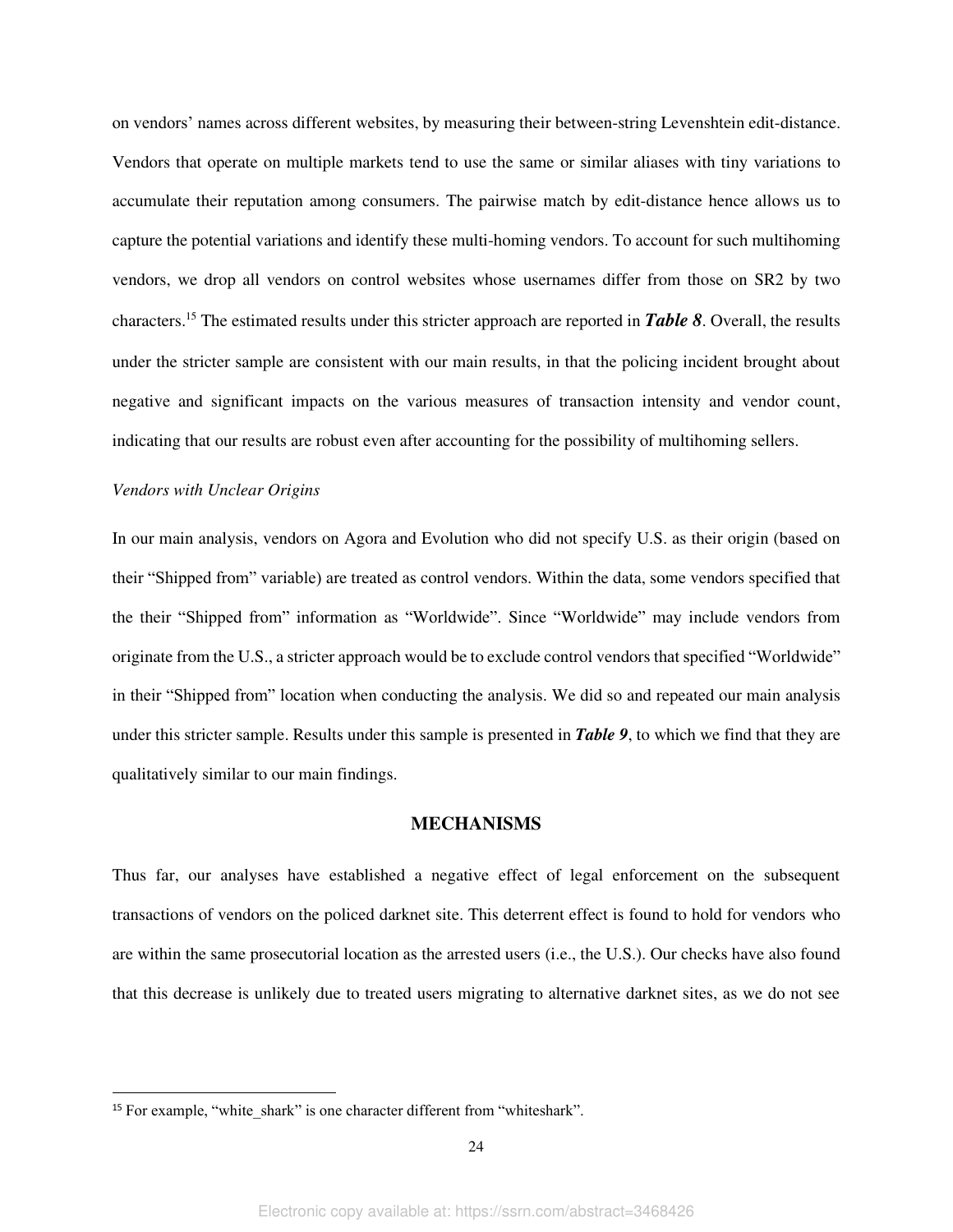on vendors' names across different websites, by measuring their between-string Levenshtein edit-distance. Vendors that operate on multiple markets tend to use the same or similar aliases with tiny variations to accumulate their reputation among consumers. The pairwise match by edit-distance hence allows us to capture the potential variations and identify these multi-homing vendors. To account for such multihoming vendors, we drop all vendors on control websites whose usernames differ from those on SR2 by two characters.[15] The estimated results under this stricter approach are reported in ***Table 8***. Overall, the results under the stricter sample are consistent with our main results, in that the policing incident brought about negative and significant impacts on the various measures of transaction intensity and vendor count, indicating that our results are robust even after accounting for the possibility of multihoming sellers.

*Vendors with Unclear Origins*

In our main analysis, vendors on Agora and Evolution who did not specify U.S. as their origin (based on their "Shipped from" variable) are treated as control vendors. Within the data, some vendors specified that the their "Shipped from" information as "Worldwide". Since "Worldwide" may include vendors from originate from the U.S., a stricter approach would be to exclude control vendors that specified "Worldwide" in their "Shipped from" location when conducting the analysis. We did so and repeated our main analysis under this stricter sample. Results under this sample is presented in ***Table 9***, to which we find that they are qualitatively similar to our main findings.

## MECHANISMS

Thus far, our analyses have established a negative effect of legal enforcement on the subsequent transactions of vendors on the policed darknet site. This deterrent effect is found to hold for vendors who are within the same prosecutorial location as the arrested users (i.e., the U.S.). Our checks have also found that this decrease is unlikely due to treated users migrating to alternative darknet sites, as we do not see

[15] For example, "white_shark" is one character different from "whiteshark".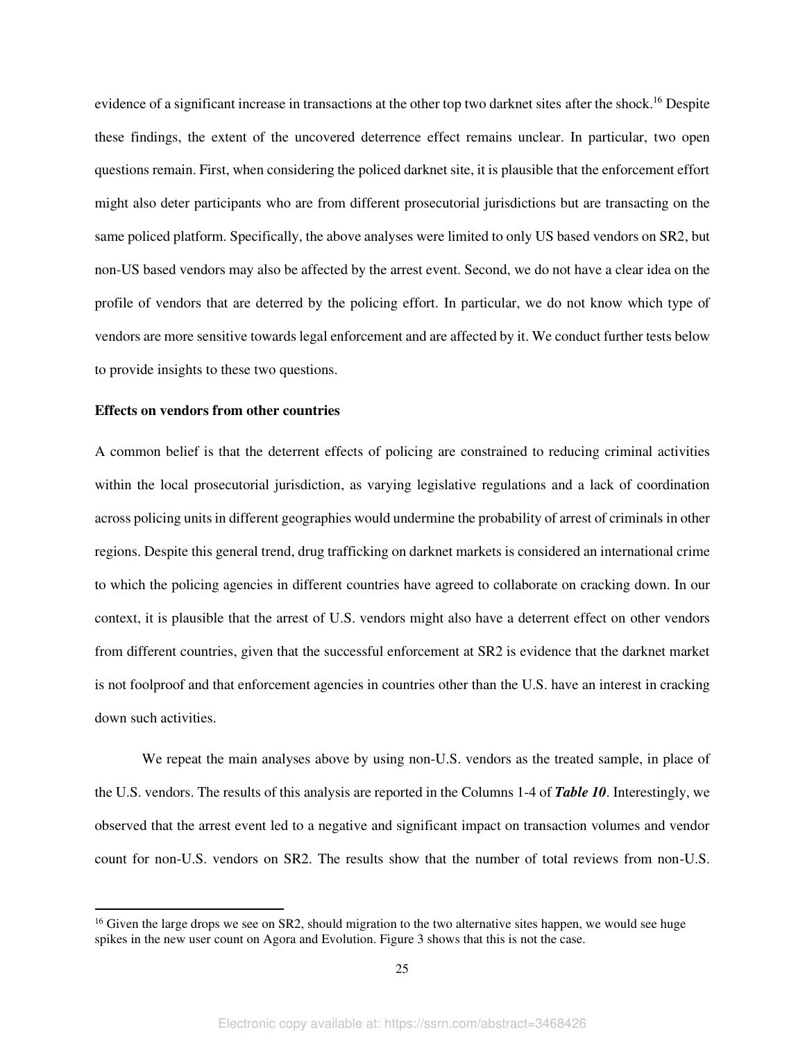evidence of a significant increase in transactions at the other top two darknet sites after the shock.[16] Despite these findings, the extent of the uncovered deterrence effect remains unclear. In particular, two open questions remain. First, when considering the policed darknet site, it is plausible that the enforcement effort might also deter participants who are from different prosecutorial jurisdictions but are transacting on the same policed platform. Specifically, the above analyses were limited to only US based vendors on SR2, but non-US based vendors may also be affected by the arrest event. Second, we do not have a clear idea on the profile of vendors that are deterred by the policing effort. In particular, we do not know which type of vendors are more sensitive towards legal enforcement and are affected by it. We conduct further tests below to provide insights to these two questions.

**Effects on vendors from other countries**

A common belief is that the deterrent effects of policing are constrained to reducing criminal activities within the local prosecutorial jurisdiction, as varying legislative regulations and a lack of coordination across policing units in different geographies would undermine the probability of arrest of criminals in other regions. Despite this general trend, drug trafficking on darknet markets is considered an international crime to which the policing agencies in different countries have agreed to collaborate on cracking down. In our context, it is plausible that the arrest of U.S. vendors might also have a deterrent effect on other vendors from different countries, given that the successful enforcement at SR2 is evidence that the darknet market is not foolproof and that enforcement agencies in countries other than the U.S. have an interest in cracking down such activities.

We repeat the main analyses above by using non-U.S. vendors as the treated sample, in place of the U.S. vendors. The results of this analysis are reported in the Columns 1-4 of ***Table 10***. Interestingly, we observed that the arrest event led to a negative and significant impact on transaction volumes and vendor count for non-U.S. vendors on SR2. The results show that the number of total reviews from non-U.S.

[16] Given the large drops we see on SR2, should migration to the two alternative sites happen, we would see huge spikes in the new user count on Agora and Evolution. Figure 3 shows that this is not the case.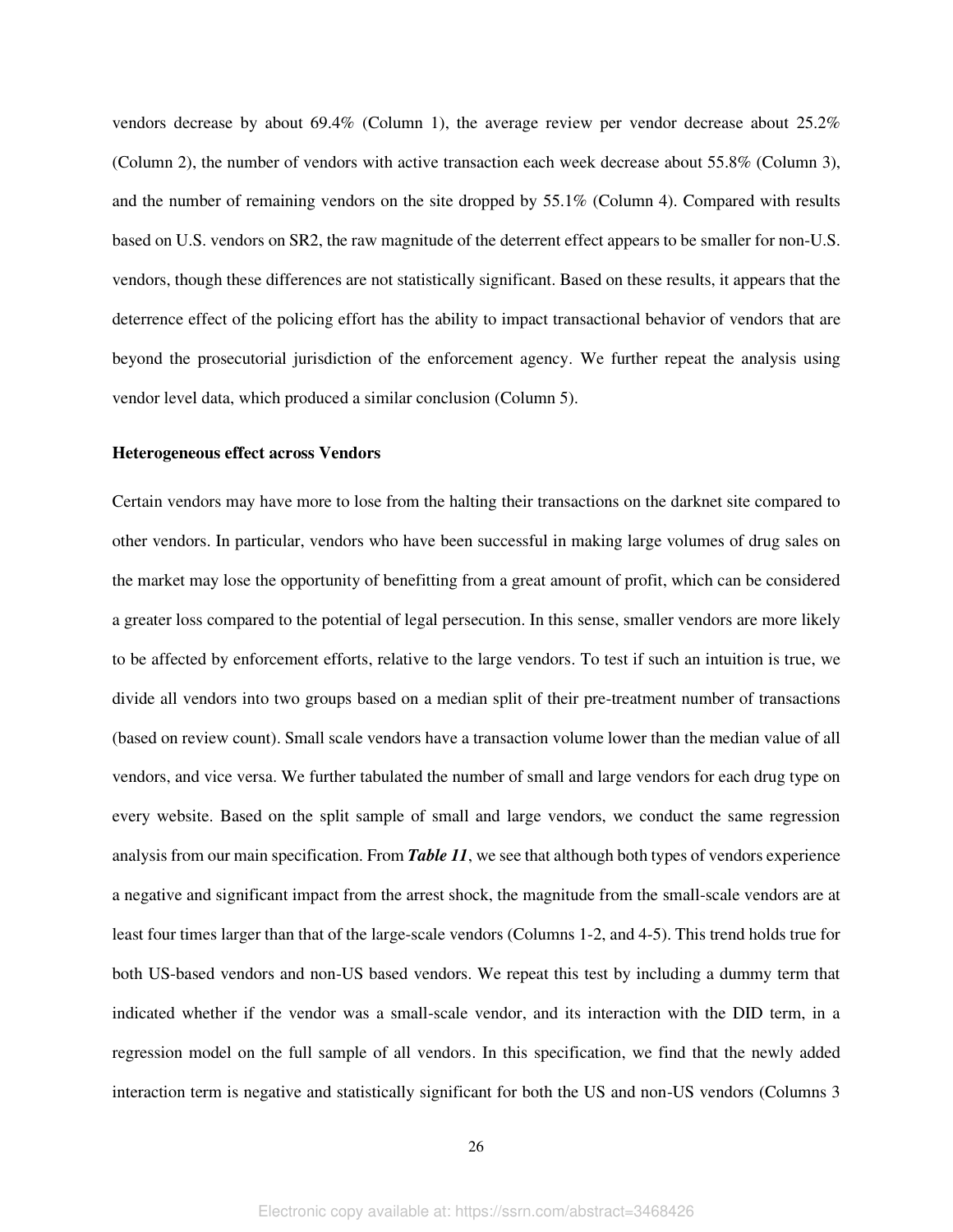vendors decrease by about 69.4% (Column 1), the average review per vendor decrease about 25.2% (Column 2), the number of vendors with active transaction each week decrease about 55.8% (Column 3), and the number of remaining vendors on the site dropped by 55.1% (Column 4). Compared with results based on U.S. vendors on SR2, the raw magnitude of the deterrent effect appears to be smaller for non-U.S. vendors, though these differences are not statistically significant. Based on these results, it appears that the deterrence effect of the policing effort has the ability to impact transactional behavior of vendors that are beyond the prosecutorial jurisdiction of the enforcement agency. We further repeat the analysis using vendor level data, which produced a similar conclusion (Column 5).

**Heterogeneous effect across Vendors**

Certain vendors may have more to lose from the halting their transactions on the darknet site compared to other vendors. In particular, vendors who have been successful in making large volumes of drug sales on the market may lose the opportunity of benefitting from a great amount of profit, which can be considered a greater loss compared to the potential of legal persecution. In this sense, smaller vendors are more likely to be affected by enforcement efforts, relative to the large vendors. To test if such an intuition is true, we divide all vendors into two groups based on a median split of their pre-treatment number of transactions (based on review count). Small scale vendors have a transaction volume lower than the median value of all vendors, and vice versa. We further tabulated the number of small and large vendors for each drug type on every website. Based on the split sample of small and large vendors, we conduct the same regression analysis from our main specification. From ***Table 11***, we see that although both types of vendors experience a negative and significant impact from the arrest shock, the magnitude from the small-scale vendors are at least four times larger than that of the large-scale vendors (Columns 1-2, and 4-5). This trend holds true for both US-based vendors and non-US based vendors. We repeat this test by including a dummy term that indicated whether if the vendor was a small-scale vendor, and its interaction with the DID term, in a regression model on the full sample of all vendors. In this specification, we find that the newly added interaction term is negative and statistically significant for both the US and non-US vendors (Columns 3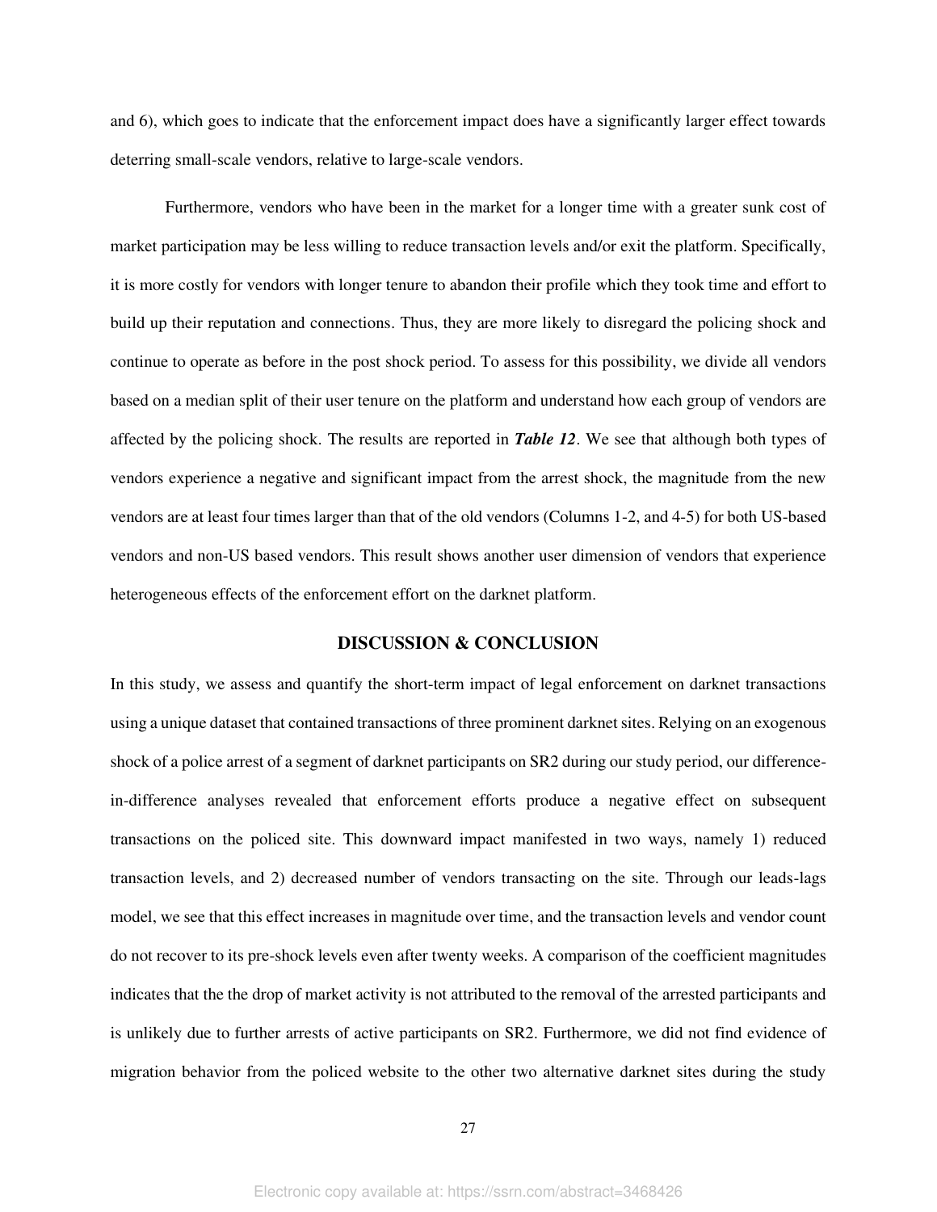and 6), which goes to indicate that the enforcement impact does have a significantly larger effect towards deterring small-scale vendors, relative to large-scale vendors.

Furthermore, vendors who have been in the market for a longer time with a greater sunk cost of market participation may be less willing to reduce transaction levels and/or exit the platform. Specifically, it is more costly for vendors with longer tenure to abandon their profile which they took time and effort to build up their reputation and connections. Thus, they are more likely to disregard the policing shock and continue to operate as before in the post shock period. To assess for this possibility, we divide all vendors based on a median split of their user tenure on the platform and understand how each group of vendors are affected by the policing shock. The results are reported in ***Table 12***. We see that although both types of vendors experience a negative and significant impact from the arrest shock, the magnitude from the new vendors are at least four times larger than that of the old vendors (Columns 1-2, and 4-5) for both US-based vendors and non-US based vendors. This result shows another user dimension of vendors that experience heterogeneous effects of the enforcement effort on the darknet platform.

## DISCUSSION & CONCLUSION

In this study, we assess and quantify the short-term impact of legal enforcement on darknet transactions using a unique dataset that contained transactions of three prominent darknet sites. Relying on an exogenous shock of a police arrest of a segment of darknet participants on SR2 during our study period, our difference-in-difference analyses revealed that enforcement efforts produce a negative effect on subsequent transactions on the policed site. This downward impact manifested in two ways, namely 1) reduced transaction levels, and 2) decreased number of vendors transacting on the site. Through our leads-lags model, we see that this effect increases in magnitude over time, and the transaction levels and vendor count do not recover to its pre-shock levels even after twenty weeks. A comparison of the coefficient magnitudes indicates that the the drop of market activity is not attributed to the removal of the arrested participants and is unlikely due to further arrests of active participants on SR2. Furthermore, we did not find evidence of migration behavior from the policed website to the other two alternative darknet sites during the study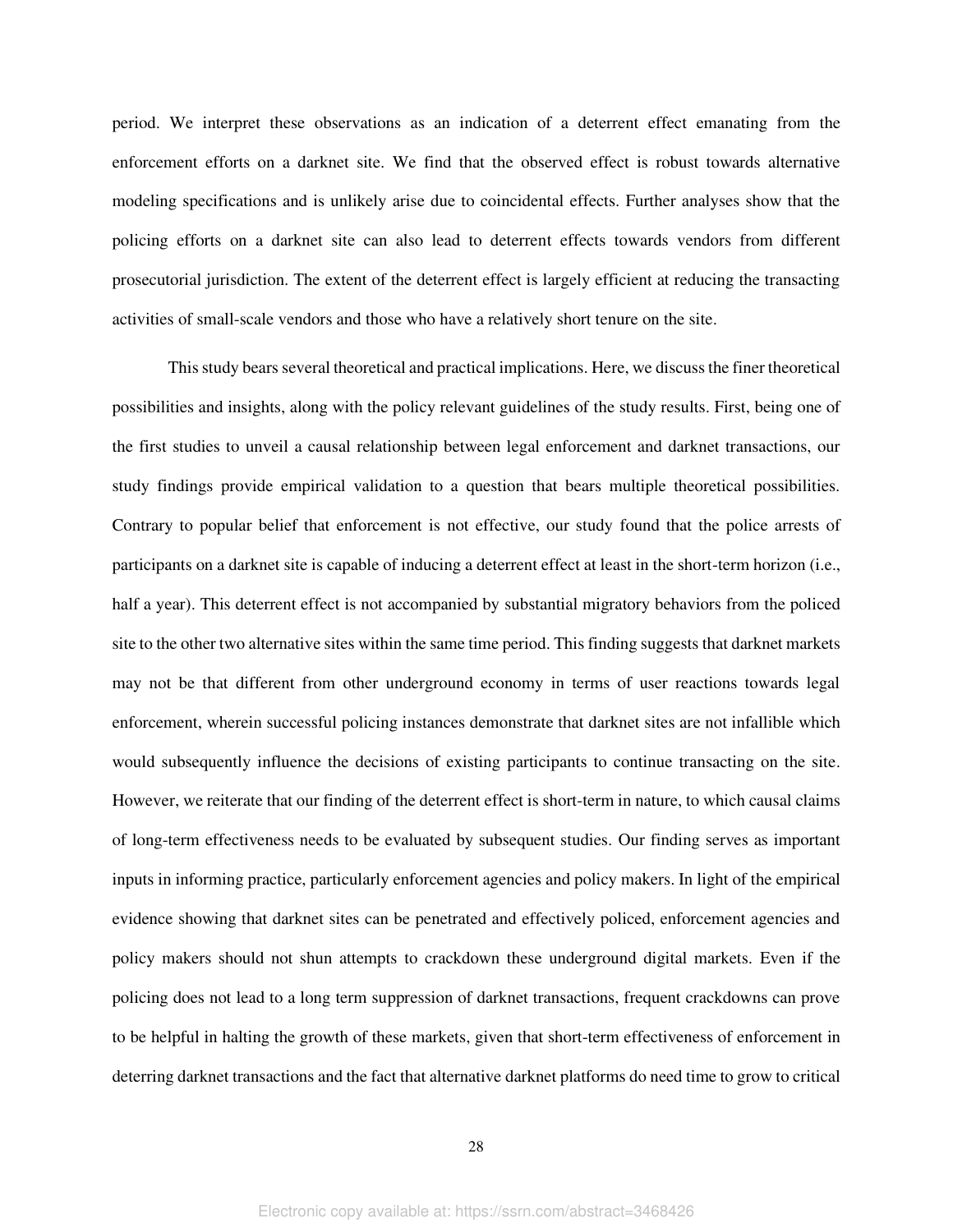period. We interpret these observations as an indication of a deterrent effect emanating from the enforcement efforts on a darknet site. We find that the observed effect is robust towards alternative modeling specifications and is unlikely arise due to coincidental effects. Further analyses show that the policing efforts on a darknet site can also lead to deterrent effects towards vendors from different prosecutorial jurisdiction. The extent of the deterrent effect is largely efficient at reducing the transacting activities of small-scale vendors and those who have a relatively short tenure on the site.

This study bears several theoretical and practical implications. Here, we discuss the finer theoretical possibilities and insights, along with the policy relevant guidelines of the study results. First, being one of the first studies to unveil a causal relationship between legal enforcement and darknet transactions, our study findings provide empirical validation to a question that bears multiple theoretical possibilities. Contrary to popular belief that enforcement is not effective, our study found that the police arrests of participants on a darknet site is capable of inducing a deterrent effect at least in the short-term horizon (i.e., half a year). This deterrent effect is not accompanied by substantial migratory behaviors from the policed site to the other two alternative sites within the same time period. This finding suggests that darknet markets may not be that different from other underground economy in terms of user reactions towards legal enforcement, wherein successful policing instances demonstrate that darknet sites are not infallible which would subsequently influence the decisions of existing participants to continue transacting on the site. However, we reiterate that our finding of the deterrent effect is short-term in nature, to which causal claims of long-term effectiveness needs to be evaluated by subsequent studies. Our finding serves as important inputs in informing practice, particularly enforcement agencies and policy makers. In light of the empirical evidence showing that darknet sites can be penetrated and effectively policed, enforcement agencies and policy makers should not shun attempts to crackdown these underground digital markets. Even if the policing does not lead to a long term suppression of darknet transactions, frequent crackdowns can prove to be helpful in halting the growth of these markets, given that short-term effectiveness of enforcement in deterring darknet transactions and the fact that alternative darknet platforms do need time to grow to critical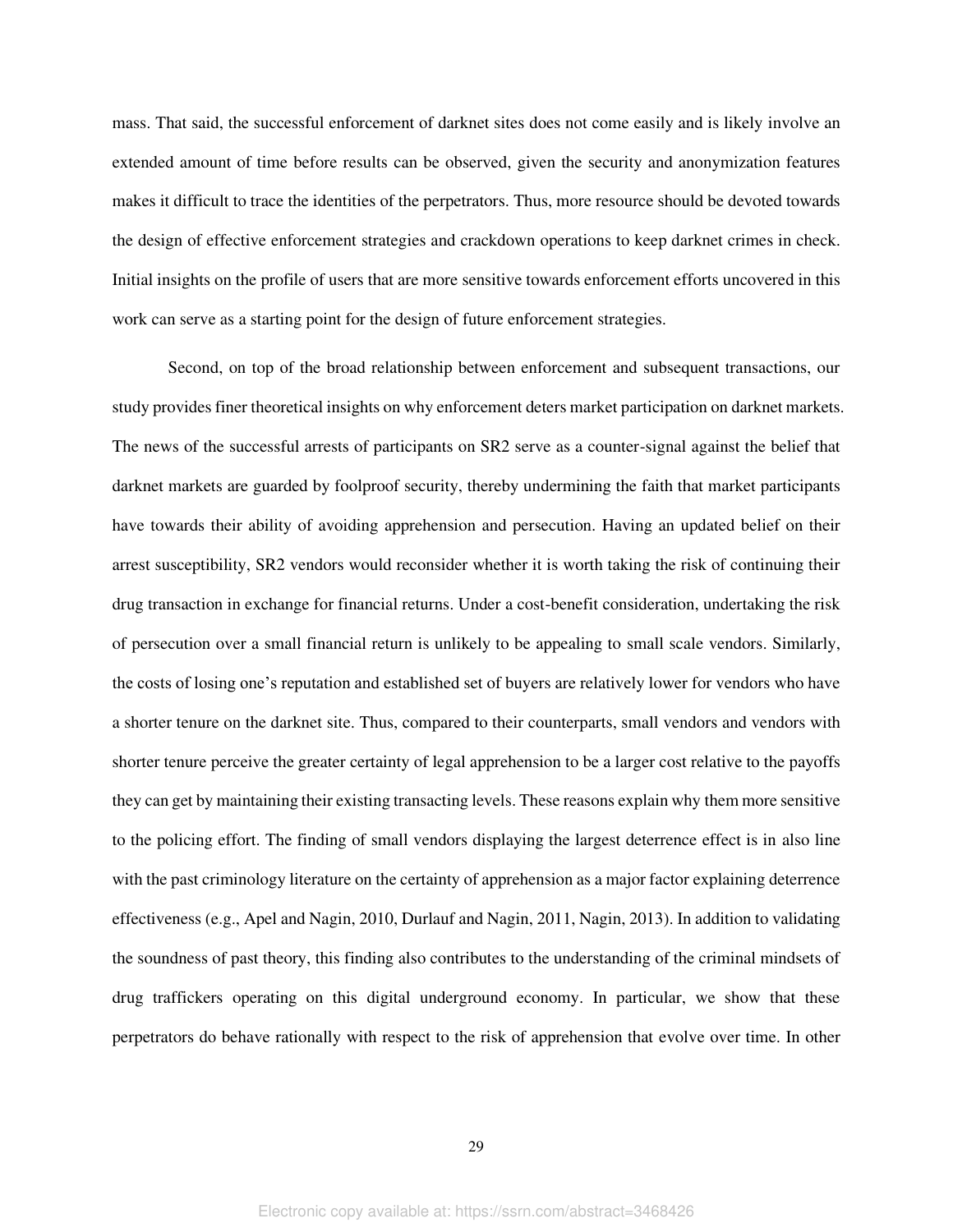mass. That said, the successful enforcement of darknet sites does not come easily and is likely involve an extended amount of time before results can be observed, given the security and anonymization features makes it difficult to trace the identities of the perpetrators. Thus, more resource should be devoted towards the design of effective enforcement strategies and crackdown operations to keep darknet crimes in check. Initial insights on the profile of users that are more sensitive towards enforcement efforts uncovered in this work can serve as a starting point for the design of future enforcement strategies.

Second, on top of the broad relationship between enforcement and subsequent transactions, our study provides finer theoretical insights on why enforcement deters market participation on darknet markets. The news of the successful arrests of participants on SR2 serve as a counter-signal against the belief that darknet markets are guarded by foolproof security, thereby undermining the faith that market participants have towards their ability of avoiding apprehension and persecution. Having an updated belief on their arrest susceptibility, SR2 vendors would reconsider whether it is worth taking the risk of continuing their drug transaction in exchange for financial returns. Under a cost-benefit consideration, undertaking the risk of persecution over a small financial return is unlikely to be appealing to small scale vendors. Similarly, the costs of losing one's reputation and established set of buyers are relatively lower for vendors who have a shorter tenure on the darknet site. Thus, compared to their counterparts, small vendors and vendors with shorter tenure perceive the greater certainty of legal apprehension to be a larger cost relative to the payoffs they can get by maintaining their existing transacting levels. These reasons explain why them more sensitive to the policing effort. The finding of small vendors displaying the largest deterrence effect is in also line with the past criminology literature on the certainty of apprehension as a major factor explaining deterrence effectiveness (e.g., Apel and Nagin, 2010, Durlauf and Nagin, 2011, Nagin, 2013). In addition to validating the soundness of past theory, this finding also contributes to the understanding of the criminal mindsets of drug traffickers operating on this digital underground economy. In particular, we show that these perpetrators do behave rationally with respect to the risk of apprehension that evolve over time. In other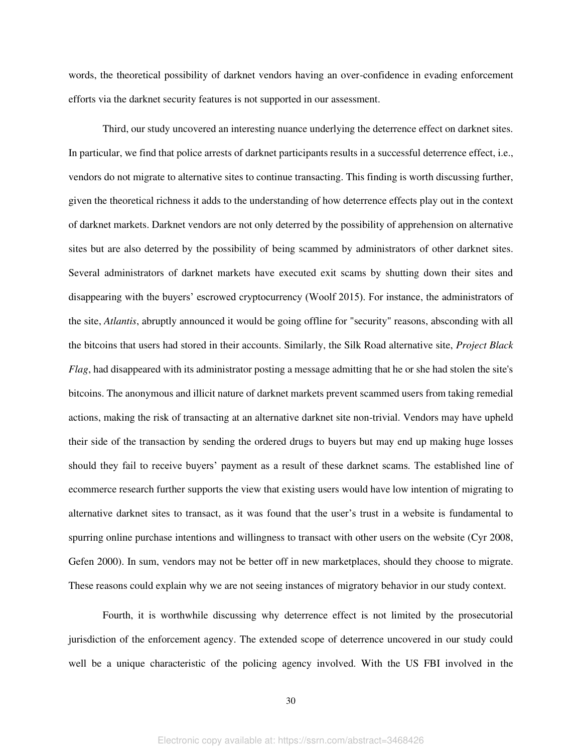words, the theoretical possibility of darknet vendors having an over-confidence in evading enforcement efforts via the darknet security features is not supported in our assessment.

Third, our study uncovered an interesting nuance underlying the deterrence effect on darknet sites. In particular, we find that police arrests of darknet participants results in a successful deterrence effect, i.e., vendors do not migrate to alternative sites to continue transacting. This finding is worth discussing further, given the theoretical richness it adds to the understanding of how deterrence effects play out in the context of darknet markets. Darknet vendors are not only deterred by the possibility of apprehension on alternative sites but are also deterred by the possibility of being scammed by administrators of other darknet sites. Several administrators of darknet markets have executed exit scams by shutting down their sites and disappearing with the buyers' escrowed cryptocurrency (Woolf 2015). For instance, the administrators of the site, *Atlantis*, abruptly announced it would be going offline for "security" reasons, absconding with all the bitcoins that users had stored in their accounts. Similarly, the Silk Road alternative site, *Project Black Flag*, had disappeared with its administrator posting a message admitting that he or she had stolen the site's bitcoins. The anonymous and illicit nature of darknet markets prevent scammed users from taking remedial actions, making the risk of transacting at an alternative darknet site non-trivial. Vendors may have upheld their side of the transaction by sending the ordered drugs to buyers but may end up making huge losses should they fail to receive buyers' payment as a result of these darknet scams. The established line of ecommerce research further supports the view that existing users would have low intention of migrating to alternative darknet sites to transact, as it was found that the user's trust in a website is fundamental to spurring online purchase intentions and willingness to transact with other users on the website (Cyr 2008, Gefen 2000). In sum, vendors may not be better off in new marketplaces, should they choose to migrate. These reasons could explain why we are not seeing instances of migratory behavior in our study context.

Fourth, it is worthwhile discussing why deterrence effect is not limited by the prosecutorial jurisdiction of the enforcement agency. The extended scope of deterrence uncovered in our study could well be a unique characteristic of the policing agency involved. With the US FBI involved in the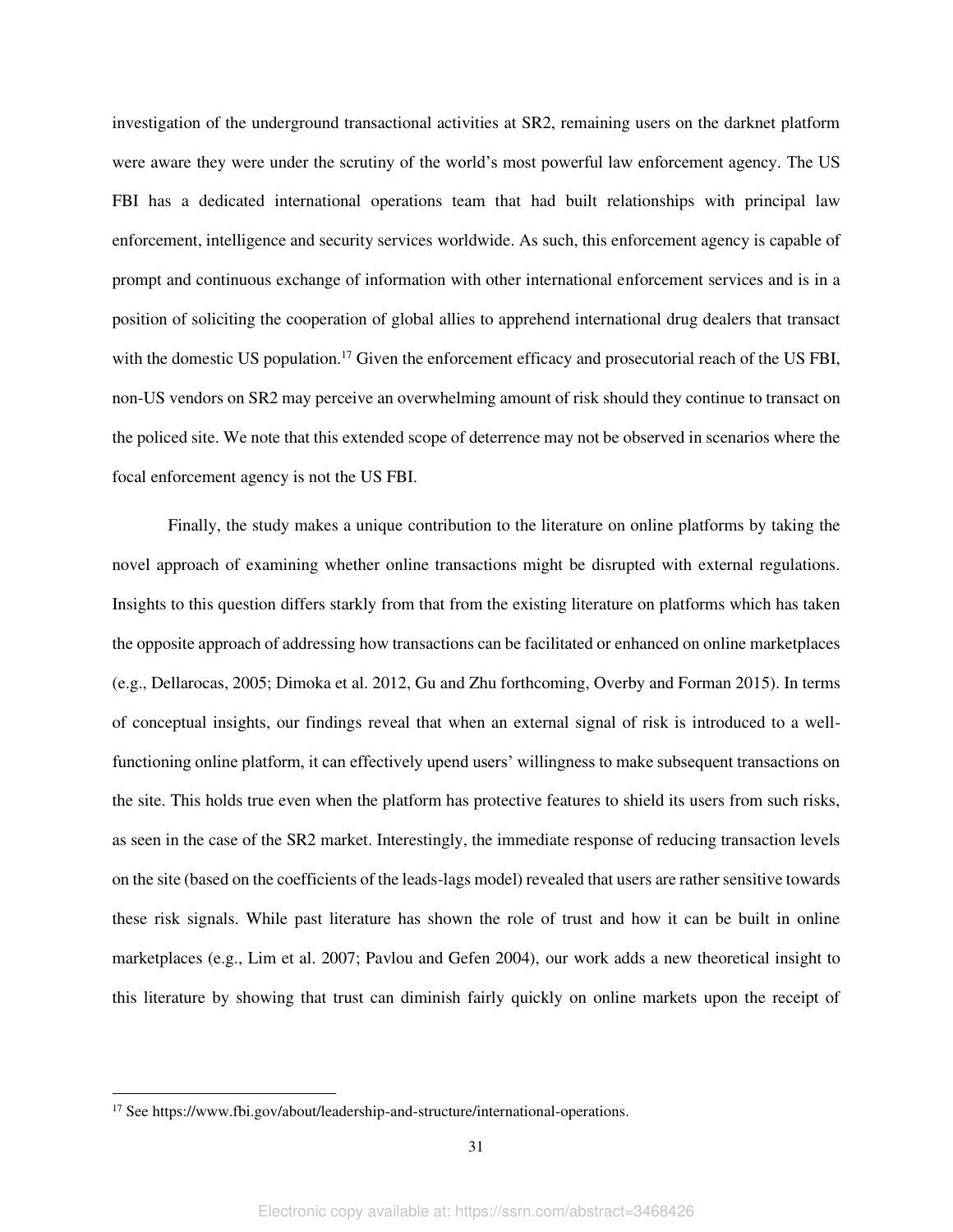investigation of the underground transactional activities at SR2, remaining users on the darknet platform were aware they were under the scrutiny of the world's most powerful law enforcement agency. The US FBI has a dedicated international operations team that had built relationships with principal law enforcement, intelligence and security services worldwide. As such, this enforcement agency is capable of prompt and continuous exchange of information with other international enforcement services and is in a position of soliciting the cooperation of global allies to apprehend international drug dealers that transact with the domestic US population.[17] Given the enforcement efficacy and prosecutorial reach of the US FBI, non-US vendors on SR2 may perceive an overwhelming amount of risk should they continue to transact on the policed site. We note that this extended scope of deterrence may not be observed in scenarios where the focal enforcement agency is not the US FBI.

Finally, the study makes a unique contribution to the literature on online platforms by taking the novel approach of examining whether online transactions might be disrupted with external regulations. Insights to this question differs starkly from that from the existing literature on platforms which has taken the opposite approach of addressing how transactions can be facilitated or enhanced on online marketplaces (e.g., Dellarocas, 2005; Dimoka et al. 2012, Gu and Zhu forthcoming, Overby and Forman 2015). In terms of conceptual insights, our findings reveal that when an external signal of risk is introduced to a well-functioning online platform, it can effectively upend users' willingness to make subsequent transactions on the site. This holds true even when the platform has protective features to shield its users from such risks, as seen in the case of the SR2 market. Interestingly, the immediate response of reducing transaction levels on the site (based on the coefficients of the leads-lags model) revealed that users are rather sensitive towards these risk signals. While past literature has shown the role of trust and how it can be built in online marketplaces (e.g., Lim et al. 2007; Pavlou and Gefen 2004), our work adds a new theoretical insight to this literature by showing that trust can diminish fairly quickly on online markets upon the receipt of

[17] See https://www.fbi.gov/about/leadership-and-structure/international-operations.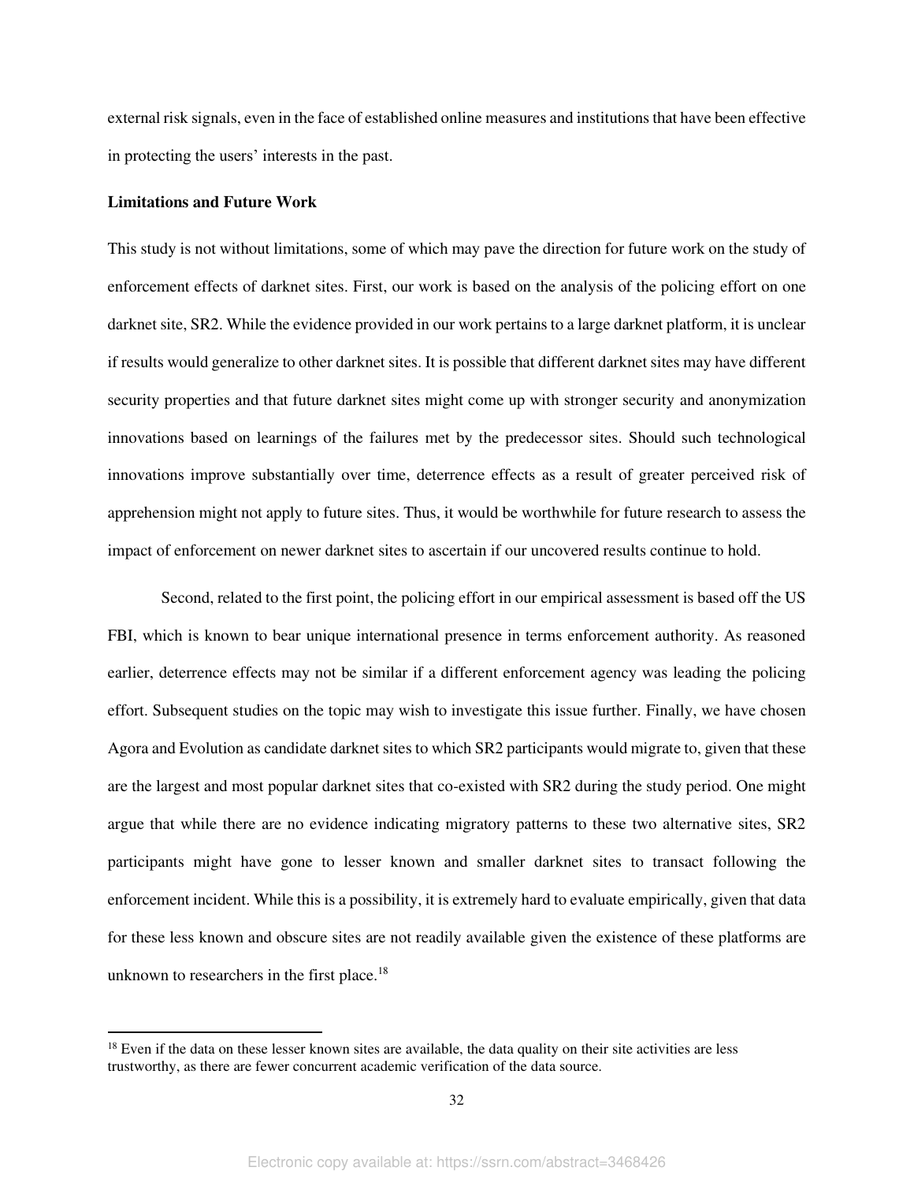external risk signals, even in the face of established online measures and institutions that have been effective in protecting the users' interests in the past.

**Limitations and Future Work**

This study is not without limitations, some of which may pave the direction for future work on the study of enforcement effects of darknet sites. First, our work is based on the analysis of the policing effort on one darknet site, SR2. While the evidence provided in our work pertains to a large darknet platform, it is unclear if results would generalize to other darknet sites. It is possible that different darknet sites may have different security properties and that future darknet sites might come up with stronger security and anonymization innovations based on learnings of the failures met by the predecessor sites. Should such technological innovations improve substantially over time, deterrence effects as a result of greater perceived risk of apprehension might not apply to future sites. Thus, it would be worthwhile for future research to assess the impact of enforcement on newer darknet sites to ascertain if our uncovered results continue to hold.

Second, related to the first point, the policing effort in our empirical assessment is based off the US FBI, which is known to bear unique international presence in terms enforcement authority. As reasoned earlier, deterrence effects may not be similar if a different enforcement agency was leading the policing effort. Subsequent studies on the topic may wish to investigate this issue further. Finally, we have chosen Agora and Evolution as candidate darknet sites to which SR2 participants would migrate to, given that these are the largest and most popular darknet sites that co-existed with SR2 during the study period. One might argue that while there are no evidence indicating migratory patterns to these two alternative sites, SR2 participants might have gone to lesser known and smaller darknet sites to transact following the enforcement incident. While this is a possibility, it is extremely hard to evaluate empirically, given that data for these less known and obscure sites are not readily available given the existence of these platforms are unknown to researchers in the first place.[18]

[18] Even if the data on these lesser known sites are available, the data quality on their site activities are less trustworthy, as there are fewer concurrent academic verification of the data source.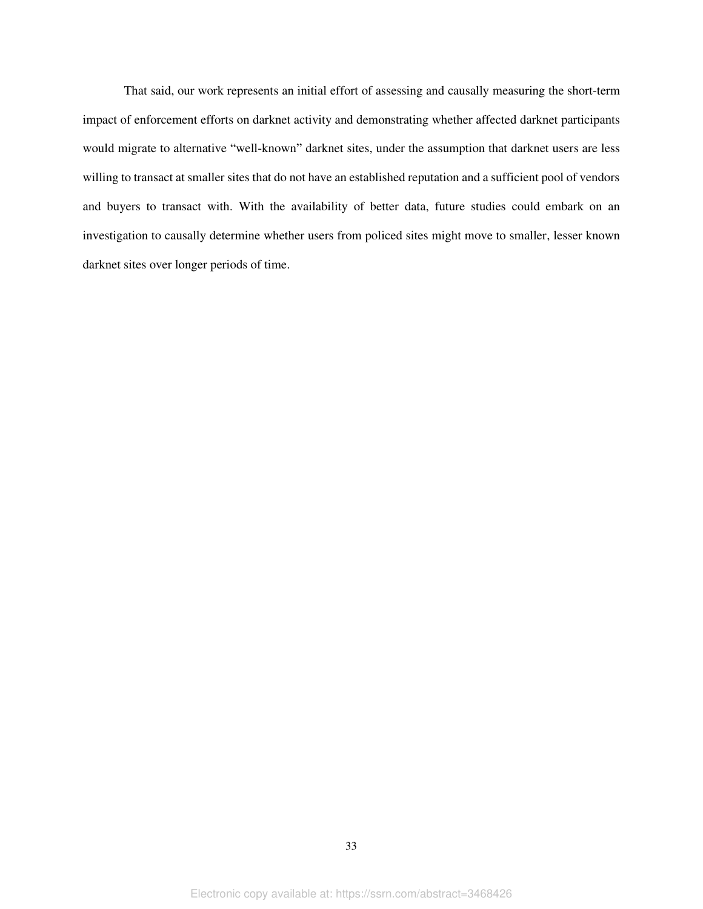That said, our work represents an initial effort of assessing and causally measuring the short-term impact of enforcement efforts on darknet activity and demonstrating whether affected darknet participants would migrate to alternative "well-known" darknet sites, under the assumption that darknet users are less willing to transact at smaller sites that do not have an established reputation and a sufficient pool of vendors and buyers to transact with. With the availability of better data, future studies could embark on an investigation to causally determine whether users from policed sites might move to smaller, lesser known darknet sites over longer periods of time.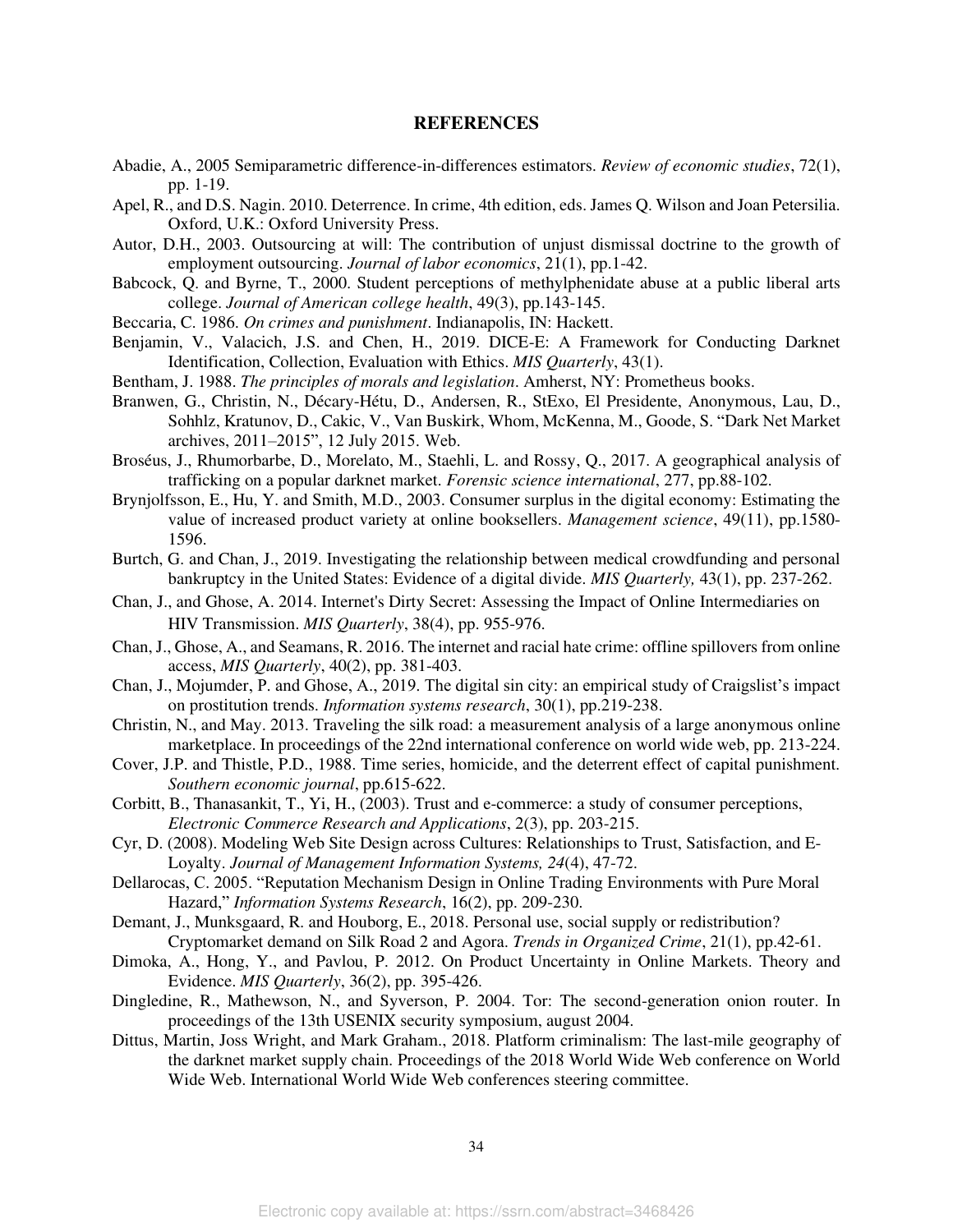## REFERENCES

Abadie, A., 2005 Semiparametric difference-in-differences estimators. *Review of economic studies*, 72(1), pp. 1-19.

Apel, R., and D.S. Nagin. 2010. Deterrence. In crime, 4th edition, eds. James Q. Wilson and Joan Petersilia. Oxford, U.K.: Oxford University Press.

Autor, D.H., 2003. Outsourcing at will: The contribution of unjust dismissal doctrine to the growth of employment outsourcing. *Journal of labor economics*, 21(1), pp.1-42.

Babcock, Q. and Byrne, T., 2000. Student perceptions of methylphenidate abuse at a public liberal arts college. *Journal of American college health*, 49(3), pp.143-145.

Beccaria, C. 1986. *On crimes and punishment*. Indianapolis, IN: Hackett.

Benjamin, V., Valacich, J.S. and Chen, H., 2019. DICE-E: A Framework for Conducting Darknet Identification, Collection, Evaluation with Ethics. *MIS Quarterly*, 43(1).

Bentham, J. 1988. *The principles of morals and legislation*. Amherst, NY: Prometheus books.

Branwen, G., Christin, N., Décary-Hétu, D., Andersen, R., StExo, El Presidente, Anonymous, Lau, D., Sohhlz, Kratunov, D., Cakic, V., Van Buskirk, Whom, McKenna, M., Goode, S. "Dark Net Market archives, 2011–2015", 12 July 2015. Web.

Broséus, J., Rhumorbarbe, D., Morelato, M., Staehli, L. and Rossy, Q., 2017. A geographical analysis of trafficking on a popular darknet market. *Forensic science international*, 277, pp.88-102.

Brynjolfsson, E., Hu, Y. and Smith, M.D., 2003. Consumer surplus in the digital economy: Estimating the value of increased product variety at online booksellers. *Management science*, 49(11), pp.1580-1596.

Burtch, G. and Chan, J., 2019. Investigating the relationship between medical crowdfunding and personal bankruptcy in the United States: Evidence of a digital divide. *MIS Quarterly,* 43(1), pp. 237-262.

Chan, J., and Ghose, A. 2014. Internet's Dirty Secret: Assessing the Impact of Online Intermediaries on HIV Transmission. *MIS Quarterly*, 38(4), pp. 955-976.

Chan, J., Ghose, A., and Seamans, R. 2016. The internet and racial hate crime: offline spillovers from online access, *MIS Quarterly*, 40(2), pp. 381-403.

Chan, J., Mojumder, P. and Ghose, A., 2019. The digital sin city: an empirical study of Craigslist's impact on prostitution trends. *Information systems research*, 30(1), pp.219-238.

Christin, N., and May. 2013. Traveling the silk road: a measurement analysis of a large anonymous online marketplace. In proceedings of the 22nd international conference on world wide web, pp. 213-224.

Cover, J.P. and Thistle, P.D., 1988. Time series, homicide, and the deterrent effect of capital punishment. *Southern economic journal*, pp.615-622.

Corbitt, B., Thanasankit, T., Yi, H., (2003). Trust and e-commerce: a study of consumer perceptions, *Electronic Commerce Research and Applications*, 2(3), pp. 203-215.

Cyr, D. (2008). Modeling Web Site Design across Cultures: Relationships to Trust, Satisfaction, and E-Loyalty. *Journal of Management Information Systems, 24*(4), 47-72.

Dellarocas, C. 2005. "Reputation Mechanism Design in Online Trading Environments with Pure Moral Hazard," *Information Systems Research*, 16(2), pp. 209-230.

Demant, J., Munksgaard, R. and Houborg, E., 2018. Personal use, social supply or redistribution? Cryptomarket demand on Silk Road 2 and Agora. *Trends in Organized Crime*, 21(1), pp.42-61.

Dimoka, A., Hong, Y., and Pavlou, P. 2012. On Product Uncertainty in Online Markets. Theory and Evidence. *MIS Quarterly*, 36(2), pp. 395-426.

Dingledine, R., Mathewson, N., and Syverson, P. 2004. Tor: The second-generation onion router. In proceedings of the 13th USENIX security symposium, august 2004.

Dittus, Martin, Joss Wright, and Mark Graham., 2018. Platform criminalism: The last-mile geography of the darknet market supply chain. Proceedings of the 2018 World Wide Web conference on World Wide Web. International World Wide Web conferences steering committee.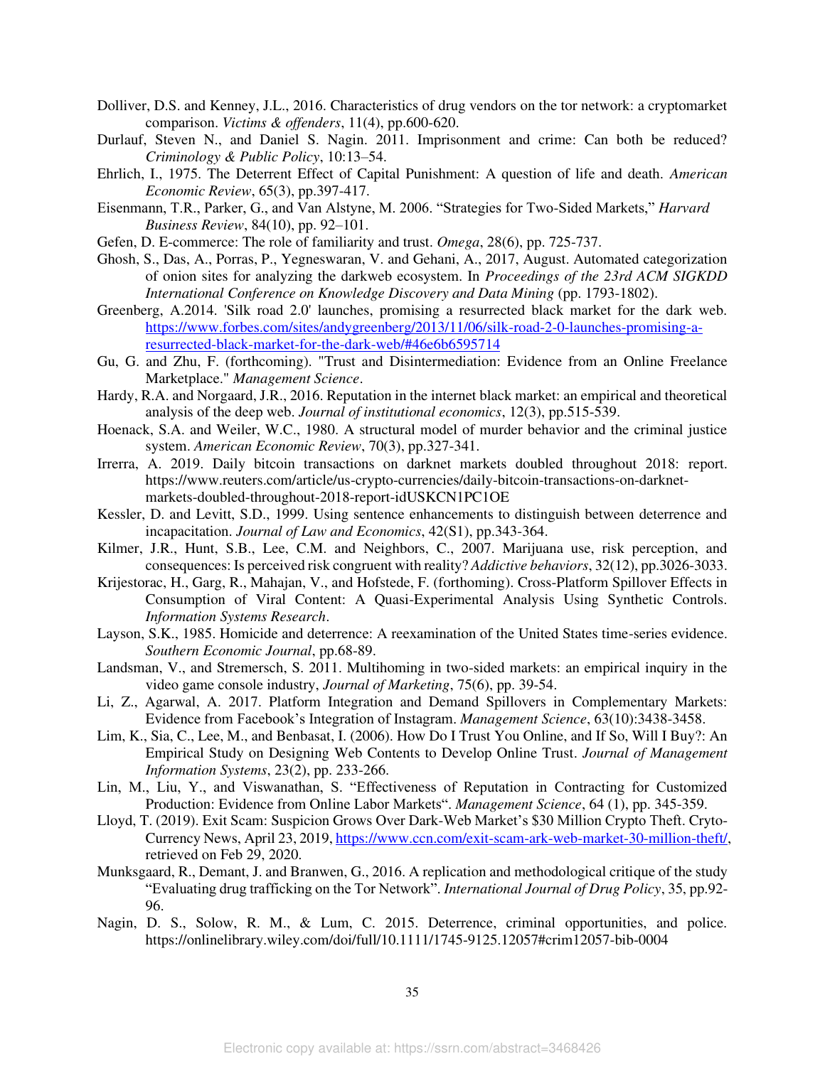Dolliver, D.S. and Kenney, J.L., 2016. Characteristics of drug vendors on the tor network: a cryptomarket comparison. *Victims & offenders*, 11(4), pp.600-620.

Durlauf, Steven N., and Daniel S. Nagin. 2011. Imprisonment and crime: Can both be reduced? *Criminology & Public Policy*, 10:13–54.

Ehrlich, I., 1975. The Deterrent Effect of Capital Punishment: A question of life and death. *American Economic Review*, 65(3), pp.397-417.

Eisenmann, T.R., Parker, G., and Van Alstyne, M. 2006. "Strategies for Two-Sided Markets," *Harvard Business Review*, 84(10), pp. 92–101.

Gefen, D. E-commerce: The role of familiarity and trust. *Omega*, 28(6), pp. 725-737.

Ghosh, S., Das, A., Porras, P., Yegneswaran, V. and Gehani, A., 2017, August. Automated categorization of onion sites for analyzing the darkweb ecosystem. In *Proceedings of the 23rd ACM SIGKDD International Conference on Knowledge Discovery and Data Mining* (pp. 1793-1802).

Greenberg, A.2014. 'Silk road 2.0' launches, promising a resurrected black market for the dark web. https://www.forbes.com/sites/andygreenberg/2013/11/06/silk-road-2-0-launches-promising-a-resurrected-black-market-for-the-dark-web/#46e6b6595714

Gu, G. and Zhu, F. (forthcoming). "Trust and Disintermediation: Evidence from an Online Freelance Marketplace." *Management Science*.

Hardy, R.A. and Norgaard, J.R., 2016. Reputation in the internet black market: an empirical and theoretical analysis of the deep web. *Journal of institutional economics*, 12(3), pp.515-539.

Hoenack, S.A. and Weiler, W.C., 1980. A structural model of murder behavior and the criminal justice system. *American Economic Review*, 70(3), pp.327-341.

Irrerra, A. 2019. Daily bitcoin transactions on darknet markets doubled throughout 2018: report. https://www.reuters.com/article/us-crypto-currencies/daily-bitcoin-transactions-on-darknet-markets-doubled-throughout-2018-report-idUSKCN1PC1OE

Kessler, D. and Levitt, S.D., 1999. Using sentence enhancements to distinguish between deterrence and incapacitation. *Journal of Law and Economics*, 42(S1), pp.343-364.

Kilmer, J.R., Hunt, S.B., Lee, C.M. and Neighbors, C., 2007. Marijuana use, risk perception, and consequences: Is perceived risk congruent with reality? *Addictive behaviors*, 32(12), pp.3026-3033.

Krijestorac, H., Garg, R., Mahajan, V., and Hofstede, F. (forthoming). Cross-Platform Spillover Effects in Consumption of Viral Content: A Quasi-Experimental Analysis Using Synthetic Controls. *Information Systems Research*.

Layson, S.K., 1985. Homicide and deterrence: A reexamination of the United States time-series evidence. *Southern Economic Journal*, pp.68-89.

Landsman, V., and Stremersch, S. 2011. Multihoming in two-sided markets: an empirical inquiry in the video game console industry, *Journal of Marketing*, 75(6), pp. 39-54.

Li, Z., Agarwal, A. 2017. Platform Integration and Demand Spillovers in Complementary Markets: Evidence from Facebook's Integration of Instagram. *Management Science*, 63(10):3438-3458.

Lim, K., Sia, C., Lee, M., and Benbasat, I. (2006). How Do I Trust You Online, and If So, Will I Buy?: An Empirical Study on Designing Web Contents to Develop Online Trust. *Journal of Management Information Systems*, 23(2), pp. 233-266.

Lin, M., Liu, Y., and Viswanathan, S. "Effectiveness of Reputation in Contracting for Customized Production: Evidence from Online Labor Markets". *Management Science*, 64 (1), pp. 345-359.

Lloyd, T. (2019). Exit Scam: Suspicion Grows Over Dark-Web Market's $30 Million Crypto Theft. Cryto-Currency News, April 23, 2019, https://www.ccn.com/exit-scam-ark-web-market-30-million-theft/, retrieved on Feb 29, 2020.

Munksgaard, R., Demant, J. and Branwen, G., 2016. A replication and methodological critique of the study "Evaluating drug trafficking on the Tor Network". *International Journal of Drug Policy*, 35, pp.92-96.

Nagin, D. S., Solow, R. M., & Lum, C. 2015. Deterrence, criminal opportunities, and police. https://onlinelibrary.wiley.com/doi/full/10.1111/1745-9125.12057#crim12057-bib-0004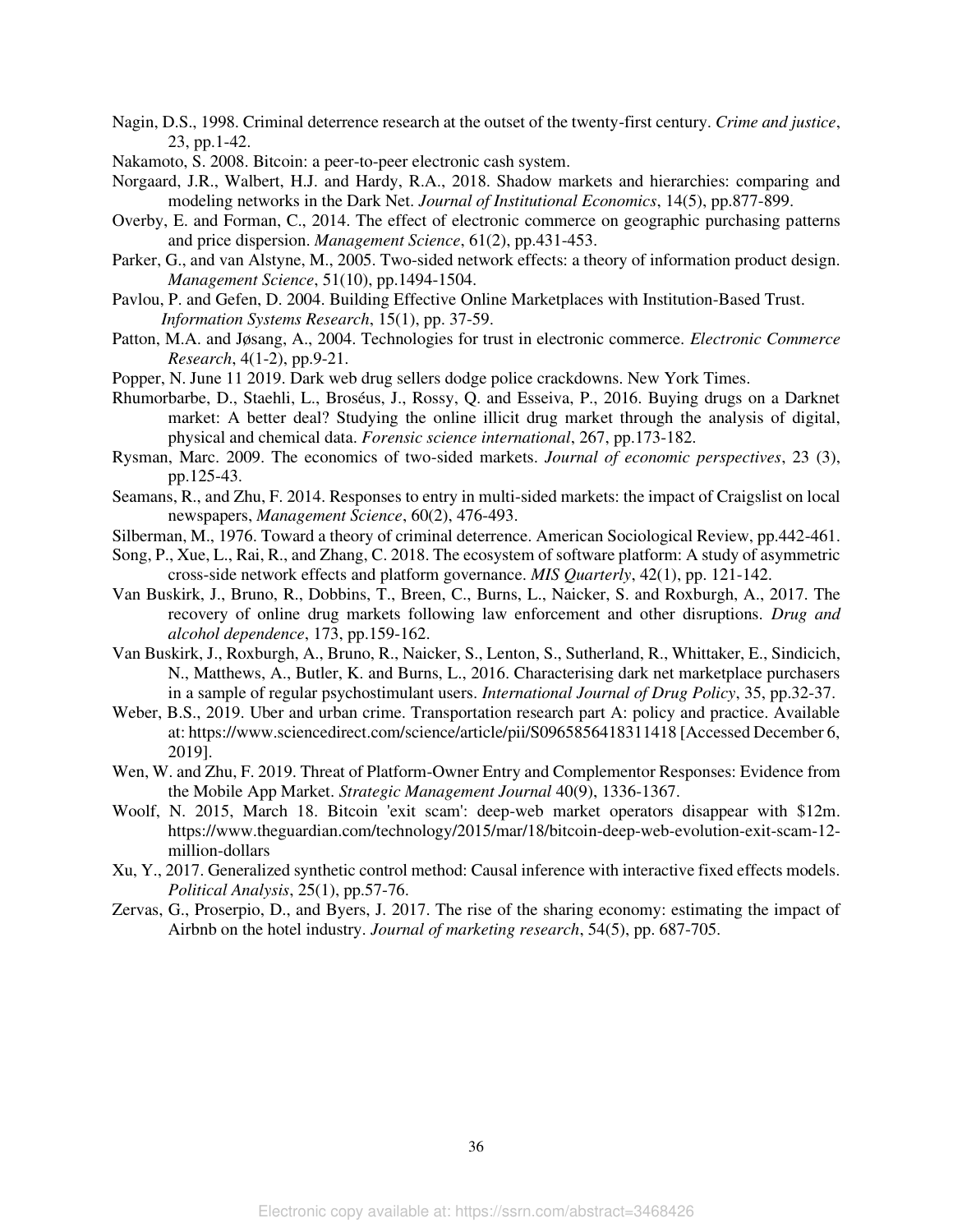Nagin, D.S., 1998. Criminal deterrence research at the outset of the twenty-first century. *Crime and justice*, 23, pp.1-42.

Nakamoto, S. 2008. Bitcoin: a peer-to-peer electronic cash system.

Norgaard, J.R., Walbert, H.J. and Hardy, R.A., 2018. Shadow markets and hierarchies: comparing and modeling networks in the Dark Net. *Journal of Institutional Economics*, 14(5), pp.877-899.

Overby, E. and Forman, C., 2014. The effect of electronic commerce on geographic purchasing patterns and price dispersion. *Management Science*, 61(2), pp.431-453.

Parker, G., and van Alstyne, M., 2005. Two-sided network effects: a theory of information product design. *Management Science*, 51(10), pp.1494-1504.

Pavlou, P. and Gefen, D. 2004. Building Effective Online Marketplaces with Institution-Based Trust. *Information Systems Research*, 15(1), pp. 37-59.

Patton, M.A. and Jøsang, A., 2004. Technologies for trust in electronic commerce. *Electronic Commerce Research*, 4(1-2), pp.9-21.

Popper, N. June 11 2019. Dark web drug sellers dodge police crackdowns. New York Times.

Rhumorbarbe, D., Staehli, L., Broséus, J., Rossy, Q. and Esseiva, P., 2016. Buying drugs on a Darknet market: A better deal? Studying the online illicit drug market through the analysis of digital, physical and chemical data. *Forensic science international*, 267, pp.173-182.

Rysman, Marc. 2009. The economics of two-sided markets. *Journal of economic perspectives*, 23 (3), pp.125-43.

Seamans, R., and Zhu, F. 2014. Responses to entry in multi-sided markets: the impact of Craigslist on local newspapers, *Management Science*, 60(2), 476-493.

Silberman, M., 1976. Toward a theory of criminal deterrence. American Sociological Review, pp.442-461.

Song, P., Xue, L., Rai, R., and Zhang, C. 2018. The ecosystem of software platform: A study of asymmetric cross-side network effects and platform governance. *MIS Quarterly*, 42(1), pp. 121-142.

Van Buskirk, J., Bruno, R., Dobbins, T., Breen, C., Burns, L., Naicker, S. and Roxburgh, A., 2017. The recovery of online drug markets following law enforcement and other disruptions. *Drug and alcohol dependence*, 173, pp.159-162.

Van Buskirk, J., Roxburgh, A., Bruno, R., Naicker, S., Lenton, S., Sutherland, R., Whittaker, E., Sindicich, N., Matthews, A., Butler, K. and Burns, L., 2016. Characterising dark net marketplace purchasers in a sample of regular psychostimulant users. *International Journal of Drug Policy*, 35, pp.32-37.

Weber, B.S., 2019. Uber and urban crime. Transportation research part A: policy and practice. Available at: https://www.sciencedirect.com/science/article/pii/S0965856418311418 [Accessed December 6, 2019].

Wen, W. and Zhu, F. 2019. Threat of Platform-Owner Entry and Complementor Responses: Evidence from the Mobile App Market. *Strategic Management Journal* 40(9), 1336-1367.

Woolf, N. 2015, March 18. Bitcoin 'exit scam': deep-web market operators disappear with $12m. https://www.theguardian.com/technology/2015/mar/18/bitcoin-deep-web-evolution-exit-scam-12-million-dollars

Xu, Y., 2017. Generalized synthetic control method: Causal inference with interactive fixed effects models. *Political Analysis*, 25(1), pp.57-76.

Zervas, G., Proserpio, D., and Byers, J. 2017. The rise of the sharing economy: estimating the impact of Airbnb on the hotel industry. *Journal of marketing research*, 54(5), pp. 687-705.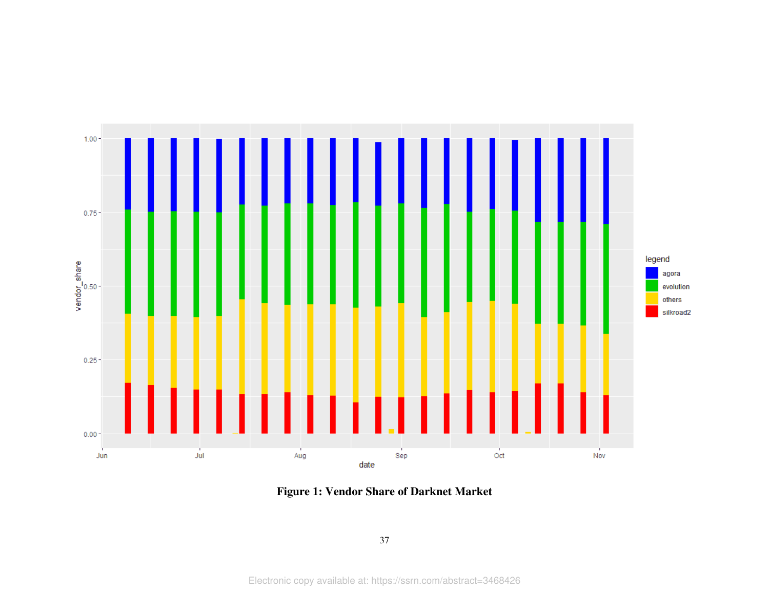**Figure 1: Vendor Share of Darknet Market**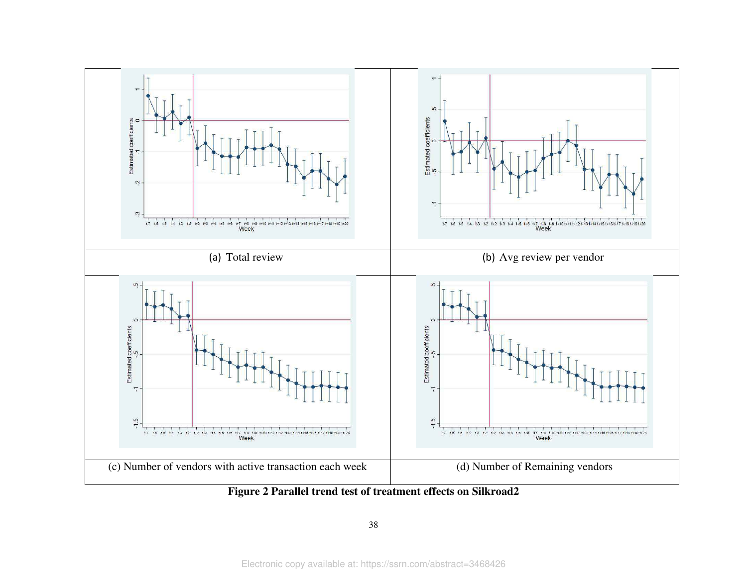(a) Total review

(b) Avg review per vendor

(c) Number of vendors with active transaction each week

(d) Number of Remaining vendors

**Figure 2 Parallel trend test of treatment effects on Silkroad2**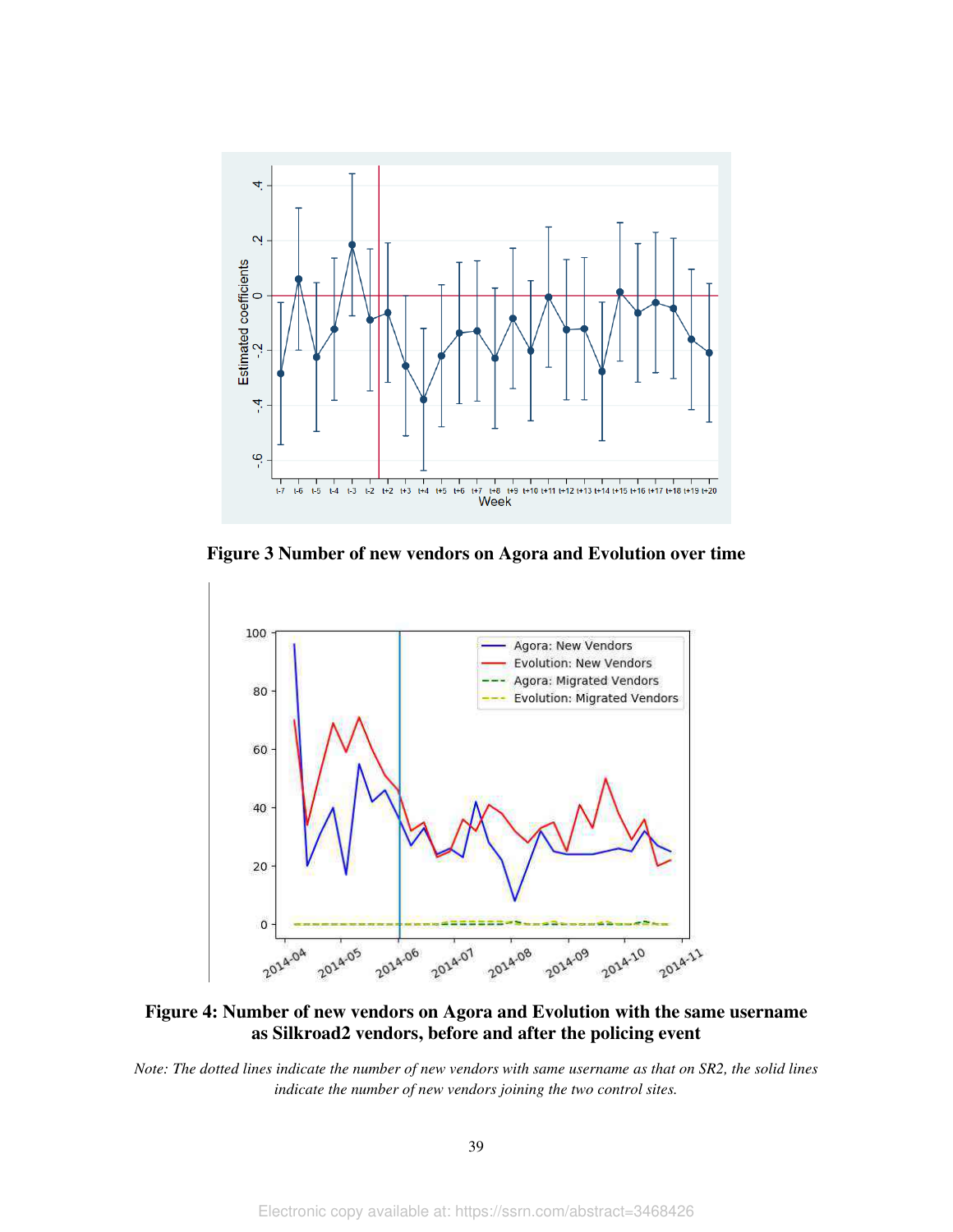**Figure 3 Number of new vendors on Agora and Evolution over time**

**Figure 4: Number of new vendors on Agora and Evolution with the same username as Silkroad2 vendors, before and after the policing event**

*Note: The dotted lines indicate the number of new vendors with same username as that on SR2, the solid lines indicate the number of new vendors joining the two control sites.*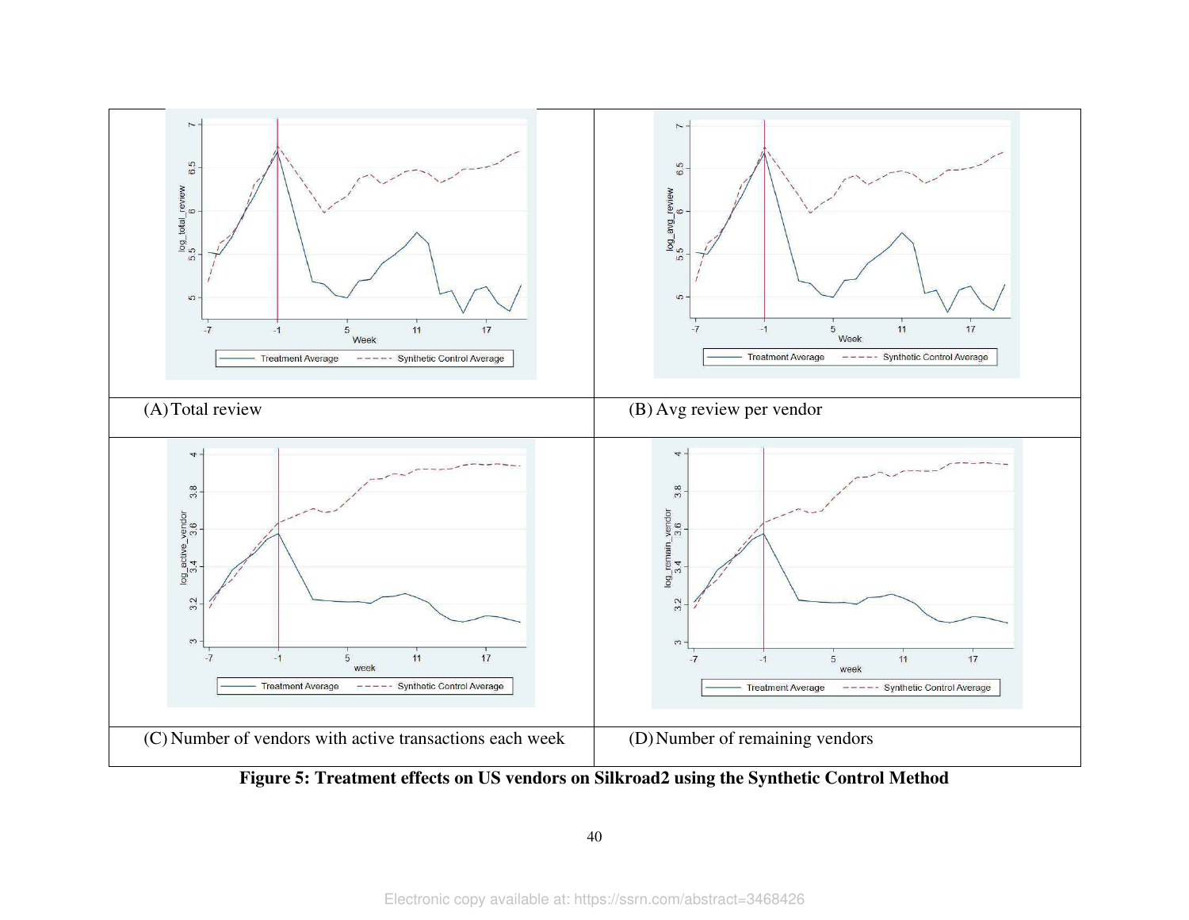| | |
|---|---|
| (A) Total review | (B) Avg review per vendor |
| (C) Number of vendors with active transactions each week | (D) Number of remaining vendors |

**Figure 5: Treatment effects on US vendors on Silkroad2 using the Synthetic Control Method**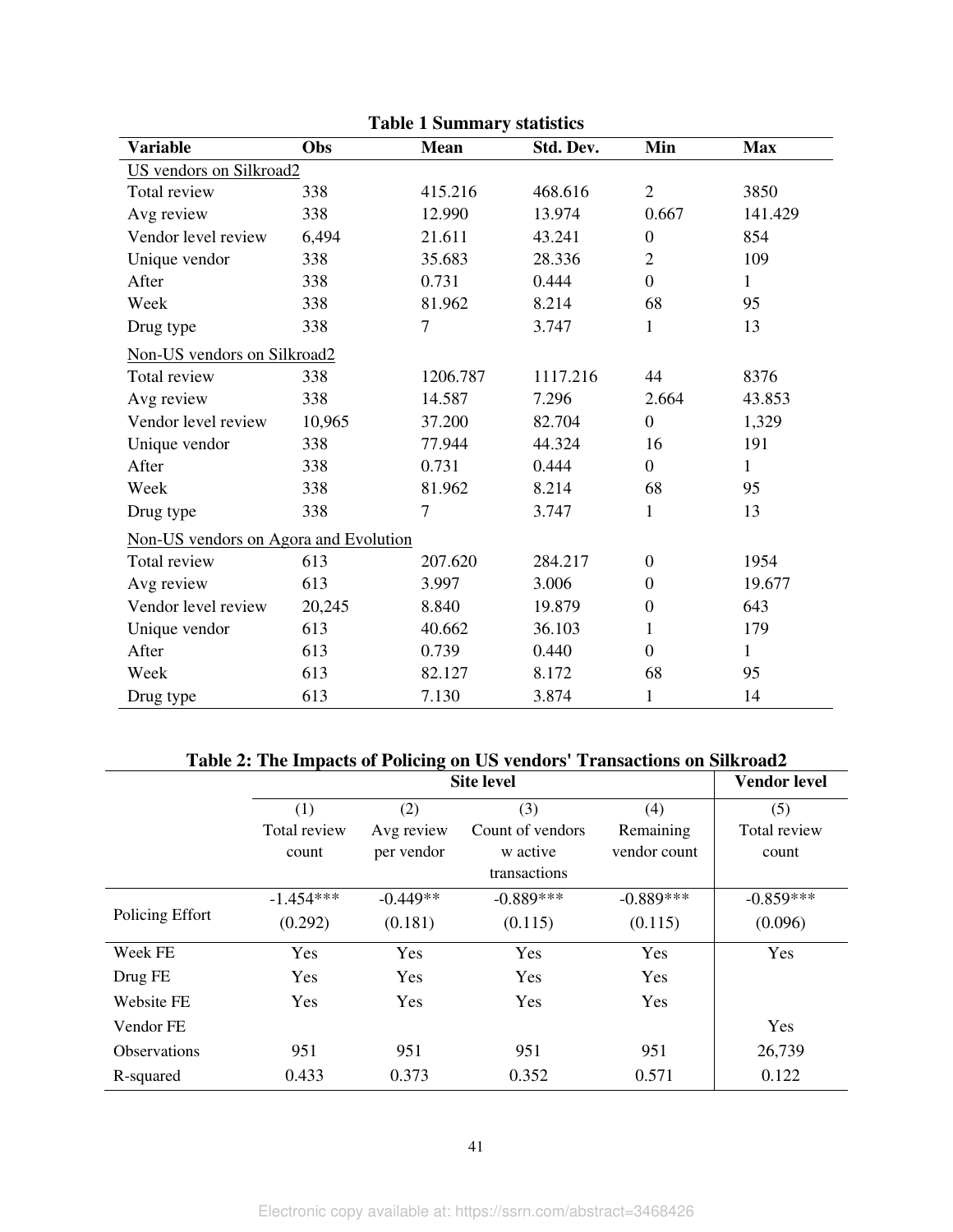**Table 1 Summary statistics**

| Variable | Obs | Mean | Std. Dev. | Min | Max |
|---|---|---|---|---|---|
| US vendors on Silkroad2 | | | | | |
| Total review | 338 | 415.216 | 468.616 | 2 | 3850 |
| Avg review | 338 | 12.990 | 13.974 | 0.667 | 141.429 |
| Vendor level review | 6,494 | 21.611 | 43.241 | 0 | 854 |
| Unique vendor | 338 | 35.683 | 28.336 | 2 | 109 |
| After | 338 | 0.731 | 0.444 | 0 | 1 |
| Week | 338 | 81.962 | 8.214 | 68 | 95 |
| Drug type | 338 | 7 | 3.747 | 1 | 13 |
| Non-US vendors on Silkroad2 | | | | | |
| Total review | 338 | 1206.787 | 1117.216 | 44 | 8376 |
| Avg review | 338 | 14.587 | 7.296 | 2.664 | 43.853 |
| Vendor level review | 10,965 | 37.200 | 82.704 | 0 | 1,329 |
| Unique vendor | 338 | 77.944 | 44.324 | 16 | 191 |
| After | 338 | 0.731 | 0.444 | 0 | 1 |
| Week | 338 | 81.962 | 8.214 | 68 | 95 |
| Drug type | 338 | 7 | 3.747 | 1 | 13 |
| Non-US vendors on Agora and Evolution | | | | | |
| Total review | 613 | 207.620 | 284.217 | 0 | 1954 |
| Avg review | 613 | 3.997 | 3.006 | 0 | 19.677 |
| Vendor level review | 20,245 | 8.840 | 19.879 | 0 | 643 |
| Unique vendor | 613 | 40.662 | 36.103 | 1 | 179 |
| After | 613 | 0.739 | 0.440 | 0 | 1 |
| Week | 613 | 82.127 | 8.172 | 68 | 95 |
| Drug type | 613 | 7.130 | 3.874 | 1 | 14 |

**Table 2: The Impacts of Policing on US vendors' Transactions on Silkroad2**

| | Site level | | | | Vendor level |
|---|---|---|---|---|---|
| | (1) Total review count | (2) Avg review per vendor | (3) Count of vendors w active transactions | (4) Remaining vendor count | (5) Total review count |
| Policing Effort | -1.454*** | -0.449** | -0.889*** | -0.889*** | -0.859*** |
| | (0.292) | (0.181) | (0.115) | (0.115) | (0.096) |
| Week FE | Yes | Yes | Yes | Yes | Yes |
| Drug FE | Yes | Yes | Yes | Yes | |
| Website FE | Yes | Yes | Yes | Yes | |
| Vendor FE | | | | | Yes |
| Observations | 951 | 951 | 951 | 951 | 26,739 |
| R-squared | 0.433 | 0.373 | 0.352 | 0.571 | 0.122 |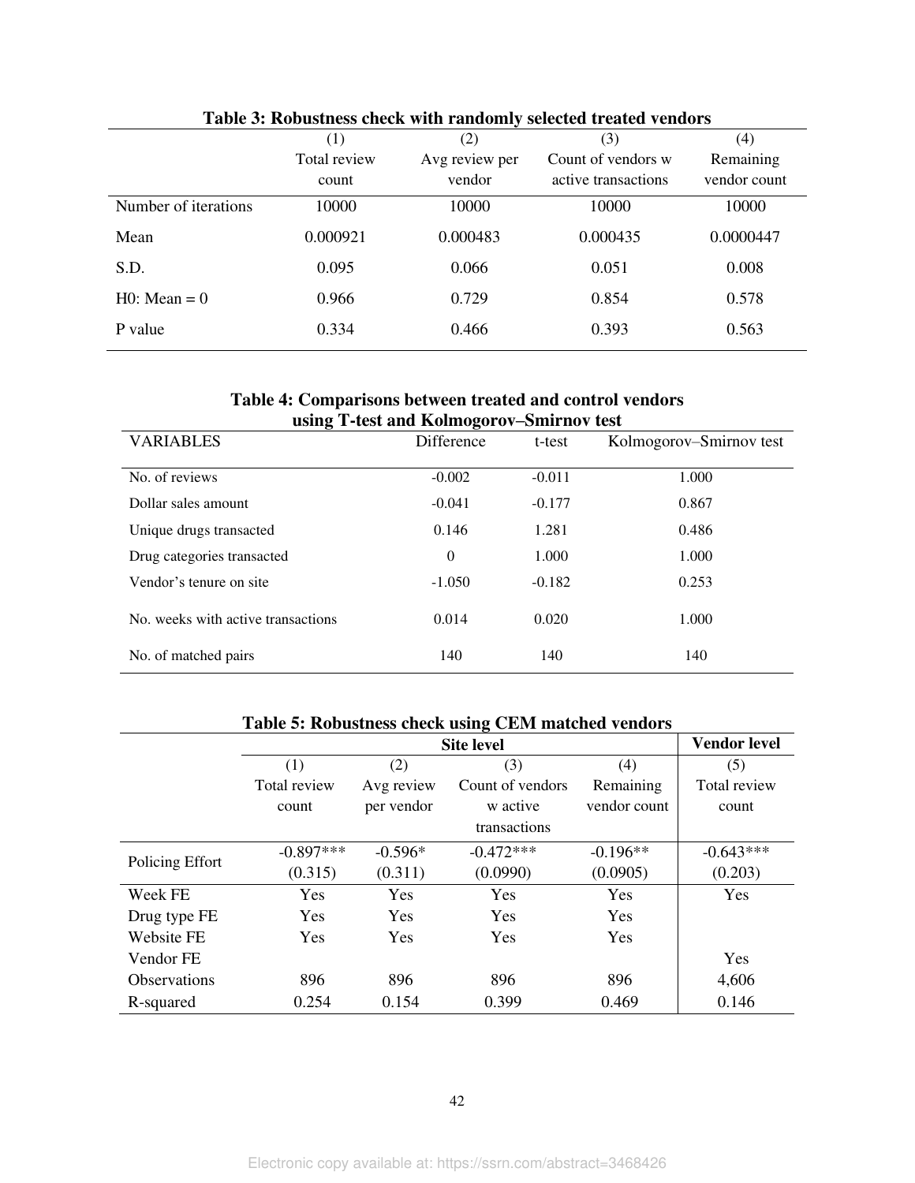**Table 3: Robustness check with randomly selected treated vendors**

| | (1) Total review count | (2) Avg review per vendor | (3) Count of vendors w active transactions | (4) Remaining vendor count |
|---|---|---|---|---|
| Number of iterations | 10000 | 10000 | 10000 | 10000 |
| Mean | 0.000921 | 0.000483 | 0.000435 | 0.0000447 |
| S.D. | 0.095 | 0.066 | 0.051 | 0.008 |
| H0: Mean = 0 | 0.966 | 0.729 | 0.854 | 0.578 |
| P value | 0.334 | 0.466 | 0.393 | 0.563 |

**Table 4: Comparisons between treated and control vendors using T-test and Kolmogorov–Smirnov test**

| VARIABLES | Difference | t-test | Kolmogorov–Smirnov test |
|---|---|---|---|
| No. of reviews | -0.002 | -0.011 | 1.000 |
| Dollar sales amount | -0.041 | -0.177 | 0.867 |
| Unique drugs transacted | 0.146 | 1.281 | 0.486 |
| Drug categories transacted | 0 | 1.000 | 1.000 |
| Vendor's tenure on site | -1.050 | -0.182 | 0.253 |
| No. weeks with active transactions | 0.014 | 0.020 | 1.000 |
| No. of matched pairs | 140 | 140 | 140 |

**Table 5: Robustness check using CEM matched vendors**

| | Site level | | | | Vendor level |
|---|---|---|---|---|---|
| | (1) Total review count | (2) Avg review per vendor | (3) Count of vendors w active transactions | (4) Remaining vendor count | (5) Total review count |
| Policing Effort | -0.897*** | -0.596* | -0.472*** | -0.196** | -0.643*** |
| | (0.315) | (0.311) | (0.0990) | (0.0905) | (0.203) |
| Week FE | Yes | Yes | Yes | Yes | Yes |
| Drug type FE | Yes | Yes | Yes | Yes | |
| Website FE | Yes | Yes | Yes | Yes | |
| Vendor FE | | | | | Yes |
| Observations | 896 | 896 | 896 | 896 | 4,606 |
| R-squared | 0.254 | 0.154 | 0.399 | 0.469 | 0.146 |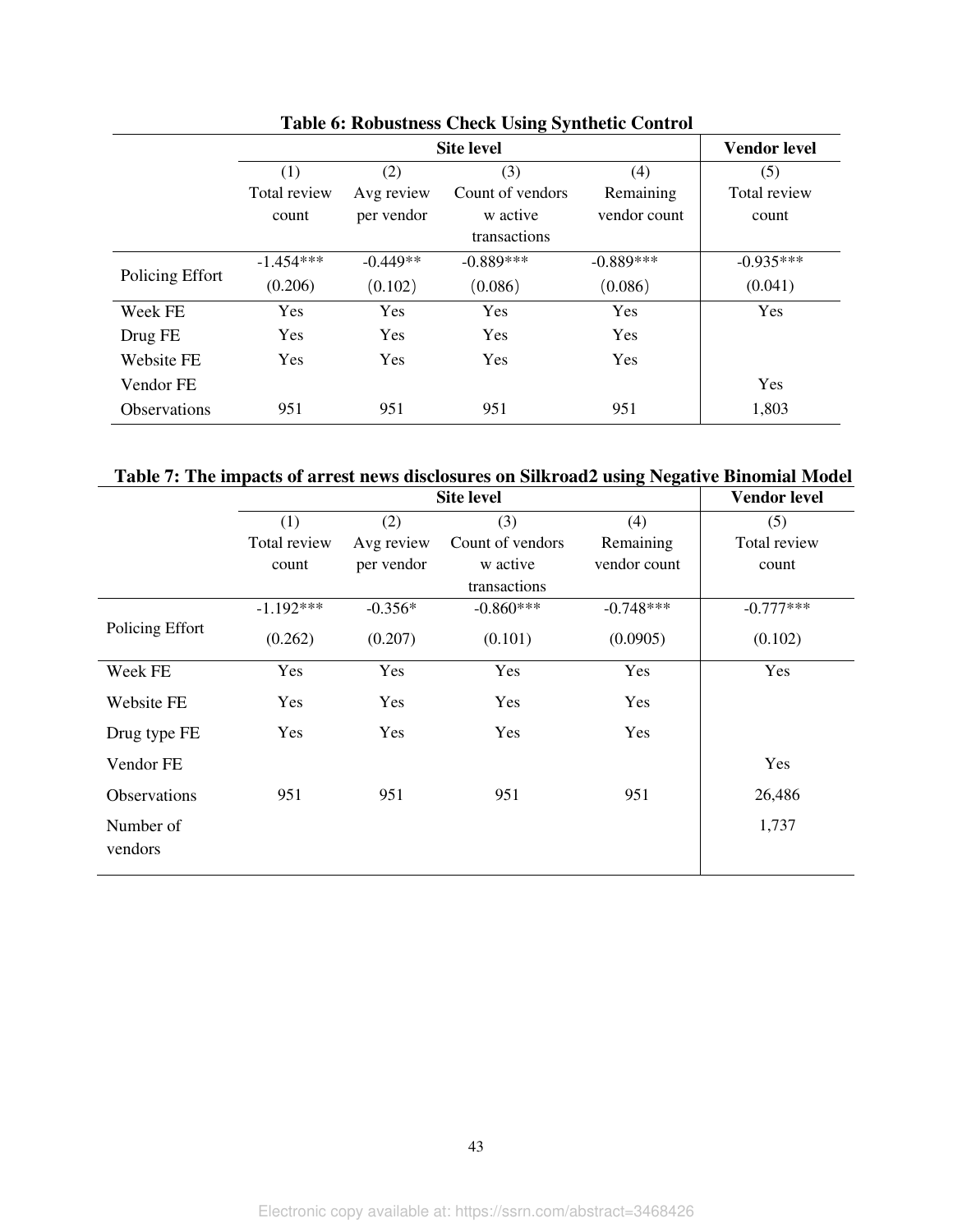**Table 6: Robustness Check Using Synthetic Control**

| | Site level | | | | Vendor level |
|---|---|---|---|---|---|
| | (1) Total review count | (2) Avg review per vendor | (3) Count of vendors w active transactions | (4) Remaining vendor count | (5) Total review count |
| Policing Effort | -1.454*** | -0.449** | -0.889*** | -0.889*** | -0.935*** |
| | (0.206) | (0.102) | (0.086) | (0.086) | (0.041) |
| Week FE | Yes | Yes | Yes | Yes | Yes |
| Drug FE | Yes | Yes | Yes | Yes | |
| Website FE | Yes | Yes | Yes | Yes | |
| Vendor FE | | | | | Yes |
| Observations | 951 | 951 | 951 | 951 | 1,803 |

**Table 7: The impacts of arrest news disclosures on Silkroad2 using Negative Binomial Model**

| | Site level | | | | Vendor level |
|---|---|---|---|---|---|
| | (1) Total review count | (2) Avg review per vendor | (3) Count of vendors w active transactions | (4) Remaining vendor count | (5) Total review count |
| Policing Effort | -1.192*** | -0.356* | -0.860*** | -0.748*** | -0.777*** |
| | (0.262) | (0.207) | (0.101) | (0.0905) | (0.102) |
| Week FE | Yes | Yes | Yes | Yes | Yes |
| Website FE | Yes | Yes | Yes | Yes | |
| Drug type FE | Yes | Yes | Yes | Yes | |
| Vendor FE | | | | | Yes |
| Observations | 951 | 951 | 951 | 951 | 26,486 |
| Number of vendors | | | | | 1,737 |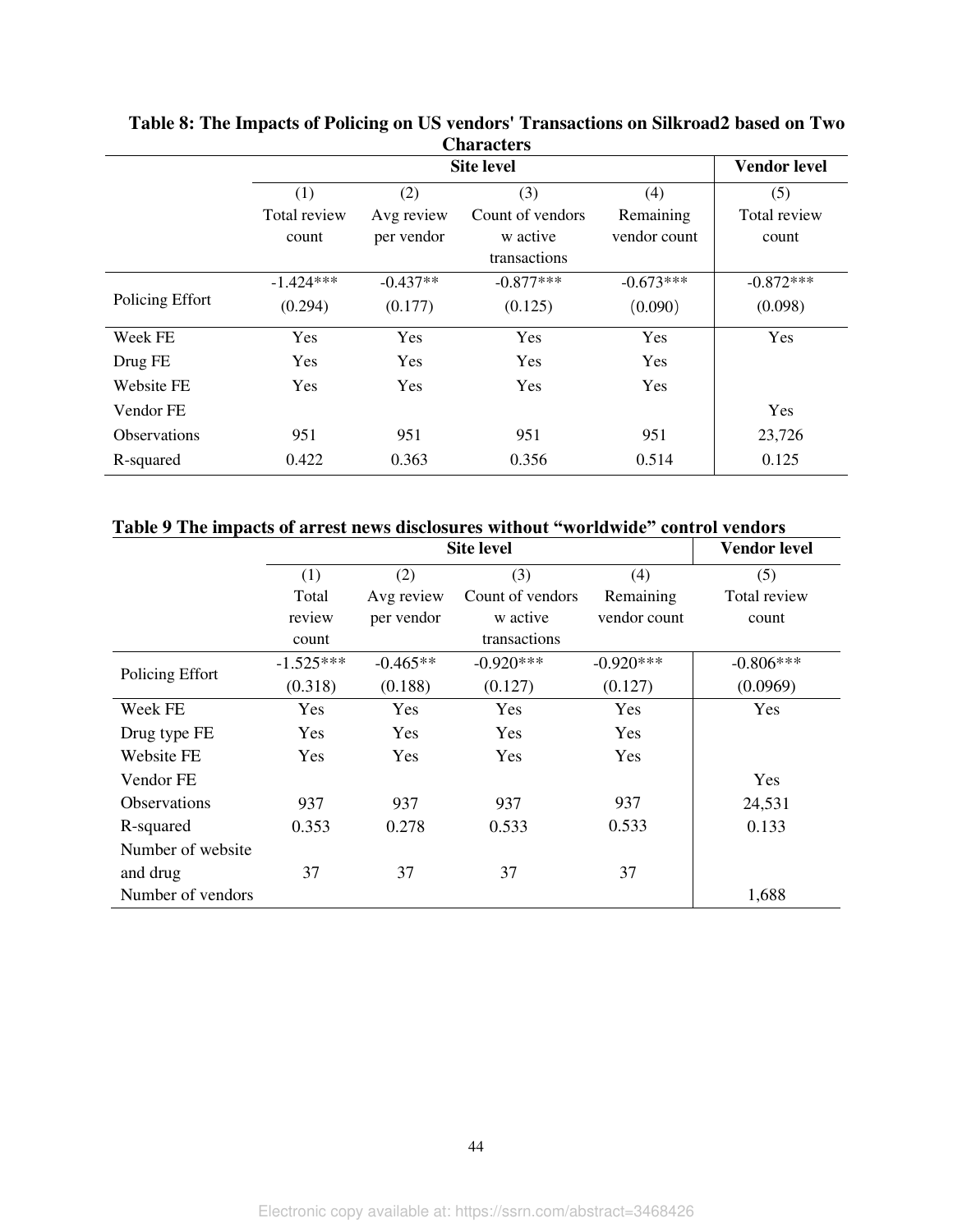**Table 8: The Impacts of Policing on US vendors' Transactions on Silkroad2 based on Two Characters**

| | Site level | | | | Vendor level |
|---|---|---|---|---|---|
| | (1) | (2) | (3) | (4) | (5) |
| | Total review count | Avg review per vendor | Count of vendors w active transactions | Remaining vendor count | Total review count |
| Policing Effort | -1.424*** | -0.437** | -0.877*** | -0.673*** | -0.872*** |
| | (0.294) | (0.177) | (0.125) | (0.090) | (0.098) |
| Week FE | Yes | Yes | Yes | Yes | Yes |
| Drug FE | Yes | Yes | Yes | Yes | |
| Website FE | Yes | Yes | Yes | Yes | |
| Vendor FE | | | | | Yes |
| Observations | 951 | 951 | 951 | 951 | 23,726 |
| R-squared | 0.422 | 0.363 | 0.356 | 0.514 | 0.125 |

**Table 9 The impacts of arrest news disclosures without "worldwide" control vendors**

| | Site level | | | | Vendor level |
|---|---|---|---|---|---|
| | (1) | (2) | (3) | (4) | (5) |
| | Total review count | Avg review per vendor | Count of vendors w active transactions | Remaining vendor count | Total review count |
| Policing Effort | -1.525*** | -0.465** | -0.920*** | -0.920*** | -0.806*** |
| | (0.318) | (0.188) | (0.127) | (0.127) | (0.0969) |
| Week FE | Yes | Yes | Yes | Yes | Yes |
| Drug type FE | Yes | Yes | Yes | Yes | |
| Website FE | Yes | Yes | Yes | Yes | |
| Vendor FE | | | | | Yes |
| Observations | 937 | 937 | 937 | 937 | 24,531 |
| R-squared | 0.353 | 0.278 | 0.533 | 0.533 | 0.133 |
| Number of website and drug | 37 | 37 | 37 | 37 | |
| Number of vendors | | | | | 1,688 |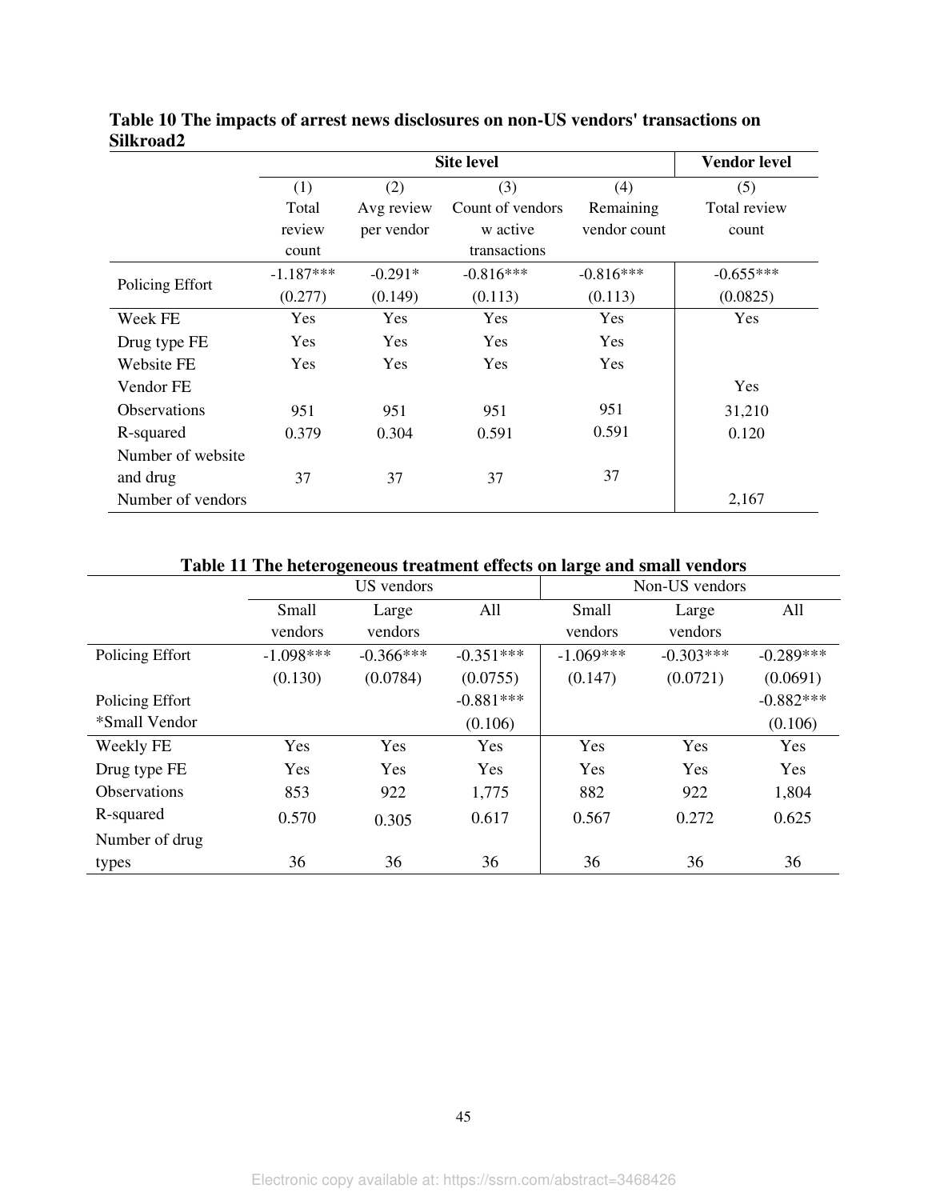**Table 10 The impacts of arrest news disclosures on non-US vendors' transactions on Silkroad2**

| | Site level | | | | Vendor level |
|---|---|---|---|---|---|
| | (1) Total review count | (2) Avg review per vendor | (3) Count of vendors w active transactions | (4) Remaining vendor count | (5) Total review count |
| Policing Effort | -1.187*** | -0.291* | -0.816*** | -0.816*** | -0.655*** |
| | (0.277) | (0.149) | (0.113) | (0.113) | (0.0825) |
| Week FE | Yes | Yes | Yes | Yes | Yes |
| Drug type FE | Yes | Yes | Yes | Yes | |
| Website FE | Yes | Yes | Yes | Yes | |
| Vendor FE | | | | | Yes |
| Observations | 951 | 951 | 951 | 951 | 31,210 |
| R-squared | 0.379 | 0.304 | 0.591 | 0.591 | 0.120 |
| Number of website and drug | 37 | 37 | 37 | 37 | |
| Number of vendors | | | | | 2,167 |

**Table 11 The heterogeneous treatment effects on large and small vendors**

| | US vendors | | | Non-US vendors | | |
|---|---|---|---|---|---|---|
| | Small vendors | Large vendors | All | Small vendors | Large vendors | All |
| Policing Effort | -1.098*** | -0.366*** | -0.351*** | -1.069*** | -0.303*** | -0.289*** |
| | (0.130) | (0.0784) | (0.0755) | (0.147) | (0.0721) | (0.0691) |
| Policing Effort *Small Vendor | | | -0.881*** | | | -0.882*** |
| | | | (0.106) | | | (0.106) |
| Weekly FE | Yes | Yes | Yes | Yes | Yes | Yes |
| Drug type FE | Yes | Yes | Yes | Yes | Yes | Yes |
| Observations | 853 | 922 | 1,775 | 882 | 922 | 1,804 |
| R-squared | 0.570 | 0.305 | 0.617 | 0.567 | 0.272 | 0.625 |
| Number of drug types | 36 | 36 | 36 | 36 | 36 | 36 |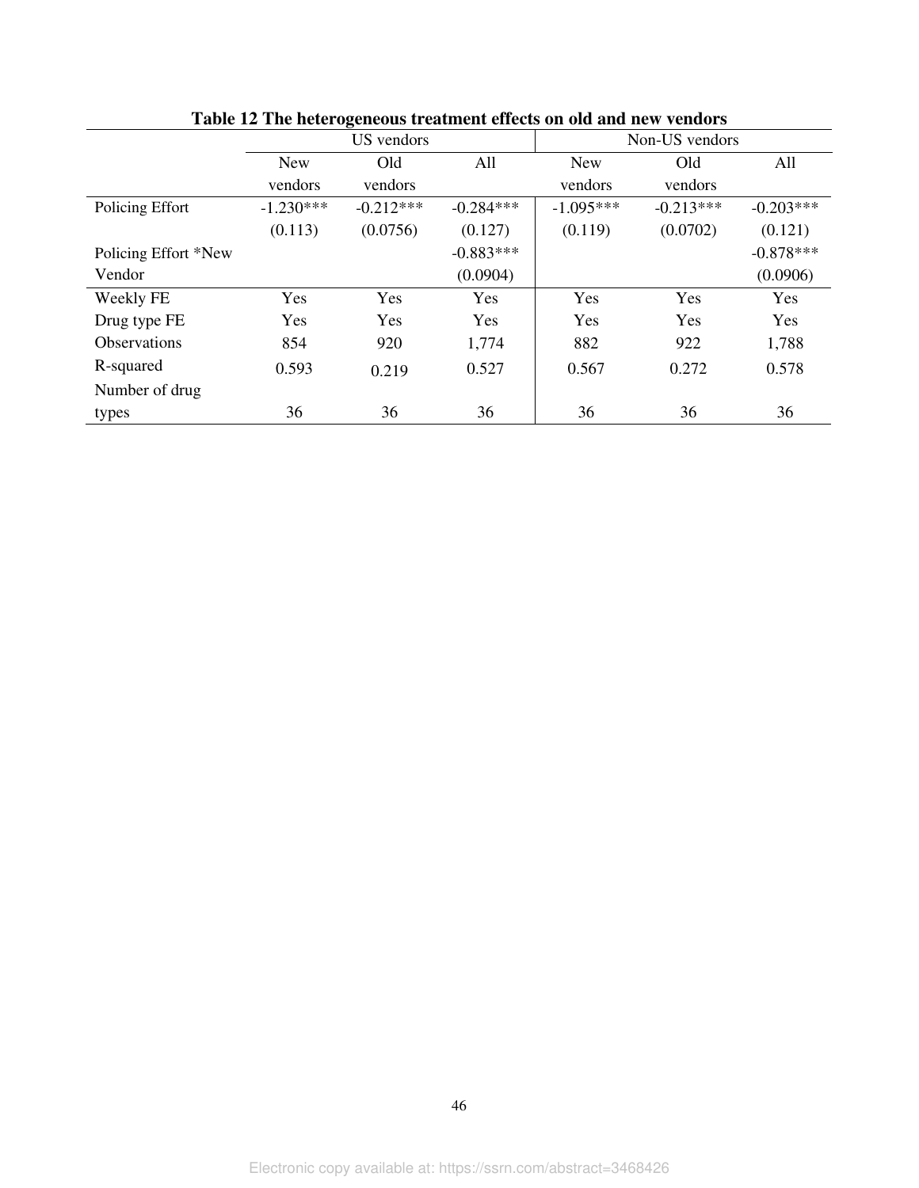**Table 12 The heterogeneous treatment effects on old and new vendors**

| | US vendors | | | Non-US vendors | | |
|---|---|---|---|---|---|---|
| | New vendors | Old vendors | All | New vendors | Old vendors | All |
| Policing Effort | -1.230*** | -0.212*** | -0.284*** | -1.095*** | -0.213*** | -0.203*** |
| | (0.113) | (0.0756) | (0.127) | (0.119) | (0.0702) | (0.121) |
| Policing Effort *New Vendor | | | -0.883*** | | | -0.878*** |
| | | | (0.0904) | | | (0.0906) |
| Weekly FE | Yes | Yes | Yes | Yes | Yes | Yes |
| Drug type FE | Yes | Yes | Yes | Yes | Yes | Yes |
| Observations | 854 | 920 | 1,774 | 882 | 922 | 1,788 |
| R-squared | 0.593 | 0.219 | 0.527 | 0.567 | 0.272 | 0.578 |
| Number of drug types | 36 | 36 | 36 | 36 | 36 | 36 |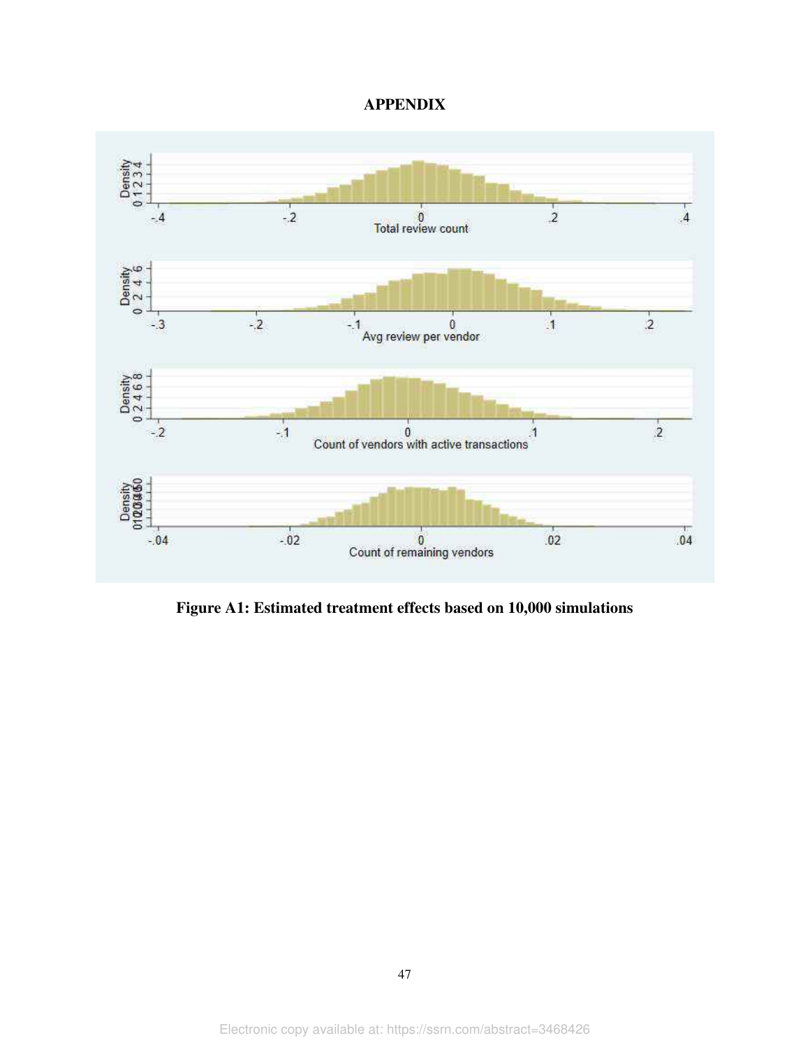# APPENDIX

Density
0 1 2 3 4
-.4
-.2
0
.2
.4
Total review count

Density
0 2 4 6
-.3
-.2
-.1
0
.1
.2
Avg review per vendor

Density
0 2 4 6 8
-.2
-.1
0
.1
.2
Count of vendors with active transactions

Density
0 10 20 30 40 50
-.04
-.02
0
.02
.04
Count of remaining vendors

**Figure A1: Estimated treatment effects based on 10,000 simulations**